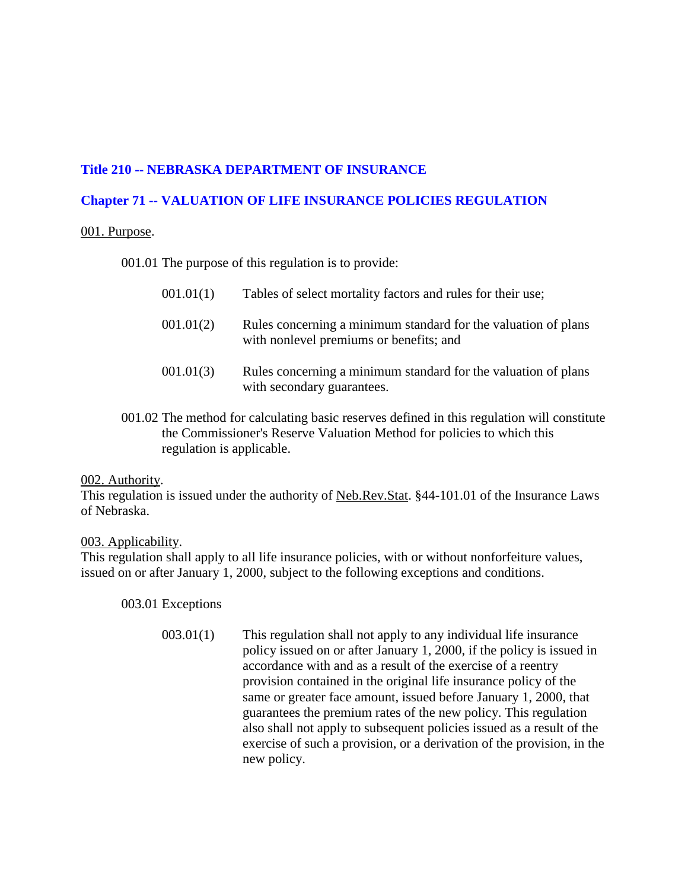# Title 210 -- NEBRASKA DEPARTMENT OF INSURANCE

## Chapter 71 -- VALUATION OF LIFE INSURANCE POLICIES REGULATION

001. Purpose.

001.01 The purpose of this regulation is to provide:

001.01(1) Tables of select mortality factors and rules for their use;

001.01(2) Rules concerning a minimum standard for the valuation of plans with nonlevel premiums or benefits; and

001.01(3) Rules concerning a minimum standard for the valuation of plans with secondary guarantees.

001.02 The method for calculating basic reserves defined in this regulation will constitute the Commissioner's Reserve Valuation Method for policies to which this regulation is applicable.

002. Authority.
This regulation is issued under the authority of Neb.Rev.Stat. §44-101.01 of the Insurance Laws of Nebraska.

003. Applicability.
This regulation shall apply to all life insurance policies, with or without nonforfeiture values, issued on or after January 1, 2000, subject to the following exceptions and conditions.

003.01 Exceptions

003.01(1) This regulation shall not apply to any individual life insurance policy issued on or after January 1, 2000, if the policy is issued in accordance with and as a result of the exercise of a reentry provision contained in the original life insurance policy of the same or greater face amount, issued before January 1, 2000, that guarantees the premium rates of the new policy. This regulation also shall not apply to subsequent policies issued as a result of the exercise of such a provision, or a derivation of the provision, in the new policy.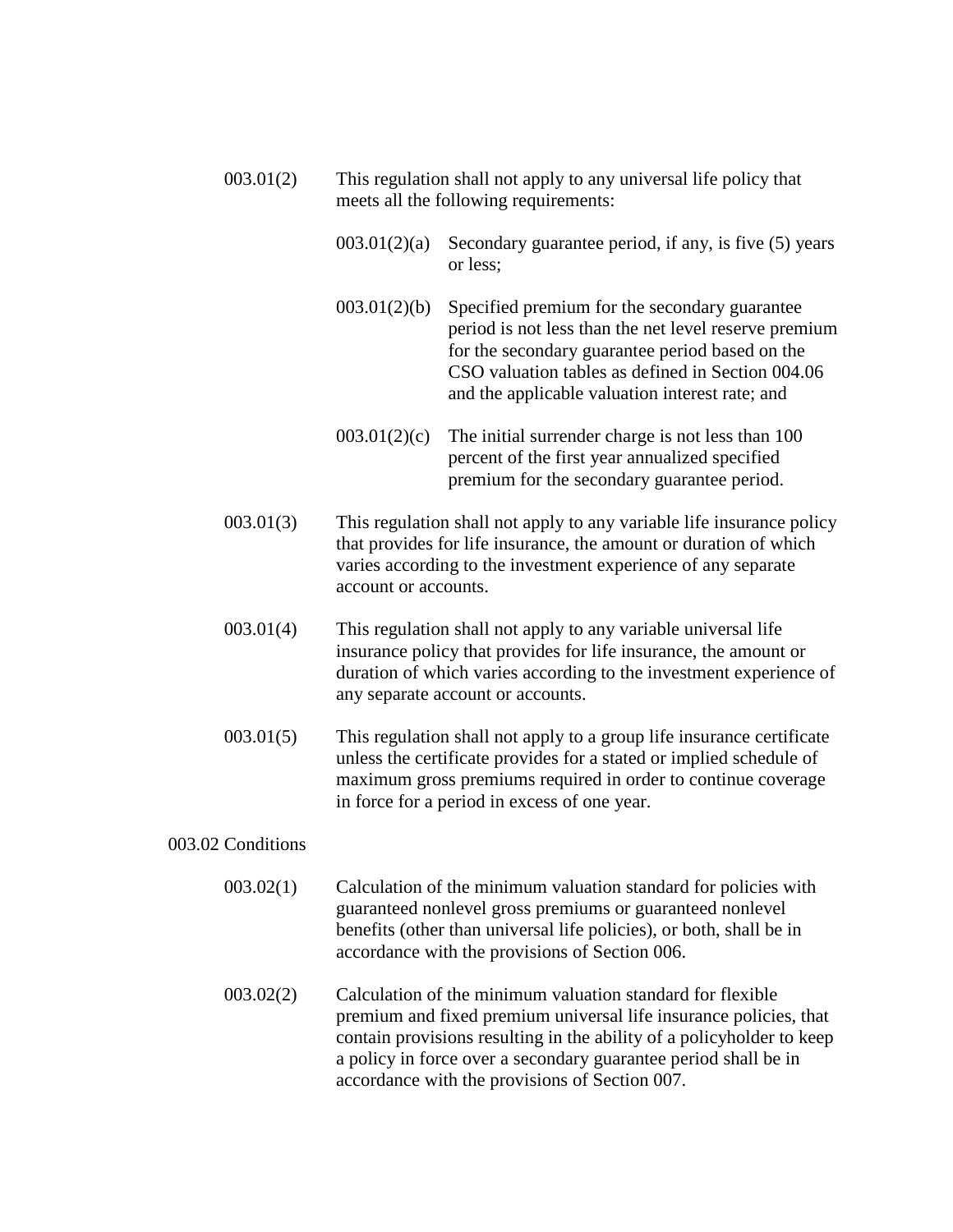003.01(2) This regulation shall not apply to any universal life policy that meets all the following requirements:

003.01(2)(a) Secondary guarantee period, if any, is five (5) years or less;

003.01(2)(b) Specified premium for the secondary guarantee period is not less than the net level reserve premium for the secondary guarantee period based on the CSO valuation tables as defined in Section 004.06 and the applicable valuation interest rate; and

003.01(2)(c) The initial surrender charge is not less than 100 percent of the first year annualized specified premium for the secondary guarantee period.

003.01(3) This regulation shall not apply to any variable life insurance policy that provides for life insurance, the amount or duration of which varies according to the investment experience of any separate account or accounts.

003.01(4) This regulation shall not apply to any variable universal life insurance policy that provides for life insurance, the amount or duration of which varies according to the investment experience of any separate account or accounts.

003.01(5) This regulation shall not apply to a group life insurance certificate unless the certificate provides for a stated or implied schedule of maximum gross premiums required in order to continue coverage in force for a period in excess of one year.

003.02 Conditions

003.02(1) Calculation of the minimum valuation standard for policies with guaranteed nonlevel gross premiums or guaranteed nonlevel benefits (other than universal life policies), or both, shall be in accordance with the provisions of Section 006.

003.02(2) Calculation of the minimum valuation standard for flexible premium and fixed premium universal life insurance policies, that contain provisions resulting in the ability of a policyholder to keep a policy in force over a secondary guarantee period shall be in accordance with the provisions of Section 007.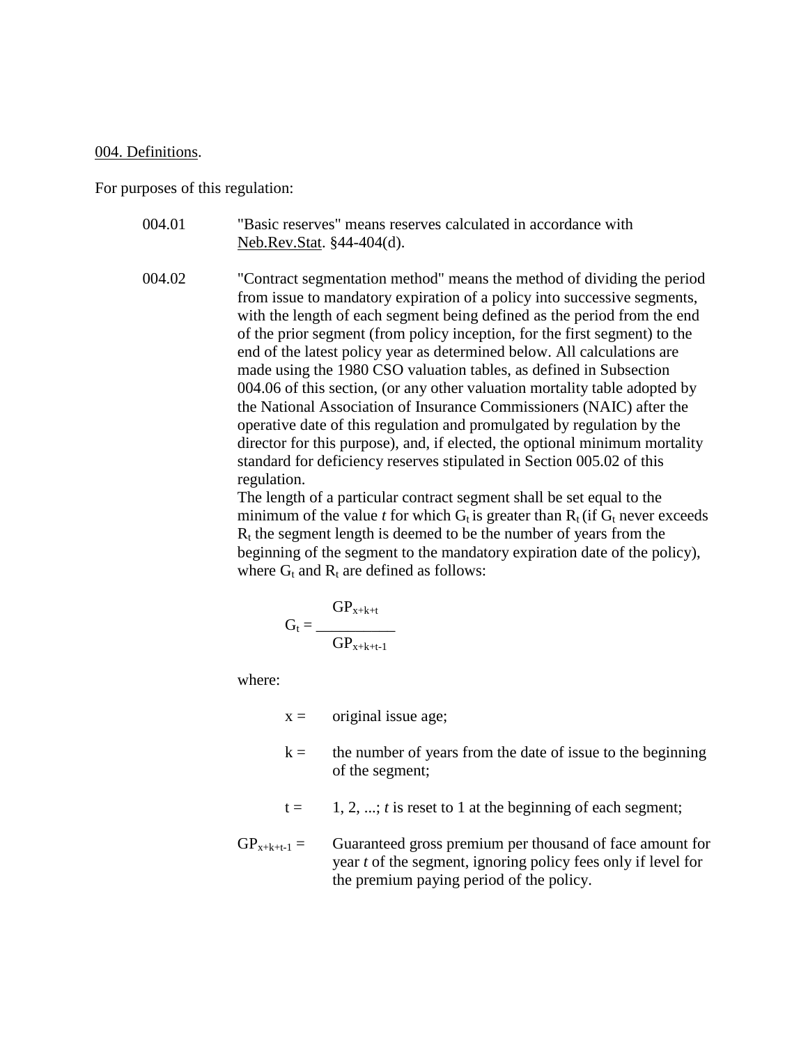004. Definitions.

For purposes of this regulation:

004.01 "Basic reserves" means reserves calculated in accordance with Neb.Rev.Stat. §44-404(d).

004.02 "Contract segmentation method" means the method of dividing the period from issue to mandatory expiration of a policy into successive segments, with the length of each segment being defined as the period from the end of the prior segment (from policy inception, for the first segment) to the end of the latest policy year as determined below. All calculations are made using the 1980 CSO valuation tables, as defined in Subsection 004.06 of this section, (or any other valuation mortality table adopted by the National Association of Insurance Commissioners (NAIC) after the operative date of this regulation and promulgated by regulation by the director for this purpose), and, if elected, the optional minimum mortality standard for deficiency reserves stipulated in Section 005.02 of this regulation.

The length of a particular contract segment shall be set equal to the minimum of the value *t* for which $G_t$ is greater than $R_t$ (if $G_t$ never exceeds $R_t$ the segment length is deemed to be the number of years from the beginning of the segment to the mandatory expiration date of the policy), where $G_t$ and $R_t$ are defined as follows:

$$G_t = \frac{GP_{x+k+t}}{GP_{x+k+t-1}}$$

where:

$x$ = original issue age;

$k$ = the number of years from the date of issue to the beginning of the segment;

$t$ = 1, 2, ...; *t* is reset to 1 at the beginning of each segment;

$GP_{x+k+t-1}$ = Guaranteed gross premium per thousand of face amount for year *t* of the segment, ignoring policy fees only if level for the premium paying period of the policy.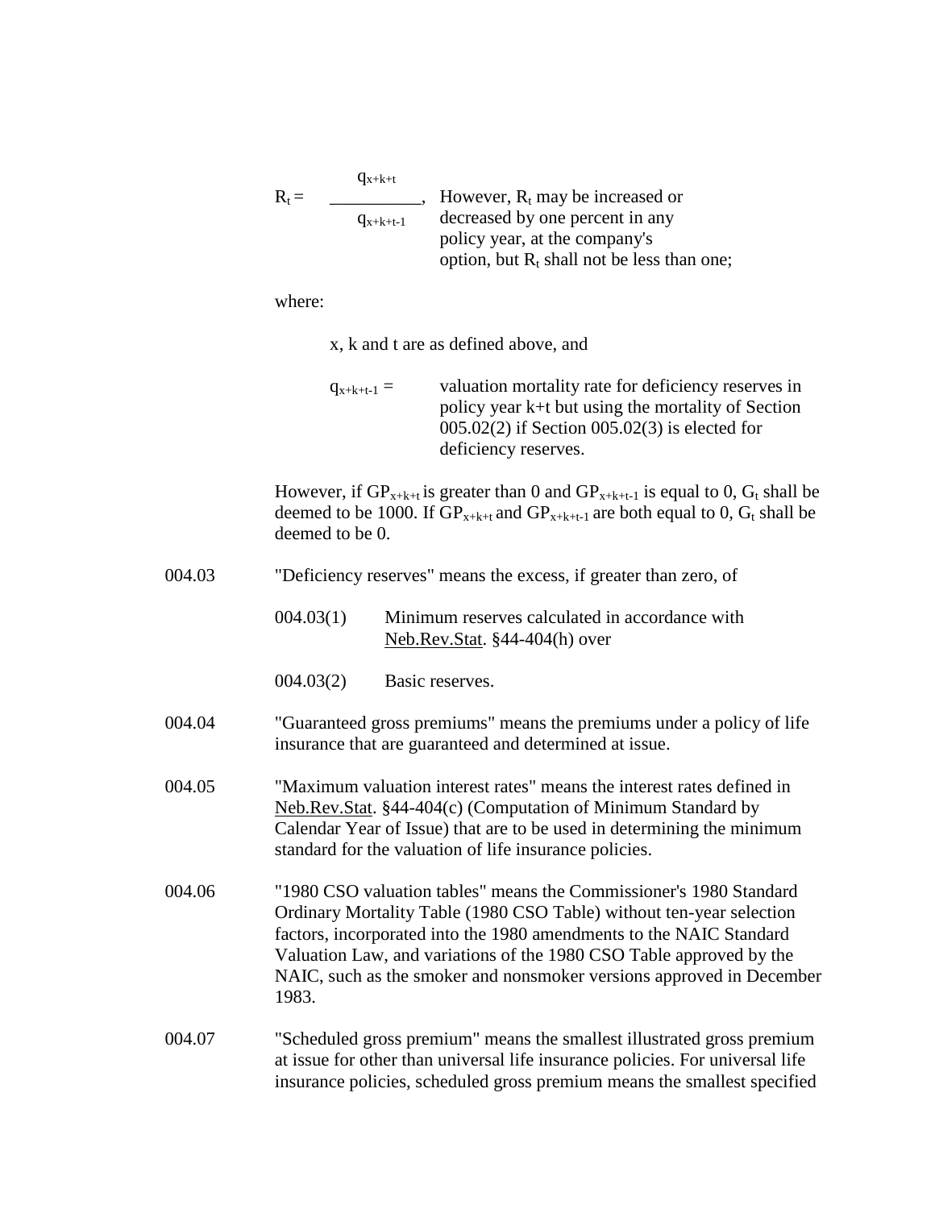$$R_t = \frac{q_{x+k+t}}{q_{x+k+t-1}},$$ However, $R_t$ may be increased or decreased by one percent in any policy year, at the company's option, but $R_t$ shall not be less than one;

where:

x, k and t are as defined above, and

$q_{x+k+t-1}$ = valuation mortality rate for deficiency reserves in policy year k+t but using the mortality of Section 005.02(2) if Section 005.02(3) is elected for deficiency reserves.

However, if $GP_{x+k+t}$ is greater than 0 and $GP_{x+k+t-1}$ is equal to 0, $G_t$ shall be deemed to be 1000. If $GP_{x+k+t}$ and $GP_{x+k+t-1}$ are both equal to 0, $G_t$ shall be deemed to be 0.

004.03 "Deficiency reserves" means the excess, if greater than zero, of

004.03(1) Minimum reserves calculated in accordance with Neb.Rev.Stat. §44-404(h) over

004.03(2) Basic reserves.

004.04 "Guaranteed gross premiums" means the premiums under a policy of life insurance that are guaranteed and determined at issue.

004.05 "Maximum valuation interest rates" means the interest rates defined in Neb.Rev.Stat. §44-404(c) (Computation of Minimum Standard by Calendar Year of Issue) that are to be used in determining the minimum standard for the valuation of life insurance policies.

004.06 "1980 CSO valuation tables" means the Commissioner's 1980 Standard Ordinary Mortality Table (1980 CSO Table) without ten-year selection factors, incorporated into the 1980 amendments to the NAIC Standard Valuation Law, and variations of the 1980 CSO Table approved by the NAIC, such as the smoker and nonsmoker versions approved in December 1983.

004.07 "Scheduled gross premium" means the smallest illustrated gross premium at issue for other than universal life insurance policies. For universal life insurance policies, scheduled gross premium means the smallest specified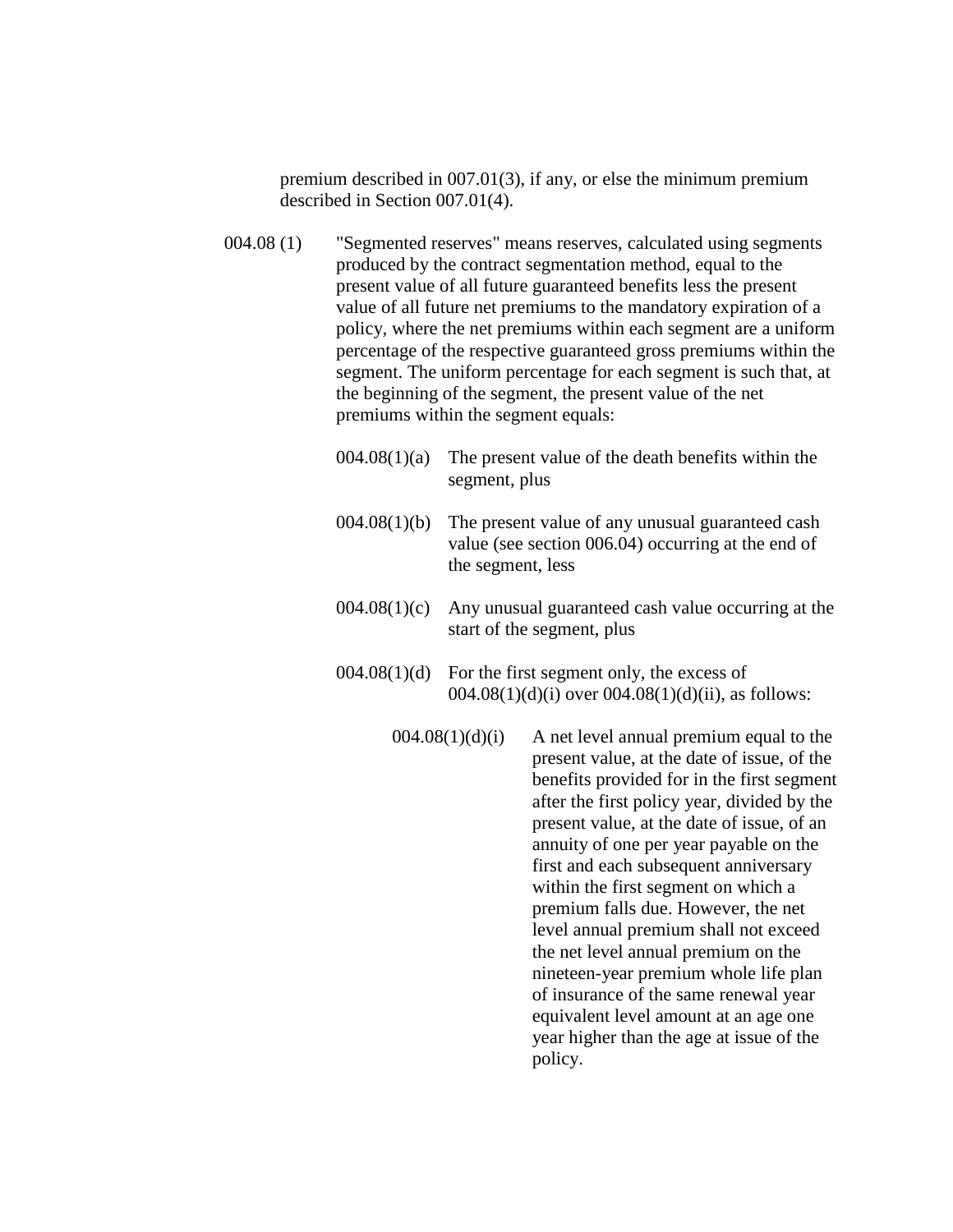premium described in 007.01(3), if any, or else the minimum premium described in Section 007.01(4).

004.08 (1) "Segmented reserves" means reserves, calculated using segments produced by the contract segmentation method, equal to the present value of all future guaranteed benefits less the present value of all future net premiums to the mandatory expiration of a policy, where the net premiums within each segment are a uniform percentage of the respective guaranteed gross premiums within the segment. The uniform percentage for each segment is such that, at the beginning of the segment, the present value of the net premiums within the segment equals:

004.08(1)(a) The present value of the death benefits within the segment, plus

004.08(1)(b) The present value of any unusual guaranteed cash value (see section 006.04) occurring at the end of the segment, less

004.08(1)(c) Any unusual guaranteed cash value occurring at the start of the segment, plus

004.08(1)(d) For the first segment only, the excess of 004.08(1)(d)(i) over 004.08(1)(d)(ii), as follows:

004.08(1)(d)(i) A net level annual premium equal to the present value, at the date of issue, of the benefits provided for in the first segment after the first policy year, divided by the present value, at the date of issue, of an annuity of one per year payable on the first and each subsequent anniversary within the first segment on which a premium falls due. However, the net level annual premium shall not exceed the net level annual premium on the nineteen-year premium whole life plan of insurance of the same renewal year equivalent level amount at an age one year higher than the age at issue of the policy.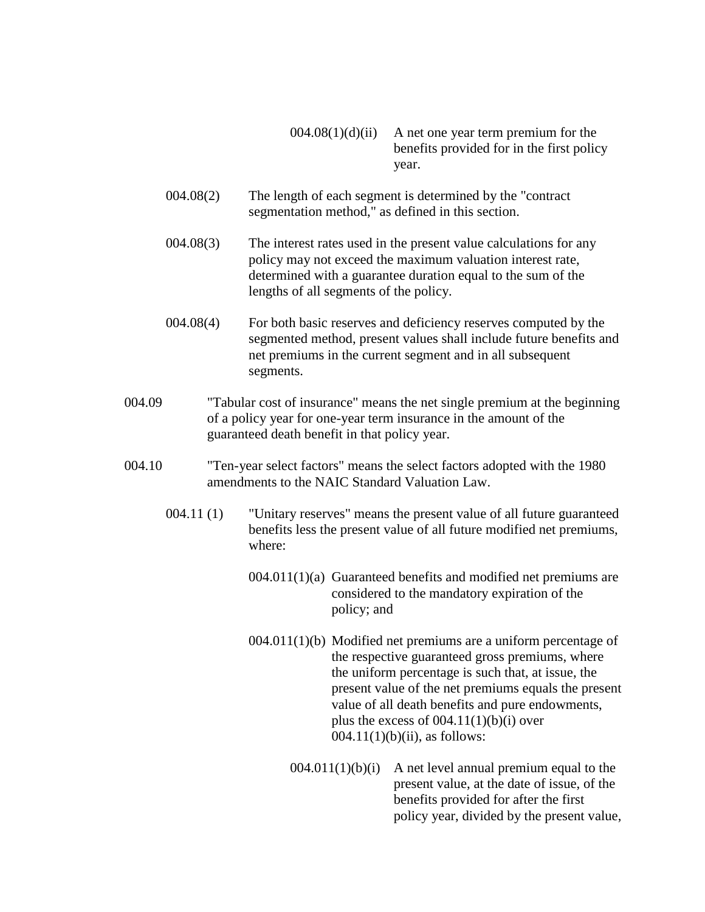004.08(1)(d)(ii) A net one year term premium for the benefits provided for in the first policy year.

004.08(2) The length of each segment is determined by the "contract segmentation method," as defined in this section.

004.08(3) The interest rates used in the present value calculations for any policy may not exceed the maximum valuation interest rate, determined with a guarantee duration equal to the sum of the lengths of all segments of the policy.

004.08(4) For both basic reserves and deficiency reserves computed by the segmented method, present values shall include future benefits and net premiums in the current segment and in all subsequent segments.

004.09 "Tabular cost of insurance" means the net single premium at the beginning of a policy year for one-year term insurance in the amount of the guaranteed death benefit in that policy year.

004.10 "Ten-year select factors" means the select factors adopted with the 1980 amendments to the NAIC Standard Valuation Law.

004.11 (1) "Unitary reserves" means the present value of all future guaranteed benefits less the present value of all future modified net premiums, where:

004.011(1)(a) Guaranteed benefits and modified net premiums are considered to the mandatory expiration of the policy; and

004.011(1)(b) Modified net premiums are a uniform percentage of the respective guaranteed gross premiums, where the uniform percentage is such that, at issue, the present value of the net premiums equals the present value of all death benefits and pure endowments, plus the excess of 004.11(1)(b)(i) over 004.11(1)(b)(ii), as follows:

004.011(1)(b)(i) A net level annual premium equal to the present value, at the date of issue, of the benefits provided for after the first policy year, divided by the present value,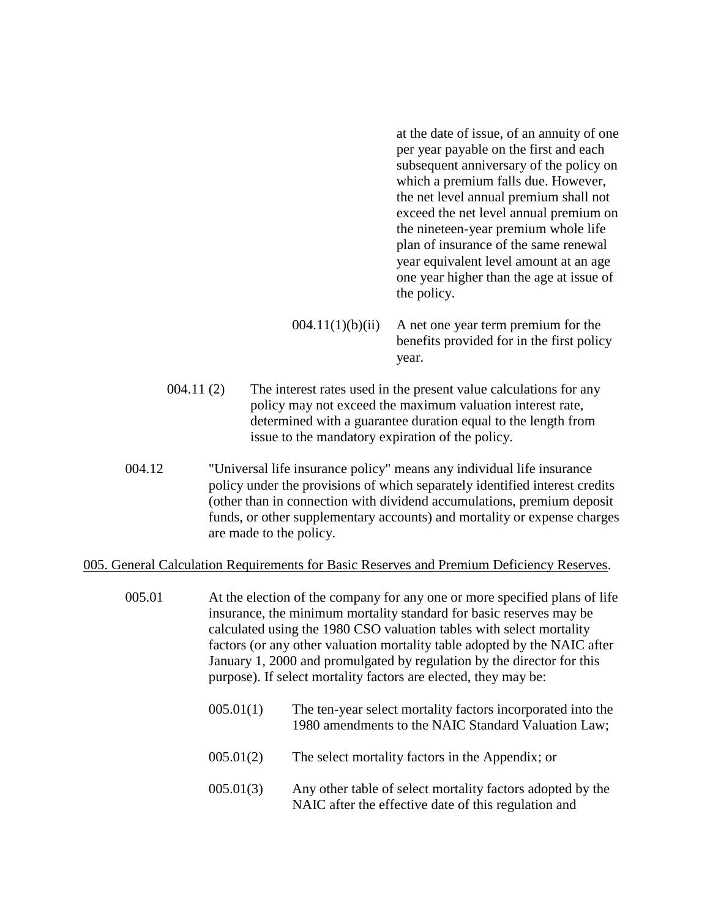at the date of issue, of an annuity of one per year payable on the first and each subsequent anniversary of the policy on which a premium falls due. However, the net level annual premium shall not exceed the net level annual premium on the nineteen-year premium whole life plan of insurance of the same renewal year equivalent level amount at an age one year higher than the age at issue of the policy.

004.11(1)(b)(ii) A net one year term premium for the benefits provided for in the first policy year.

004.11 (2) The interest rates used in the present value calculations for any policy may not exceed the maximum valuation interest rate, determined with a guarantee duration equal to the length from issue to the mandatory expiration of the policy.

004.12 "Universal life insurance policy" means any individual life insurance policy under the provisions of which separately identified interest credits (other than in connection with dividend accumulations, premium deposit funds, or other supplementary accounts) and mortality or expense charges are made to the policy.

<u>005. General Calculation Requirements for Basic Reserves and Premium Deficiency Reserves</u>.

005.01 At the election of the company for any one or more specified plans of life insurance, the minimum mortality standard for basic reserves may be calculated using the 1980 CSO valuation tables with select mortality factors (or any other valuation mortality table adopted by the NAIC after January 1, 2000 and promulgated by regulation by the director for this purpose). If select mortality factors are elected, they may be:

005.01(1) The ten-year select mortality factors incorporated into the 1980 amendments to the NAIC Standard Valuation Law;

005.01(2) The select mortality factors in the Appendix; or

005.01(3) Any other table of select mortality factors adopted by the NAIC after the effective date of this regulation and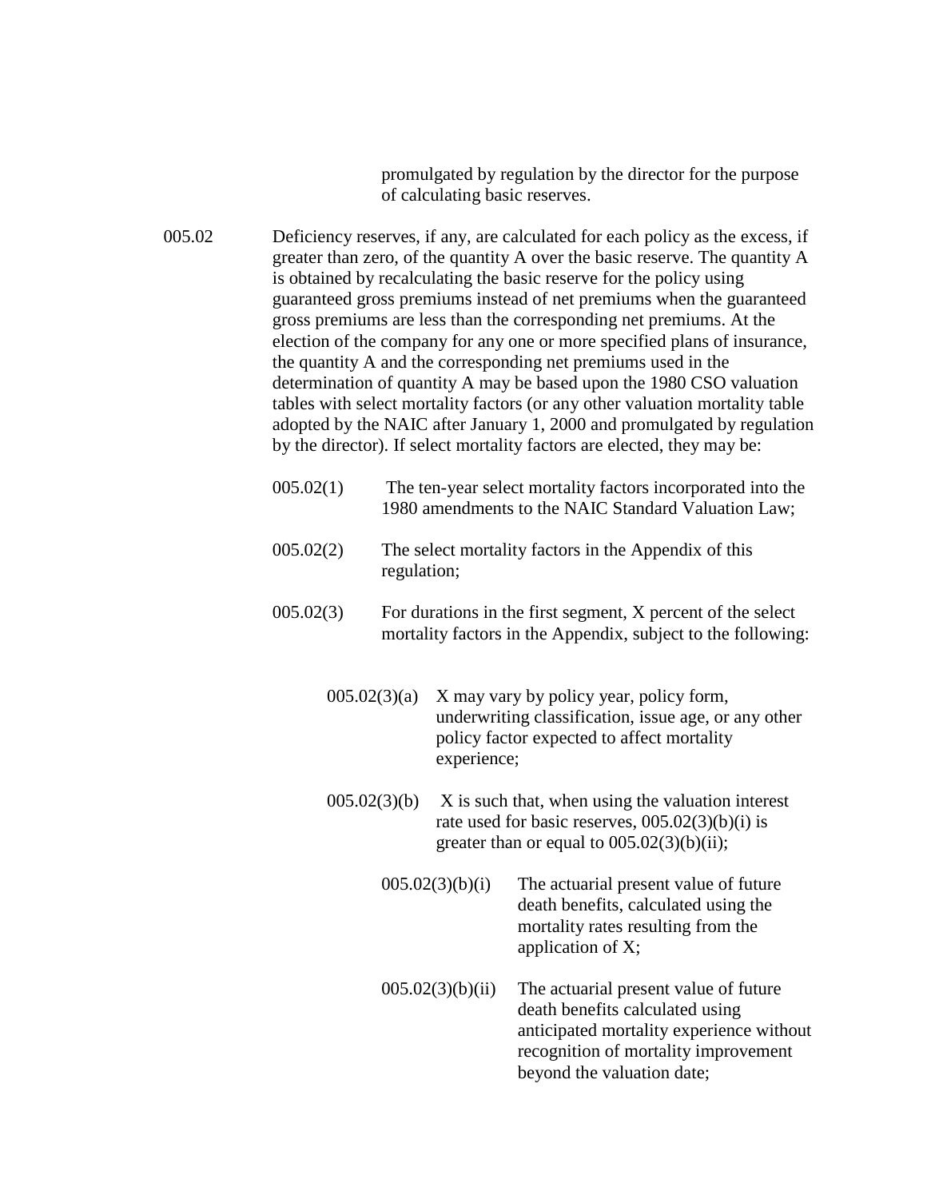promulgated by regulation by the director for the purpose of calculating basic reserves.

005.02 Deficiency reserves, if any, are calculated for each policy as the excess, if greater than zero, of the quantity A over the basic reserve. The quantity A is obtained by recalculating the basic reserve for the policy using guaranteed gross premiums instead of net premiums when the guaranteed gross premiums are less than the corresponding net premiums. At the election of the company for any one or more specified plans of insurance, the quantity A and the corresponding net premiums used in the determination of quantity A may be based upon the 1980 CSO valuation tables with select mortality factors (or any other valuation mortality table adopted by the NAIC after January 1, 2000 and promulgated by regulation by the director). If select mortality factors are elected, they may be:

005.02(1) The ten-year select mortality factors incorporated into the 1980 amendments to the NAIC Standard Valuation Law;

005.02(2) The select mortality factors in the Appendix of this regulation;

005.02(3) For durations in the first segment, X percent of the select mortality factors in the Appendix, subject to the following:

005.02(3)(a) X may vary by policy year, policy form, underwriting classification, issue age, or any other policy factor expected to affect mortality experience;

005.02(3)(b) X is such that, when using the valuation interest rate used for basic reserves, 005.02(3)(b)(i) is greater than or equal to 005.02(3)(b)(ii);

005.02(3)(b)(i) The actuarial present value of future death benefits, calculated using the mortality rates resulting from the application of X;

005.02(3)(b)(ii) The actuarial present value of future death benefits calculated using anticipated mortality experience without recognition of mortality improvement beyond the valuation date;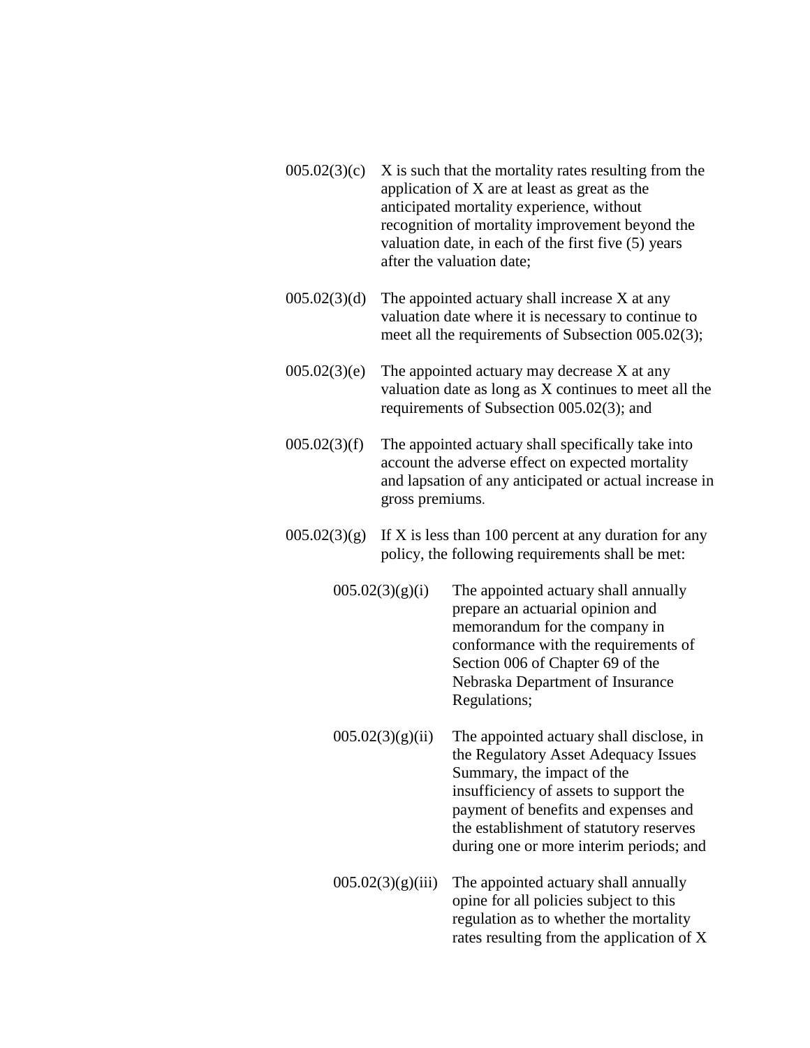005.02(3)(c) X is such that the mortality rates resulting from the application of X are at least as great as the anticipated mortality experience, without recognition of mortality improvement beyond the valuation date, in each of the first five (5) years after the valuation date;

005.02(3)(d) The appointed actuary shall increase X at any valuation date where it is necessary to continue to meet all the requirements of Subsection 005.02(3);

005.02(3)(e) The appointed actuary may decrease X at any valuation date as long as X continues to meet all the requirements of Subsection 005.02(3); and

005.02(3)(f) The appointed actuary shall specifically take into account the adverse effect on expected mortality and lapsation of any anticipated or actual increase in gross premiums.

005.02(3)(g) If X is less than 100 percent at any duration for any policy, the following requirements shall be met:

005.02(3)(g)(i) The appointed actuary shall annually prepare an actuarial opinion and memorandum for the company in conformance with the requirements of Section 006 of Chapter 69 of the Nebraska Department of Insurance Regulations;

005.02(3)(g)(ii) The appointed actuary shall disclose, in the Regulatory Asset Adequacy Issues Summary, the impact of the insufficiency of assets to support the payment of benefits and expenses and the establishment of statutory reserves during one or more interim periods; and

005.02(3)(g)(iii) The appointed actuary shall annually opine for all policies subject to this regulation as to whether the mortality rates resulting from the application of X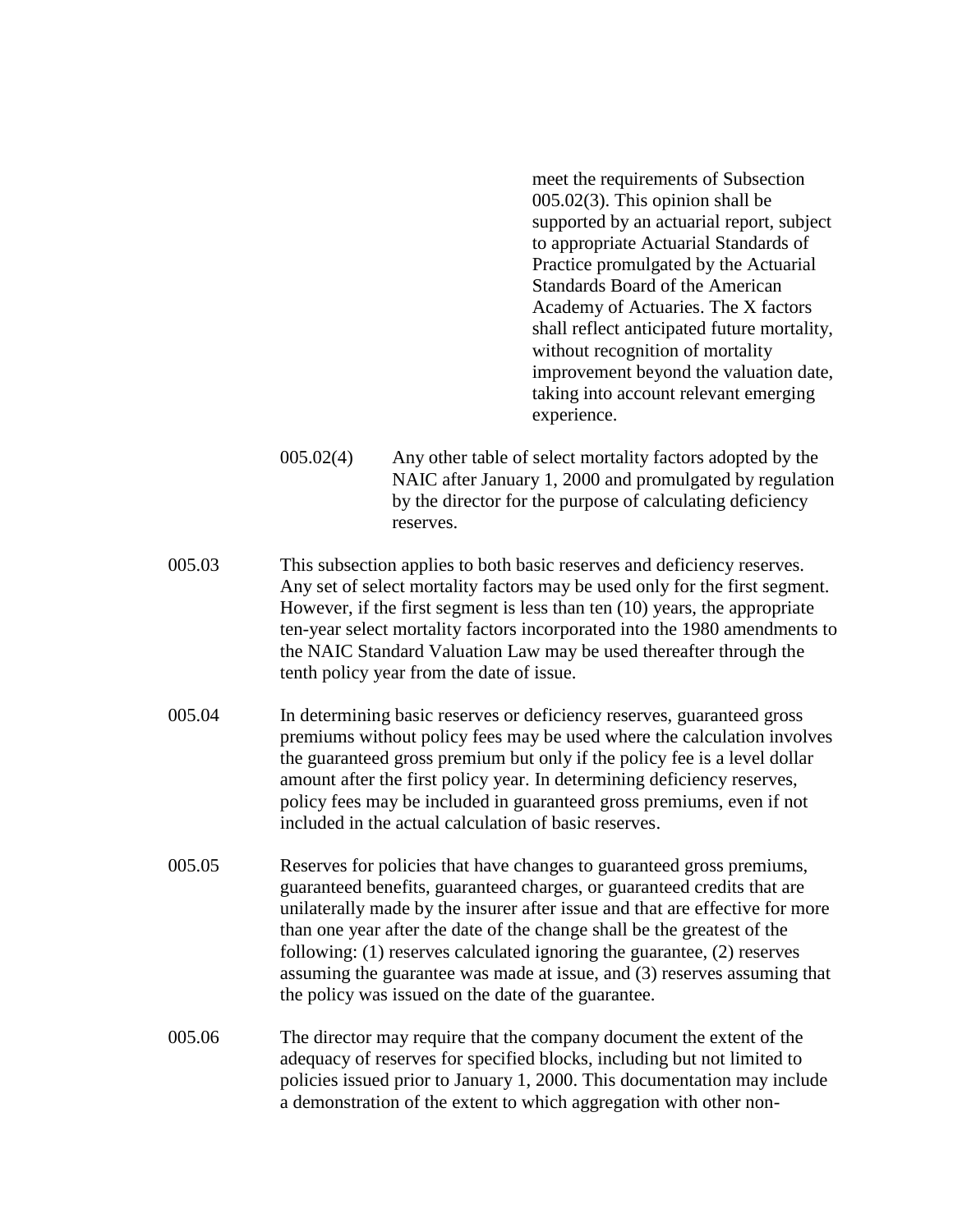meet the requirements of Subsection 005.02(3). This opinion shall be supported by an actuarial report, subject to appropriate Actuarial Standards of Practice promulgated by the Actuarial Standards Board of the American Academy of Actuaries. The X factors shall reflect anticipated future mortality, without recognition of mortality improvement beyond the valuation date, taking into account relevant emerging experience.

005.02(4) Any other table of select mortality factors adopted by the NAIC after January 1, 2000 and promulgated by regulation by the director for the purpose of calculating deficiency reserves.

005.03 This subsection applies to both basic reserves and deficiency reserves. Any set of select mortality factors may be used only for the first segment. However, if the first segment is less than ten (10) years, the appropriate ten-year select mortality factors incorporated into the 1980 amendments to the NAIC Standard Valuation Law may be used thereafter through the tenth policy year from the date of issue.

005.04 In determining basic reserves or deficiency reserves, guaranteed gross premiums without policy fees may be used where the calculation involves the guaranteed gross premium but only if the policy fee is a level dollar amount after the first policy year. In determining deficiency reserves, policy fees may be included in guaranteed gross premiums, even if not included in the actual calculation of basic reserves.

005.05 Reserves for policies that have changes to guaranteed gross premiums, guaranteed benefits, guaranteed charges, or guaranteed credits that are unilaterally made by the insurer after issue and that are effective for more than one year after the date of the change shall be the greatest of the following: (1) reserves calculated ignoring the guarantee, (2) reserves assuming the guarantee was made at issue, and (3) reserves assuming that the policy was issued on the date of the guarantee.

005.06 The director may require that the company document the extent of the adequacy of reserves for specified blocks, including but not limited to policies issued prior to January 1, 2000. This documentation may include a demonstration of the extent to which aggregation with other non-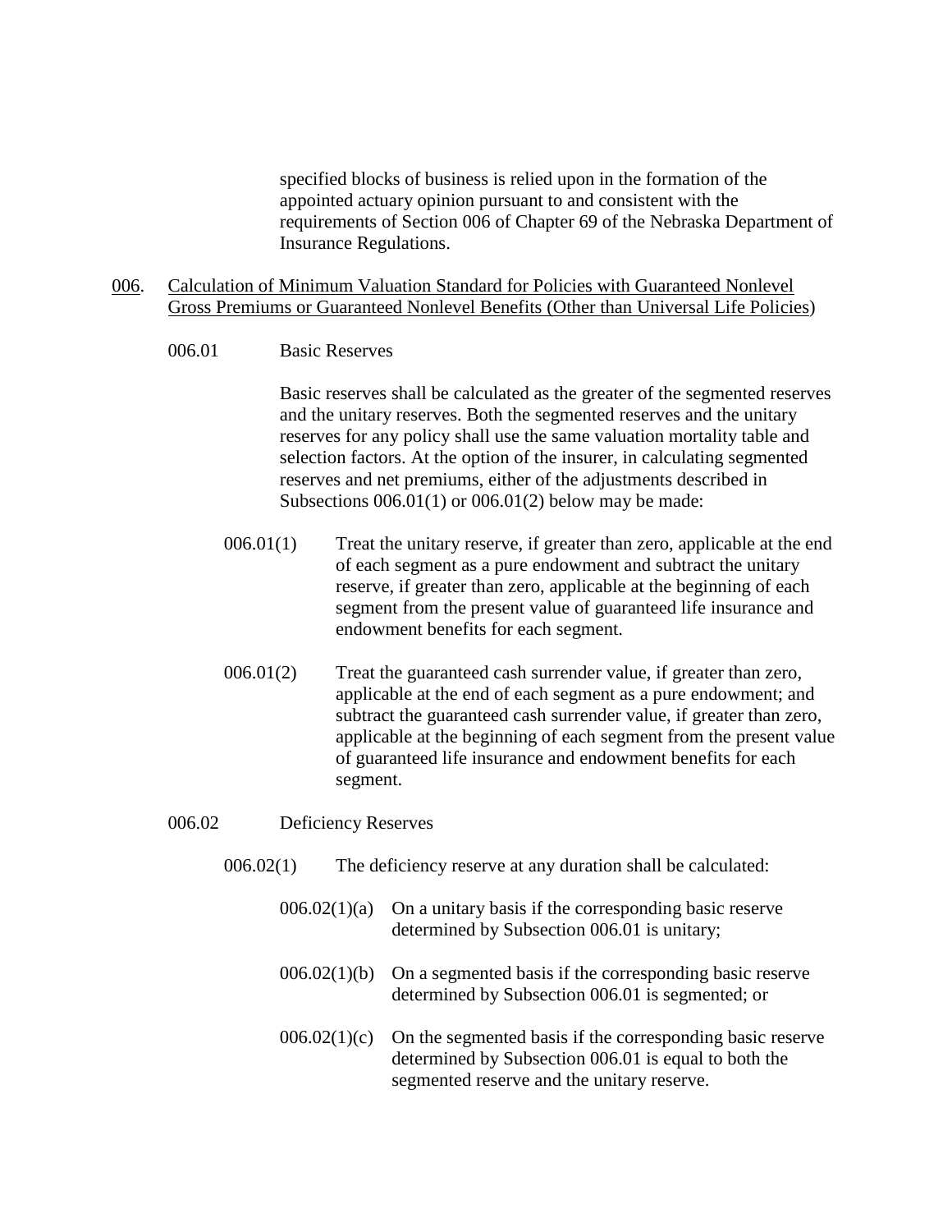specified blocks of business is relied upon in the formation of the appointed actuary opinion pursuant to and consistent with the requirements of Section 006 of Chapter 69 of the Nebraska Department of Insurance Regulations.

006. Calculation of Minimum Valuation Standard for Policies with Guaranteed Nonlevel Gross Premiums or Guaranteed Nonlevel Benefits (Other than Universal Life Policies)

006.01 Basic Reserves

Basic reserves shall be calculated as the greater of the segmented reserves and the unitary reserves. Both the segmented reserves and the unitary reserves for any policy shall use the same valuation mortality table and selection factors. At the option of the insurer, in calculating segmented reserves and net premiums, either of the adjustments described in Subsections 006.01(1) or 006.01(2) below may be made:

006.01(1) Treat the unitary reserve, if greater than zero, applicable at the end of each segment as a pure endowment and subtract the unitary reserve, if greater than zero, applicable at the beginning of each segment from the present value of guaranteed life insurance and endowment benefits for each segment.

006.01(2) Treat the guaranteed cash surrender value, if greater than zero, applicable at the end of each segment as a pure endowment; and subtract the guaranteed cash surrender value, if greater than zero, applicable at the beginning of each segment from the present value of guaranteed life insurance and endowment benefits for each segment.

006.02 Deficiency Reserves

006.02(1) The deficiency reserve at any duration shall be calculated:

006.02(1)(a) On a unitary basis if the corresponding basic reserve determined by Subsection 006.01 is unitary;

006.02(1)(b) On a segmented basis if the corresponding basic reserve determined by Subsection 006.01 is segmented; or

006.02(1)(c) On the segmented basis if the corresponding basic reserve determined by Subsection 006.01 is equal to both the segmented reserve and the unitary reserve.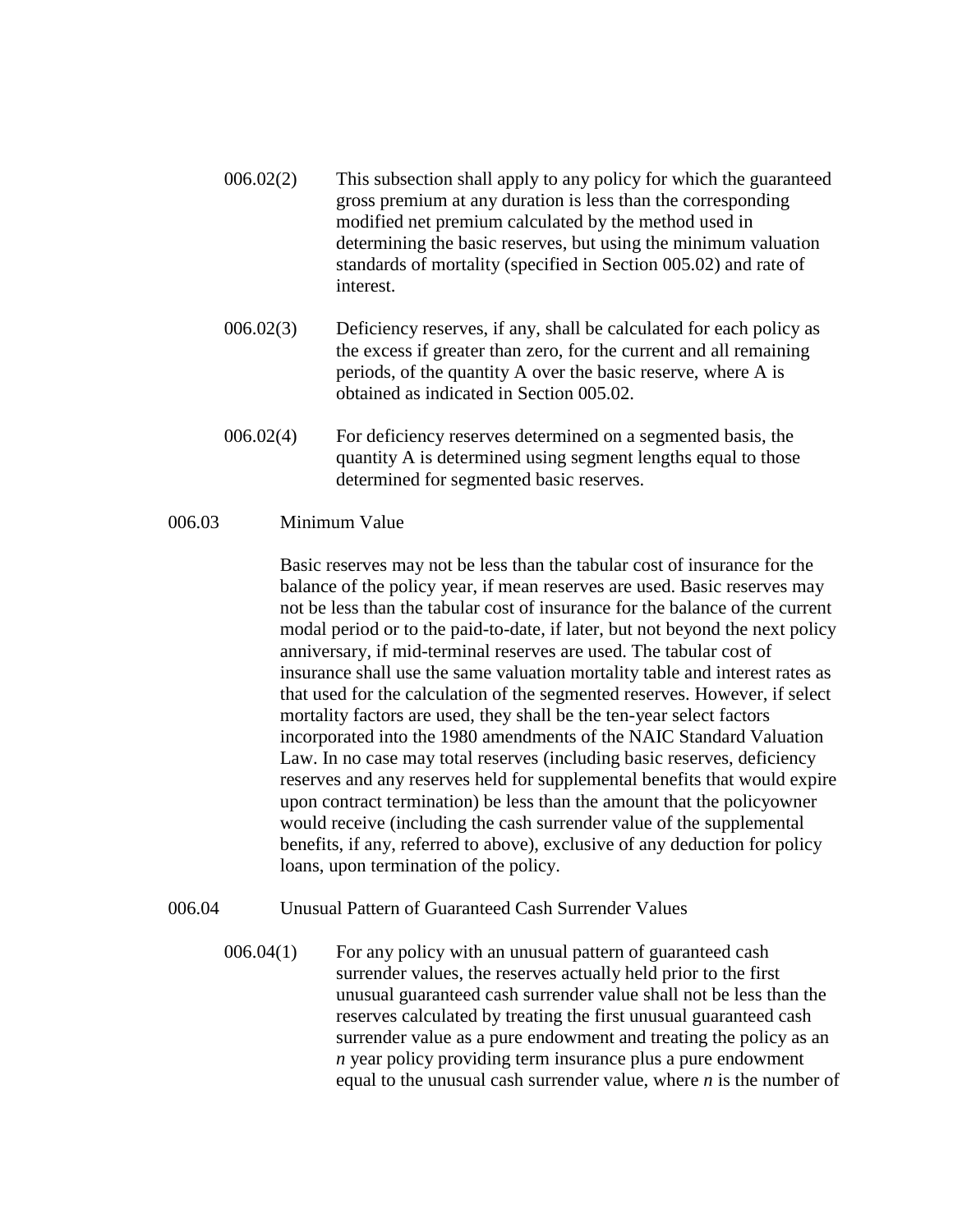006.02(2) This subsection shall apply to any policy for which the guaranteed gross premium at any duration is less than the corresponding modified net premium calculated by the method used in determining the basic reserves, but using the minimum valuation standards of mortality (specified in Section 005.02) and rate of interest.

006.02(3) Deficiency reserves, if any, shall be calculated for each policy as the excess if greater than zero, for the current and all remaining periods, of the quantity A over the basic reserve, where A is obtained as indicated in Section 005.02.

006.02(4) For deficiency reserves determined on a segmented basis, the quantity A is determined using segment lengths equal to those determined for segmented basic reserves.

006.03 Minimum Value

Basic reserves may not be less than the tabular cost of insurance for the balance of the policy year, if mean reserves are used. Basic reserves may not be less than the tabular cost of insurance for the balance of the current modal period or to the paid-to-date, if later, but not beyond the next policy anniversary, if mid-terminal reserves are used. The tabular cost of insurance shall use the same valuation mortality table and interest rates as that used for the calculation of the segmented reserves. However, if select mortality factors are used, they shall be the ten-year select factors incorporated into the 1980 amendments of the NAIC Standard Valuation Law. In no case may total reserves (including basic reserves, deficiency reserves and any reserves held for supplemental benefits that would expire upon contract termination) be less than the amount that the policyowner would receive (including the cash surrender value of the supplemental benefits, if any, referred to above), exclusive of any deduction for policy loans, upon termination of the policy.

006.04 Unusual Pattern of Guaranteed Cash Surrender Values

006.04(1) For any policy with an unusual pattern of guaranteed cash surrender values, the reserves actually held prior to the first unusual guaranteed cash surrender value shall not be less than the reserves calculated by treating the first unusual guaranteed cash surrender value as a pure endowment and treating the policy as an *n* year policy providing term insurance plus a pure endowment equal to the unusual cash surrender value, where *n* is the number of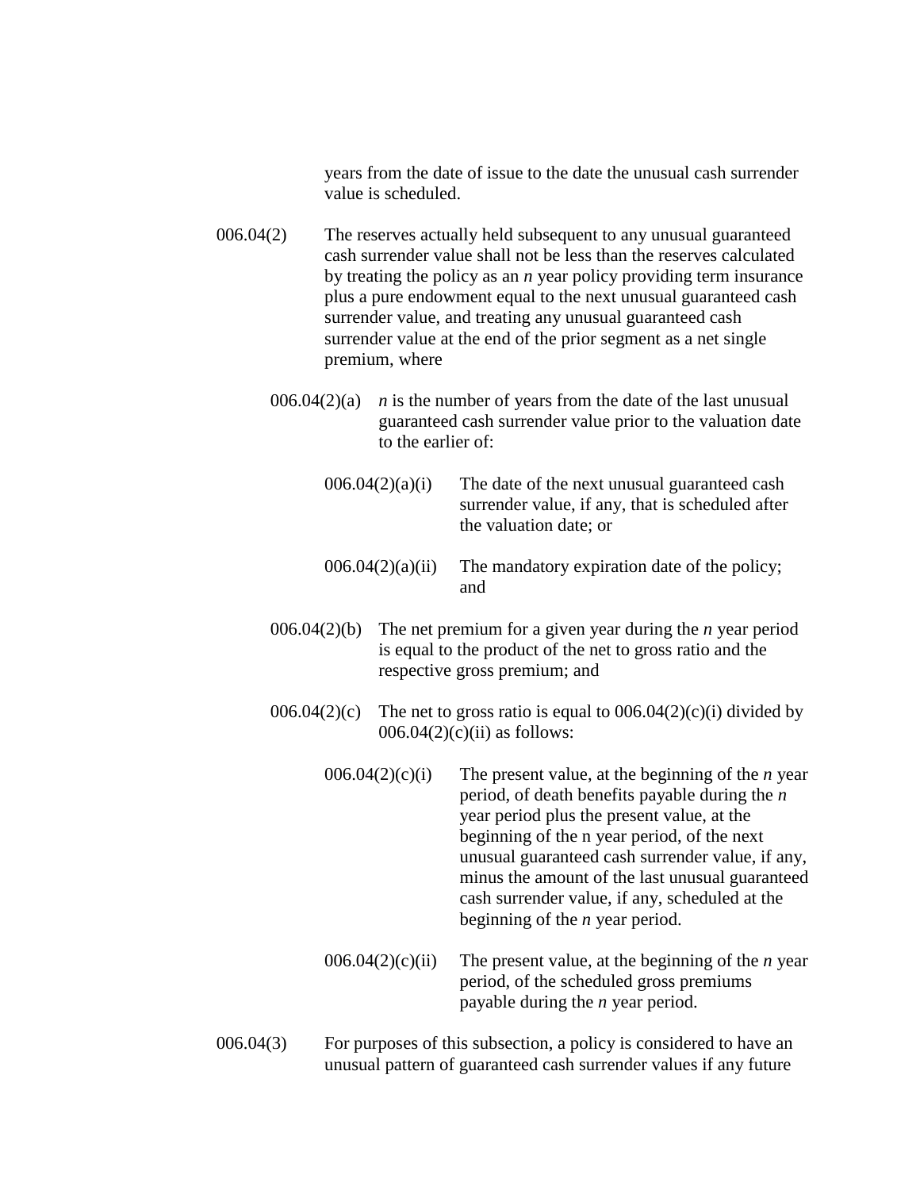years from the date of issue to the date the unusual cash surrender value is scheduled.

006.04(2) The reserves actually held subsequent to any unusual guaranteed cash surrender value shall not be less than the reserves calculated by treating the policy as an *n* year policy providing term insurance plus a pure endowment equal to the next unusual guaranteed cash surrender value, and treating any unusual guaranteed cash surrender value at the end of the prior segment as a net single premium, where

006.04(2)(a) *n* is the number of years from the date of the last unusual guaranteed cash surrender value prior to the valuation date to the earlier of:

006.04(2)(a)(i) The date of the next unusual guaranteed cash surrender value, if any, that is scheduled after the valuation date; or

006.04(2)(a)(ii) The mandatory expiration date of the policy; and

006.04(2)(b) The net premium for a given year during the *n* year period is equal to the product of the net to gross ratio and the respective gross premium; and

006.04(2)(c) The net to gross ratio is equal to 006.04(2)(c)(i) divided by 006.04(2)(c)(ii) as follows:

006.04(2)(c)(i) The present value, at the beginning of the *n* year period, of death benefits payable during the *n* year period plus the present value, at the beginning of the n year period, of the next unusual guaranteed cash surrender value, if any, minus the amount of the last unusual guaranteed cash surrender value, if any, scheduled at the beginning of the *n* year period.

006.04(2)(c)(ii) The present value, at the beginning of the *n* year period, of the scheduled gross premiums payable during the *n* year period.

006.04(3) For purposes of this subsection, a policy is considered to have an unusual pattern of guaranteed cash surrender values if any future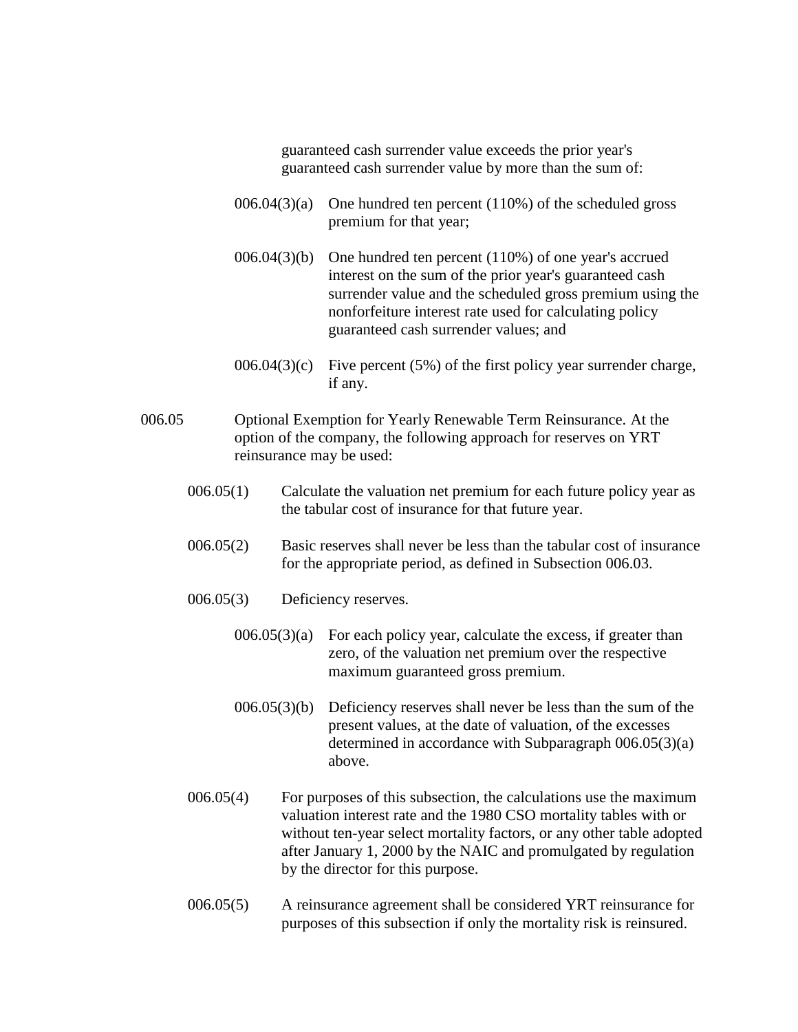guaranteed cash surrender value exceeds the prior year's guaranteed cash surrender value by more than the sum of:

006.04(3)(a) One hundred ten percent (110%) of the scheduled gross premium for that year;

006.04(3)(b) One hundred ten percent (110%) of one year's accrued interest on the sum of the prior year's guaranteed cash surrender value and the scheduled gross premium using the nonforfeiture interest rate used for calculating policy guaranteed cash surrender values; and

006.04(3)(c) Five percent (5%) of the first policy year surrender charge, if any.

006.05 Optional Exemption for Yearly Renewable Term Reinsurance. At the option of the company, the following approach for reserves on YRT reinsurance may be used:

006.05(1) Calculate the valuation net premium for each future policy year as the tabular cost of insurance for that future year.

006.05(2) Basic reserves shall never be less than the tabular cost of insurance for the appropriate period, as defined in Subsection 006.03.

006.05(3) Deficiency reserves.

006.05(3)(a) For each policy year, calculate the excess, if greater than zero, of the valuation net premium over the respective maximum guaranteed gross premium.

006.05(3)(b) Deficiency reserves shall never be less than the sum of the present values, at the date of valuation, of the excesses determined in accordance with Subparagraph 006.05(3)(a) above.

006.05(4) For purposes of this subsection, the calculations use the maximum valuation interest rate and the 1980 CSO mortality tables with or without ten-year select mortality factors, or any other table adopted after January 1, 2000 by the NAIC and promulgated by regulation by the director for this purpose.

006.05(5) A reinsurance agreement shall be considered YRT reinsurance for purposes of this subsection if only the mortality risk is reinsured.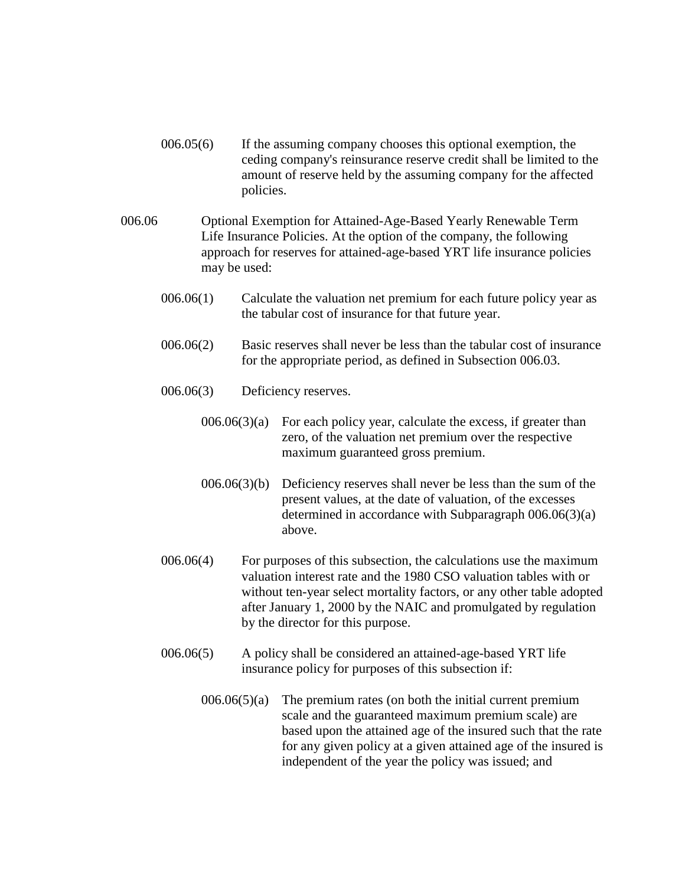006.05(6) If the assuming company chooses this optional exemption, the ceding company's reinsurance reserve credit shall be limited to the amount of reserve held by the assuming company for the affected policies.

006.06 Optional Exemption for Attained-Age-Based Yearly Renewable Term Life Insurance Policies. At the option of the company, the following approach for reserves for attained-age-based YRT life insurance policies may be used:

006.06(1) Calculate the valuation net premium for each future policy year as the tabular cost of insurance for that future year.

006.06(2) Basic reserves shall never be less than the tabular cost of insurance for the appropriate period, as defined in Subsection 006.03.

006.06(3) Deficiency reserves.

006.06(3)(a) For each policy year, calculate the excess, if greater than zero, of the valuation net premium over the respective maximum guaranteed gross premium.

006.06(3)(b) Deficiency reserves shall never be less than the sum of the present values, at the date of valuation, of the excesses determined in accordance with Subparagraph 006.06(3)(a) above.

006.06(4) For purposes of this subsection, the calculations use the maximum valuation interest rate and the 1980 CSO valuation tables with or without ten-year select mortality factors, or any other table adopted after January 1, 2000 by the NAIC and promulgated by regulation by the director for this purpose.

006.06(5) A policy shall be considered an attained-age-based YRT life insurance policy for purposes of this subsection if:

006.06(5)(a) The premium rates (on both the initial current premium scale and the guaranteed maximum premium scale) are based upon the attained age of the insured such that the rate for any given policy at a given attained age of the insured is independent of the year the policy was issued; and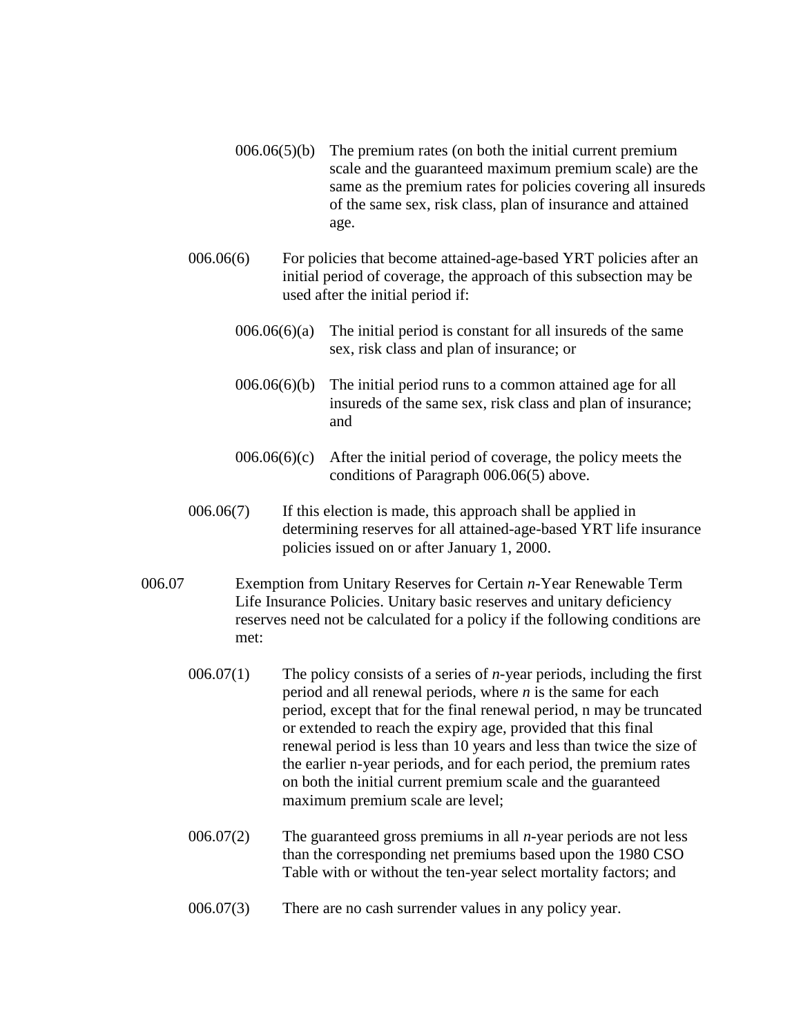006.06(5)(b) The premium rates (on both the initial current premium scale and the guaranteed maximum premium scale) are the same as the premium rates for policies covering all insureds of the same sex, risk class, plan of insurance and attained age.

006.06(6) For policies that become attained-age-based YRT policies after an initial period of coverage, the approach of this subsection may be used after the initial period if:

006.06(6)(a) The initial period is constant for all insureds of the same sex, risk class and plan of insurance; or

006.06(6)(b) The initial period runs to a common attained age for all insureds of the same sex, risk class and plan of insurance; and

006.06(6)(c) After the initial period of coverage, the policy meets the conditions of Paragraph 006.06(5) above.

006.06(7) If this election is made, this approach shall be applied in determining reserves for all attained-age-based YRT life insurance policies issued on or after January 1, 2000.

006.07 Exemption from Unitary Reserves for Certain *n*-Year Renewable Term Life Insurance Policies. Unitary basic reserves and unitary deficiency reserves need not be calculated for a policy if the following conditions are met:

006.07(1) The policy consists of a series of *n*-year periods, including the first period and all renewal periods, where *n* is the same for each period, except that for the final renewal period, n may be truncated or extended to reach the expiry age, provided that this final renewal period is less than 10 years and less than twice the size of the earlier n-year periods, and for each period, the premium rates on both the initial current premium scale and the guaranteed maximum premium scale are level;

006.07(2) The guaranteed gross premiums in all *n*-year periods are not less than the corresponding net premiums based upon the 1980 CSO Table with or without the ten-year select mortality factors; and

006.07(3) There are no cash surrender values in any policy year.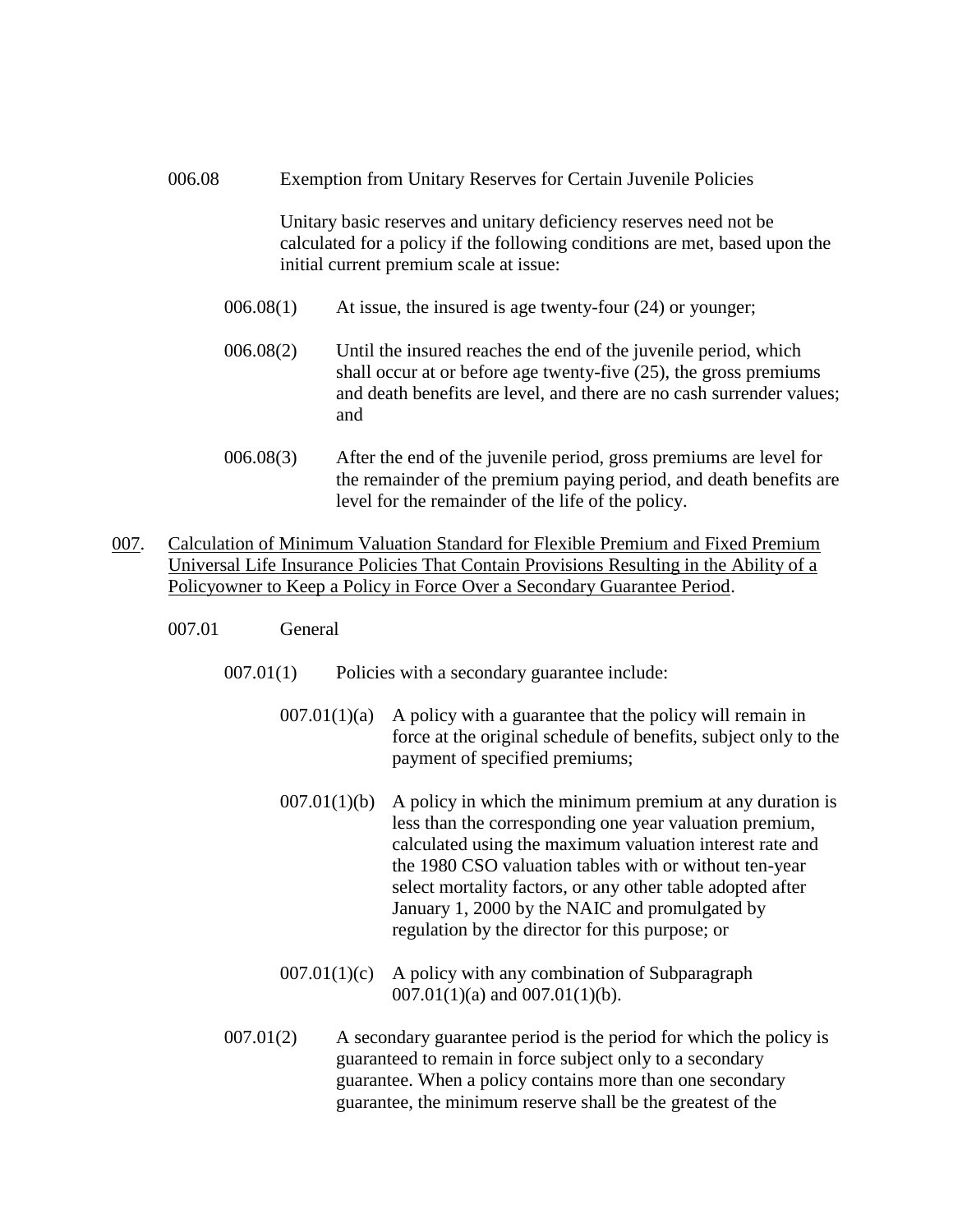006.08 Exemption from Unitary Reserves for Certain Juvenile Policies

Unitary basic reserves and unitary deficiency reserves need not be calculated for a policy if the following conditions are met, based upon the initial current premium scale at issue:

006.08(1) At issue, the insured is age twenty-four (24) or younger;

006.08(2) Until the insured reaches the end of the juvenile period, which shall occur at or before age twenty-five (25), the gross premiums and death benefits are level, and there are no cash surrender values; and

006.08(3) After the end of the juvenile period, gross premiums are level for the remainder of the premium paying period, and death benefits are level for the remainder of the life of the policy.

<u>007</u>. <u>Calculation of Minimum Valuation Standard for Flexible Premium and Fixed Premium Universal Life Insurance Policies That Contain Provisions Resulting in the Ability of a Policyowner to Keep a Policy in Force Over a Secondary Guarantee Period</u>.

007.01 General

007.01(1) Policies with a secondary guarantee include:

007.01(1)(a) A policy with a guarantee that the policy will remain in force at the original schedule of benefits, subject only to the payment of specified premiums;

007.01(1)(b) A policy in which the minimum premium at any duration is less than the corresponding one year valuation premium, calculated using the maximum valuation interest rate and the 1980 CSO valuation tables with or without ten-year select mortality factors, or any other table adopted after January 1, 2000 by the NAIC and promulgated by regulation by the director for this purpose; or

007.01(1)(c) A policy with any combination of Subparagraph 007.01(1)(a) and 007.01(1)(b).

007.01(2) A secondary guarantee period is the period for which the policy is guaranteed to remain in force subject only to a secondary guarantee. When a policy contains more than one secondary guarantee, the minimum reserve shall be the greatest of the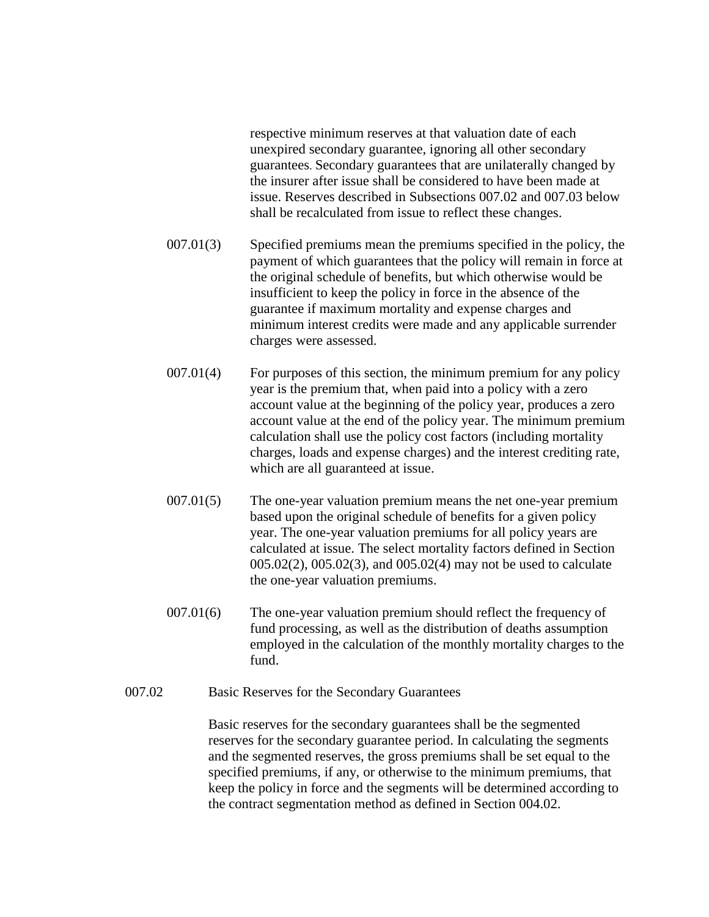respective minimum reserves at that valuation date of each unexpired secondary guarantee, ignoring all other secondary guarantees. Secondary guarantees that are unilaterally changed by the insurer after issue shall be considered to have been made at issue. Reserves described in Subsections 007.02 and 007.03 below shall be recalculated from issue to reflect these changes.

007.01(3) Specified premiums mean the premiums specified in the policy, the payment of which guarantees that the policy will remain in force at the original schedule of benefits, but which otherwise would be insufficient to keep the policy in force in the absence of the guarantee if maximum mortality and expense charges and minimum interest credits were made and any applicable surrender charges were assessed.

007.01(4) For purposes of this section, the minimum premium for any policy year is the premium that, when paid into a policy with a zero account value at the beginning of the policy year, produces a zero account value at the end of the policy year. The minimum premium calculation shall use the policy cost factors (including mortality charges, loads and expense charges) and the interest crediting rate, which are all guaranteed at issue.

007.01(5) The one-year valuation premium means the net one-year premium based upon the original schedule of benefits for a given policy year. The one-year valuation premiums for all policy years are calculated at issue. The select mortality factors defined in Section 005.02(2), 005.02(3), and 005.02(4) may not be used to calculate the one-year valuation premiums.

007.01(6) The one-year valuation premium should reflect the frequency of fund processing, as well as the distribution of deaths assumption employed in the calculation of the monthly mortality charges to the fund.

007.02 Basic Reserves for the Secondary Guarantees

Basic reserves for the secondary guarantees shall be the segmented reserves for the secondary guarantee period. In calculating the segments and the segmented reserves, the gross premiums shall be set equal to the specified premiums, if any, or otherwise to the minimum premiums, that keep the policy in force and the segments will be determined according to the contract segmentation method as defined in Section 004.02.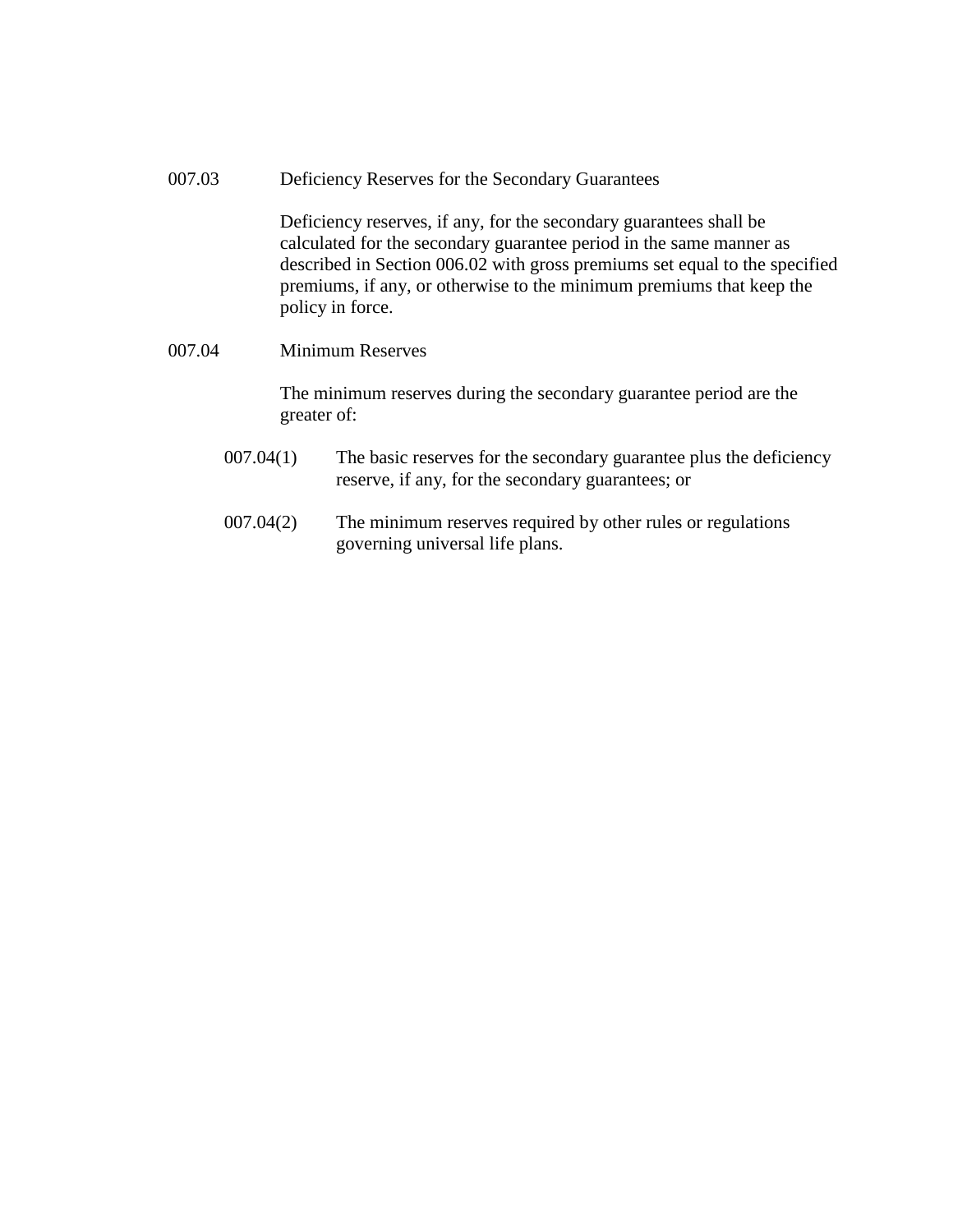007.03 Deficiency Reserves for the Secondary Guarantees

Deficiency reserves, if any, for the secondary guarantees shall be calculated for the secondary guarantee period in the same manner as described in Section 006.02 with gross premiums set equal to the specified premiums, if any, or otherwise to the minimum premiums that keep the policy in force.

007.04 Minimum Reserves

The minimum reserves during the secondary guarantee period are the greater of:

007.04(1) The basic reserves for the secondary guarantee plus the deficiency reserve, if any, for the secondary guarantees; or

007.04(2) The minimum reserves required by other rules or regulations governing universal life plans.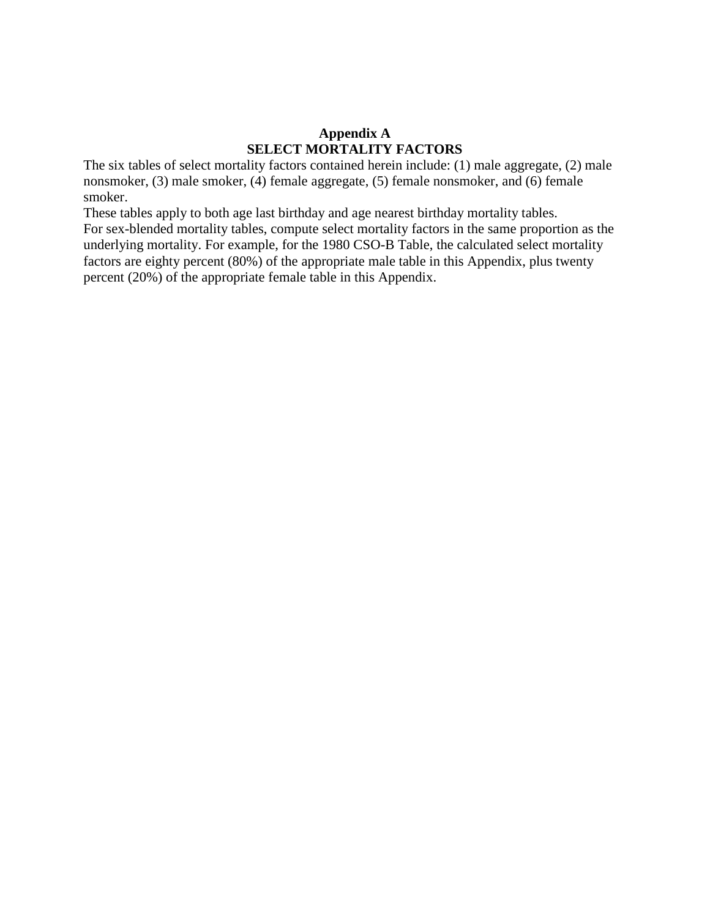# Appendix A
## SELECT MORTALITY FACTORS

The six tables of select mortality factors contained herein include: (1) male aggregate, (2) male nonsmoker, (3) male smoker, (4) female aggregate, (5) female nonsmoker, and (6) female smoker.

These tables apply to both age last birthday and age nearest birthday mortality tables.

For sex-blended mortality tables, compute select mortality factors in the same proportion as the underlying mortality. For example, for the 1980 CSO-B Table, the calculated select mortality factors are eighty percent (80%) of the appropriate male table in this Appendix, plus twenty percent (20%) of the appropriate female table in this Appendix.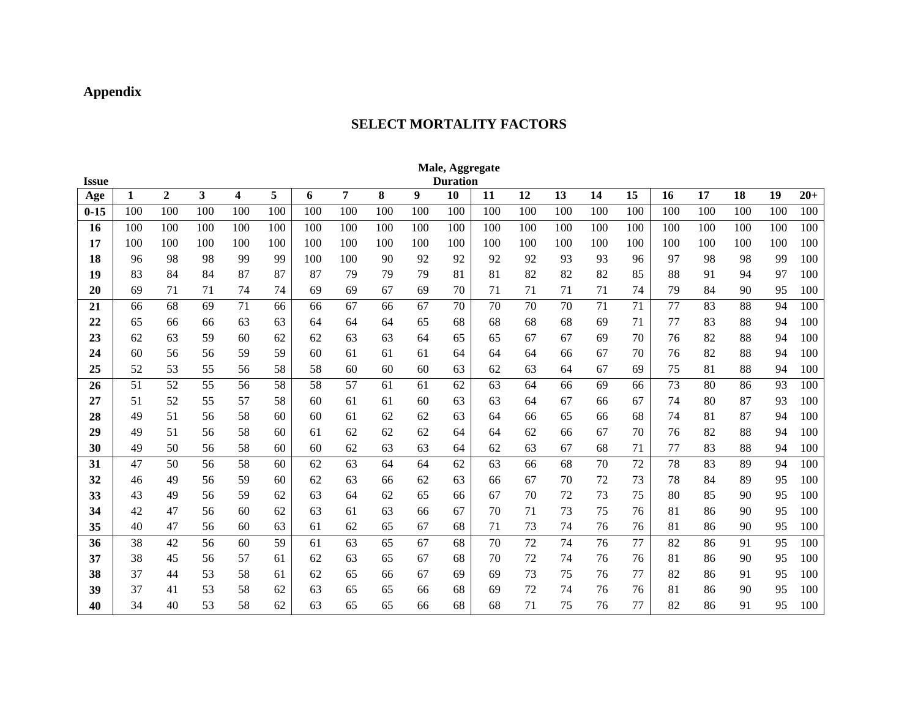## Appendix

### SELECT MORTALITY FACTORS

**Male, Aggregate**

| Issue Age | Duration 1 | 2 | 3 | 4 | 5 | 6 | 7 | 8 | 9 | 10 | 11 | 12 | 13 | 14 | 15 | 16 | 17 | 18 | 19 | 20+ |
|---|---|---|---|---|---|---|---|---|---|---|---|---|---|---|---|---|---|---|---|---|
| **0-15** | 100 | 100 | 100 | 100 | 100 | 100 | 100 | 100 | 100 | 100 | 100 | 100 | 100 | 100 | 100 | 100 | 100 | 100 | 100 | 100 |
| **16** | 100 | 100 | 100 | 100 | 100 | 100 | 100 | 100 | 100 | 100 | 100 | 100 | 100 | 100 | 100 | 100 | 100 | 100 | 100 | 100 |
| **17** | 100 | 100 | 100 | 100 | 100 | 100 | 100 | 100 | 100 | 100 | 100 | 100 | 100 | 100 | 100 | 100 | 100 | 100 | 100 | 100 |
| **18** | 96 | 98 | 98 | 99 | 99 | 100 | 100 | 90 | 92 | 92 | 92 | 92 | 93 | 93 | 96 | 97 | 98 | 98 | 99 | 100 |
| **19** | 83 | 84 | 84 | 87 | 87 | 87 | 79 | 79 | 79 | 81 | 81 | 82 | 82 | 82 | 85 | 88 | 91 | 94 | 97 | 100 |
| **20** | 69 | 71 | 71 | 74 | 74 | 69 | 69 | 67 | 69 | 70 | 71 | 71 | 71 | 71 | 74 | 79 | 84 | 90 | 95 | 100 |
| **21** | 66 | 68 | 69 | 71 | 66 | 66 | 67 | 66 | 67 | 70 | 70 | 70 | 70 | 71 | 71 | 77 | 83 | 88 | 94 | 100 |
| **22** | 65 | 66 | 66 | 63 | 63 | 64 | 64 | 64 | 65 | 68 | 68 | 68 | 68 | 69 | 71 | 77 | 83 | 88 | 94 | 100 |
| **23** | 62 | 63 | 59 | 60 | 62 | 62 | 63 | 63 | 64 | 65 | 65 | 67 | 67 | 69 | 70 | 76 | 82 | 88 | 94 | 100 |
| **24** | 60 | 56 | 56 | 59 | 59 | 60 | 61 | 61 | 61 | 64 | 64 | 64 | 66 | 67 | 70 | 76 | 82 | 88 | 94 | 100 |
| **25** | 52 | 53 | 55 | 56 | 58 | 58 | 60 | 60 | 60 | 63 | 62 | 63 | 64 | 67 | 69 | 75 | 81 | 88 | 94 | 100 |
| **26** | 51 | 52 | 55 | 56 | 58 | 58 | 57 | 61 | 61 | 62 | 63 | 64 | 66 | 69 | 66 | 73 | 80 | 86 | 93 | 100 |
| **27** | 51 | 52 | 55 | 57 | 58 | 60 | 61 | 61 | 60 | 63 | 63 | 64 | 67 | 66 | 67 | 74 | 80 | 87 | 93 | 100 |
| **28** | 49 | 51 | 56 | 58 | 60 | 60 | 61 | 62 | 62 | 63 | 64 | 66 | 65 | 66 | 68 | 74 | 81 | 87 | 94 | 100 |
| **29** | 49 | 51 | 56 | 58 | 60 | 61 | 62 | 62 | 62 | 64 | 64 | 62 | 66 | 67 | 70 | 76 | 82 | 88 | 94 | 100 |
| **30** | 49 | 50 | 56 | 58 | 60 | 60 | 62 | 63 | 63 | 64 | 62 | 63 | 67 | 68 | 71 | 77 | 83 | 88 | 94 | 100 |
| **31** | 47 | 50 | 56 | 58 | 60 | 62 | 63 | 64 | 64 | 62 | 63 | 66 | 68 | 70 | 72 | 78 | 83 | 89 | 94 | 100 |
| **32** | 46 | 49 | 56 | 59 | 60 | 62 | 63 | 66 | 62 | 63 | 66 | 67 | 70 | 72 | 73 | 78 | 84 | 89 | 95 | 100 |
| **33** | 43 | 49 | 56 | 59 | 62 | 63 | 64 | 62 | 65 | 66 | 67 | 70 | 72 | 73 | 75 | 80 | 85 | 90 | 95 | 100 |
| **34** | 42 | 47 | 56 | 60 | 62 | 63 | 61 | 63 | 66 | 67 | 70 | 71 | 73 | 75 | 76 | 81 | 86 | 90 | 95 | 100 |
| **35** | 40 | 47 | 56 | 60 | 63 | 61 | 62 | 65 | 67 | 68 | 71 | 73 | 74 | 76 | 76 | 81 | 86 | 90 | 95 | 100 |
| **36** | 38 | 42 | 56 | 60 | 59 | 61 | 63 | 65 | 67 | 68 | 70 | 72 | 74 | 76 | 77 | 82 | 86 | 91 | 95 | 100 |
| **37** | 38 | 45 | 56 | 57 | 61 | 62 | 63 | 65 | 67 | 68 | 70 | 72 | 74 | 76 | 76 | 81 | 86 | 90 | 95 | 100 |
| **38** | 37 | 44 | 53 | 58 | 61 | 62 | 65 | 66 | 67 | 69 | 69 | 73 | 75 | 76 | 77 | 82 | 86 | 91 | 95 | 100 |
| **39** | 37 | 41 | 53 | 58 | 62 | 63 | 65 | 65 | 66 | 68 | 69 | 72 | 74 | 76 | 76 | 81 | 86 | 90 | 95 | 100 |
| **40** | 34 | 40 | 53 | 58 | 62 | 63 | 65 | 65 | 66 | 68 | 68 | 71 | 75 | 76 | 77 | 82 | 86 | 91 | 95 | 100 |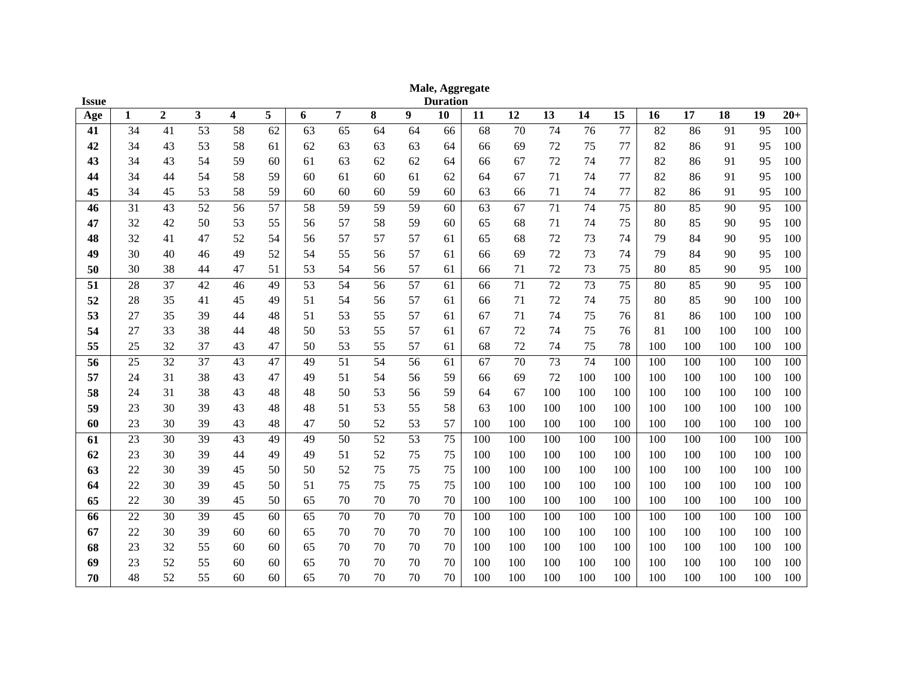**Male, Aggregate**

| Issue Age | Duration 1 | 2 | 3 | 4 | 5 | 6 | 7 | 8 | 9 | 10 | 11 | 12 | 13 | 14 | 15 | 16 | 17 | 18 | 19 | 20+ |
|---|---|---|---|---|---|---|---|---|---|---|---|---|---|---|---|---|---|---|---|---|
| **41** | 34 | 41 | 53 | 58 | 62 | 63 | 65 | 64 | 64 | 66 | 68 | 70 | 74 | 76 | 77 | 82 | 86 | 91 | 95 | 100 |
| **42** | 34 | 43 | 53 | 58 | 61 | 62 | 63 | 63 | 63 | 64 | 66 | 69 | 72 | 75 | 77 | 82 | 86 | 91 | 95 | 100 |
| **43** | 34 | 43 | 54 | 59 | 60 | 61 | 63 | 62 | 62 | 64 | 66 | 67 | 72 | 74 | 77 | 82 | 86 | 91 | 95 | 100 |
| **44** | 34 | 44 | 54 | 58 | 59 | 60 | 61 | 60 | 61 | 62 | 64 | 67 | 71 | 74 | 77 | 82 | 86 | 91 | 95 | 100 |
| **45** | 34 | 45 | 53 | 58 | 59 | 60 | 60 | 60 | 59 | 60 | 63 | 66 | 71 | 74 | 77 | 82 | 86 | 91 | 95 | 100 |
| **46** | 31 | 43 | 52 | 56 | 57 | 58 | 59 | 59 | 59 | 60 | 63 | 67 | 71 | 74 | 75 | 80 | 85 | 90 | 95 | 100 |
| **47** | 32 | 42 | 50 | 53 | 55 | 56 | 57 | 58 | 59 | 60 | 65 | 68 | 71 | 74 | 75 | 80 | 85 | 90 | 95 | 100 |
| **48** | 32 | 41 | 47 | 52 | 54 | 56 | 57 | 57 | 57 | 61 | 65 | 68 | 72 | 73 | 74 | 79 | 84 | 90 | 95 | 100 |
| **49** | 30 | 40 | 46 | 49 | 52 | 54 | 55 | 56 | 57 | 61 | 66 | 69 | 72 | 73 | 74 | 79 | 84 | 90 | 95 | 100 |
| **50** | 30 | 38 | 44 | 47 | 51 | 53 | 54 | 56 | 57 | 61 | 66 | 71 | 72 | 73 | 75 | 80 | 85 | 90 | 95 | 100 |
| **51** | 28 | 37 | 42 | 46 | 49 | 53 | 54 | 56 | 57 | 61 | 66 | 71 | 72 | 73 | 75 | 80 | 85 | 90 | 95 | 100 |
| **52** | 28 | 35 | 41 | 45 | 49 | 51 | 54 | 56 | 57 | 61 | 66 | 71 | 72 | 74 | 75 | 80 | 85 | 90 | 100 | 100 |
| **53** | 27 | 35 | 39 | 44 | 48 | 51 | 53 | 55 | 57 | 61 | 67 | 71 | 74 | 75 | 76 | 81 | 86 | 100 | 100 | 100 |
| **54** | 27 | 33 | 38 | 44 | 48 | 50 | 53 | 55 | 57 | 61 | 67 | 72 | 74 | 75 | 76 | 81 | 100 | 100 | 100 | 100 |
| **55** | 25 | 32 | 37 | 43 | 47 | 50 | 53 | 55 | 57 | 61 | 68 | 72 | 74 | 75 | 78 | 100 | 100 | 100 | 100 | 100 |
| **56** | 25 | 32 | 37 | 43 | 47 | 49 | 51 | 54 | 56 | 61 | 67 | 70 | 73 | 74 | 100 | 100 | 100 | 100 | 100 | 100 |
| **57** | 24 | 31 | 38 | 43 | 47 | 49 | 51 | 54 | 56 | 59 | 66 | 69 | 72 | 100 | 100 | 100 | 100 | 100 | 100 | 100 |
| **58** | 24 | 31 | 38 | 43 | 48 | 48 | 50 | 53 | 56 | 59 | 64 | 67 | 100 | 100 | 100 | 100 | 100 | 100 | 100 | 100 |
| **59** | 23 | 30 | 39 | 43 | 48 | 48 | 51 | 53 | 55 | 58 | 63 | 100 | 100 | 100 | 100 | 100 | 100 | 100 | 100 | 100 |
| **60** | 23 | 30 | 39 | 43 | 48 | 47 | 50 | 52 | 53 | 57 | 100 | 100 | 100 | 100 | 100 | 100 | 100 | 100 | 100 | 100 |
| **61** | 23 | 30 | 39 | 43 | 49 | 49 | 50 | 52 | 53 | 75 | 100 | 100 | 100 | 100 | 100 | 100 | 100 | 100 | 100 | 100 |
| **62** | 23 | 30 | 39 | 44 | 49 | 49 | 51 | 52 | 75 | 75 | 100 | 100 | 100 | 100 | 100 | 100 | 100 | 100 | 100 | 100 |
| **63** | 22 | 30 | 39 | 45 | 50 | 50 | 52 | 75 | 75 | 75 | 100 | 100 | 100 | 100 | 100 | 100 | 100 | 100 | 100 | 100 |
| **64** | 22 | 30 | 39 | 45 | 50 | 51 | 75 | 75 | 75 | 75 | 100 | 100 | 100 | 100 | 100 | 100 | 100 | 100 | 100 | 100 |
| **65** | 22 | 30 | 39 | 45 | 50 | 65 | 70 | 70 | 70 | 70 | 100 | 100 | 100 | 100 | 100 | 100 | 100 | 100 | 100 | 100 |
| **66** | 22 | 30 | 39 | 45 | 60 | 65 | 70 | 70 | 70 | 70 | 100 | 100 | 100 | 100 | 100 | 100 | 100 | 100 | 100 | 100 |
| **67** | 22 | 30 | 39 | 60 | 60 | 65 | 70 | 70 | 70 | 70 | 100 | 100 | 100 | 100 | 100 | 100 | 100 | 100 | 100 | 100 |
| **68** | 23 | 32 | 55 | 60 | 60 | 65 | 70 | 70 | 70 | 70 | 100 | 100 | 100 | 100 | 100 | 100 | 100 | 100 | 100 | 100 |
| **69** | 23 | 52 | 55 | 60 | 60 | 65 | 70 | 70 | 70 | 70 | 100 | 100 | 100 | 100 | 100 | 100 | 100 | 100 | 100 | 100 |
| **70** | 48 | 52 | 55 | 60 | 60 | 65 | 70 | 70 | 70 | 70 | 100 | 100 | 100 | 100 | 100 | 100 | 100 | 100 | 100 | 100 |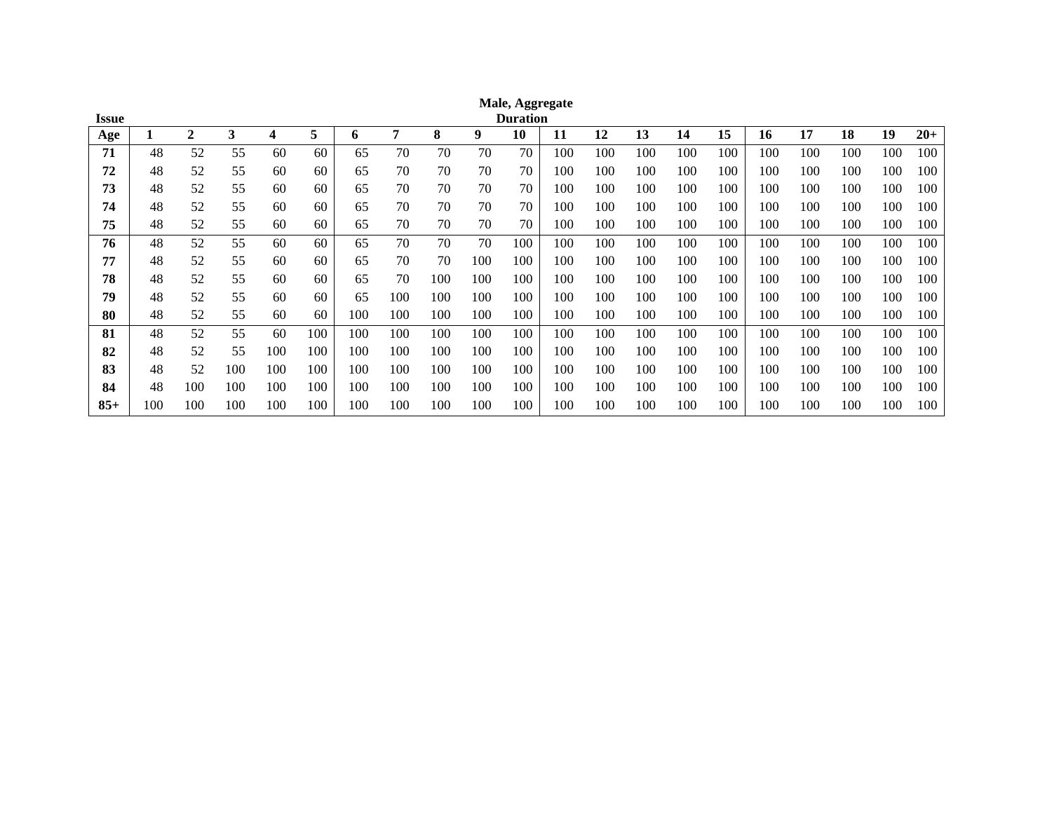**Male, Aggregate**

| Issue Age | Duration 1 | 2 | 3 | 4 | 5 | 6 | 7 | 8 | 9 | 10 | 11 | 12 | 13 | 14 | 15 | 16 | 17 | 18 | 19 | 20+ |
|---|---|---|---|---|---|---|---|---|---|---|---|---|---|---|---|---|---|---|---|---|
| **71** | 48 | 52 | 55 | 60 | 60 | 65 | 70 | 70 | 70 | 70 | 100 | 100 | 100 | 100 | 100 | 100 | 100 | 100 | 100 | 100 |
| **72** | 48 | 52 | 55 | 60 | 60 | 65 | 70 | 70 | 70 | 70 | 100 | 100 | 100 | 100 | 100 | 100 | 100 | 100 | 100 | 100 |
| **73** | 48 | 52 | 55 | 60 | 60 | 65 | 70 | 70 | 70 | 70 | 100 | 100 | 100 | 100 | 100 | 100 | 100 | 100 | 100 | 100 |
| **74** | 48 | 52 | 55 | 60 | 60 | 65 | 70 | 70 | 70 | 70 | 100 | 100 | 100 | 100 | 100 | 100 | 100 | 100 | 100 | 100 |
| **75** | 48 | 52 | 55 | 60 | 60 | 65 | 70 | 70 | 70 | 70 | 100 | 100 | 100 | 100 | 100 | 100 | 100 | 100 | 100 | 100 |
| **76** | 48 | 52 | 55 | 60 | 60 | 65 | 70 | 70 | 70 | 100 | 100 | 100 | 100 | 100 | 100 | 100 | 100 | 100 | 100 | 100 |
| **77** | 48 | 52 | 55 | 60 | 60 | 65 | 70 | 70 | 100 | 100 | 100 | 100 | 100 | 100 | 100 | 100 | 100 | 100 | 100 | 100 |
| **78** | 48 | 52 | 55 | 60 | 60 | 65 | 70 | 100 | 100 | 100 | 100 | 100 | 100 | 100 | 100 | 100 | 100 | 100 | 100 | 100 |
| **79** | 48 | 52 | 55 | 60 | 60 | 65 | 100 | 100 | 100 | 100 | 100 | 100 | 100 | 100 | 100 | 100 | 100 | 100 | 100 | 100 |
| **80** | 48 | 52 | 55 | 60 | 60 | 100 | 100 | 100 | 100 | 100 | 100 | 100 | 100 | 100 | 100 | 100 | 100 | 100 | 100 | 100 |
| **81** | 48 | 52 | 55 | 60 | 100 | 100 | 100 | 100 | 100 | 100 | 100 | 100 | 100 | 100 | 100 | 100 | 100 | 100 | 100 | 100 |
| **82** | 48 | 52 | 55 | 100 | 100 | 100 | 100 | 100 | 100 | 100 | 100 | 100 | 100 | 100 | 100 | 100 | 100 | 100 | 100 | 100 |
| **83** | 48 | 52 | 100 | 100 | 100 | 100 | 100 | 100 | 100 | 100 | 100 | 100 | 100 | 100 | 100 | 100 | 100 | 100 | 100 | 100 |
| **84** | 48 | 100 | 100 | 100 | 100 | 100 | 100 | 100 | 100 | 100 | 100 | 100 | 100 | 100 | 100 | 100 | 100 | 100 | 100 | 100 |
| **85+** | 100 | 100 | 100 | 100 | 100 | 100 | 100 | 100 | 100 | 100 | 100 | 100 | 100 | 100 | 100 | 100 | 100 | 100 | 100 | 100 |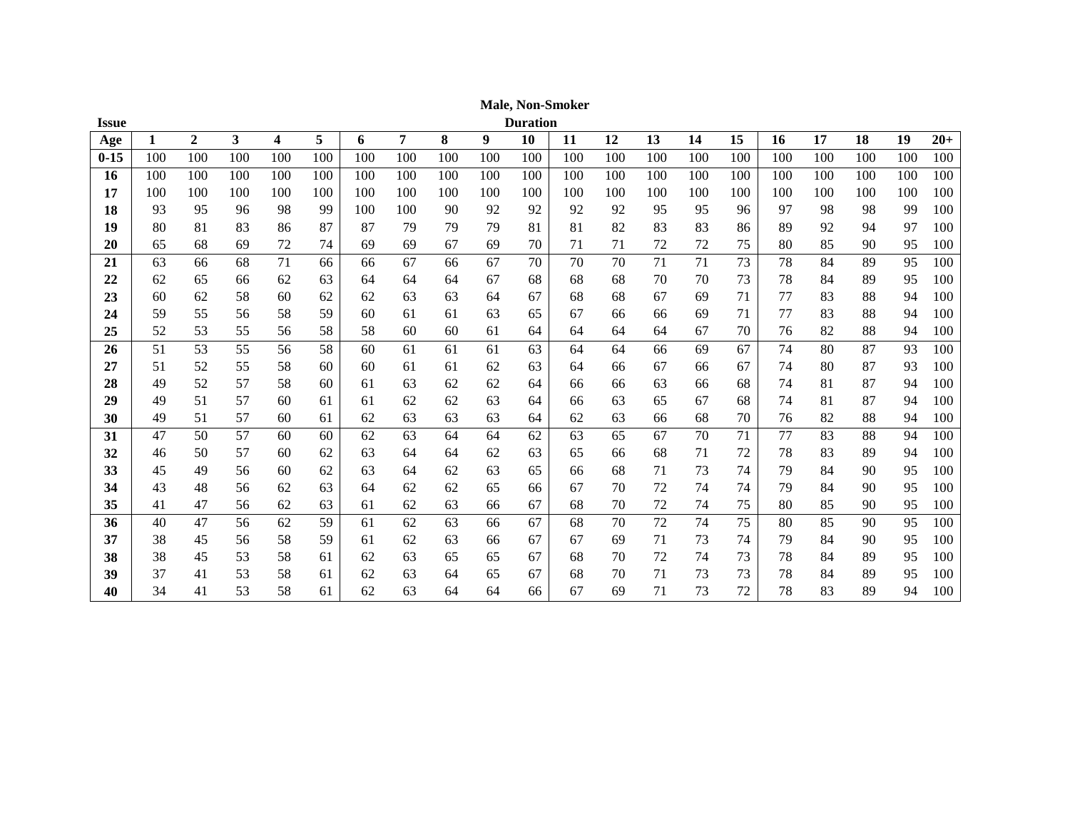**Male, Non-Smoker**

| Issue Age | Duration 1 | 2 | 3 | 4 | 5 | 6 | 7 | 8 | 9 | 10 | 11 | 12 | 13 | 14 | 15 | 16 | 17 | 18 | 19 | 20+ |
|---|---|---|---|---|---|---|---|---|---|---|---|---|---|---|---|---|---|---|---|---|
| **0-15** | 100 | 100 | 100 | 100 | 100 | 100 | 100 | 100 | 100 | 100 | 100 | 100 | 100 | 100 | 100 | 100 | 100 | 100 | 100 | 100 |
| **16** | 100 | 100 | 100 | 100 | 100 | 100 | 100 | 100 | 100 | 100 | 100 | 100 | 100 | 100 | 100 | 100 | 100 | 100 | 100 | 100 |
| **17** | 100 | 100 | 100 | 100 | 100 | 100 | 100 | 100 | 100 | 100 | 100 | 100 | 100 | 100 | 100 | 100 | 100 | 100 | 100 | 100 |
| **18** | 93 | 95 | 96 | 98 | 99 | 100 | 100 | 90 | 92 | 92 | 92 | 92 | 95 | 95 | 96 | 97 | 98 | 98 | 99 | 100 |
| **19** | 80 | 81 | 83 | 86 | 87 | 87 | 79 | 79 | 79 | 81 | 81 | 82 | 83 | 83 | 86 | 89 | 92 | 94 | 97 | 100 |
| **20** | 65 | 68 | 69 | 72 | 74 | 69 | 69 | 67 | 69 | 70 | 71 | 71 | 72 | 72 | 75 | 80 | 85 | 90 | 95 | 100 |
| **21** | 63 | 66 | 68 | 71 | 66 | 66 | 67 | 66 | 67 | 70 | 70 | 70 | 71 | 71 | 73 | 78 | 84 | 89 | 95 | 100 |
| **22** | 62 | 65 | 66 | 62 | 63 | 64 | 64 | 64 | 67 | 68 | 68 | 68 | 70 | 70 | 73 | 78 | 84 | 89 | 95 | 100 |
| **23** | 60 | 62 | 58 | 60 | 62 | 62 | 63 | 63 | 64 | 67 | 68 | 68 | 67 | 69 | 71 | 77 | 83 | 88 | 94 | 100 |
| **24** | 59 | 55 | 56 | 58 | 59 | 60 | 61 | 61 | 63 | 65 | 67 | 66 | 66 | 69 | 71 | 77 | 83 | 88 | 94 | 100 |
| **25** | 52 | 53 | 55 | 56 | 58 | 58 | 60 | 60 | 61 | 64 | 64 | 64 | 64 | 67 | 70 | 76 | 82 | 88 | 94 | 100 |
| **26** | 51 | 53 | 55 | 56 | 58 | 60 | 61 | 61 | 61 | 63 | 64 | 64 | 66 | 69 | 67 | 74 | 80 | 87 | 93 | 100 |
| **27** | 51 | 52 | 55 | 58 | 60 | 60 | 61 | 61 | 62 | 63 | 64 | 66 | 67 | 66 | 67 | 74 | 80 | 87 | 93 | 100 |
| **28** | 49 | 52 | 57 | 58 | 60 | 61 | 63 | 62 | 62 | 64 | 66 | 66 | 63 | 66 | 68 | 74 | 81 | 87 | 94 | 100 |
| **29** | 49 | 51 | 57 | 60 | 61 | 61 | 62 | 62 | 63 | 64 | 66 | 63 | 65 | 67 | 68 | 74 | 81 | 87 | 94 | 100 |
| **30** | 49 | 51 | 57 | 60 | 61 | 62 | 63 | 63 | 63 | 64 | 62 | 63 | 66 | 68 | 70 | 76 | 82 | 88 | 94 | 100 |
| **31** | 47 | 50 | 57 | 60 | 60 | 62 | 63 | 64 | 64 | 62 | 63 | 65 | 67 | 70 | 71 | 77 | 83 | 88 | 94 | 100 |
| **32** | 46 | 50 | 57 | 60 | 62 | 63 | 64 | 64 | 62 | 63 | 65 | 66 | 68 | 71 | 72 | 78 | 83 | 89 | 94 | 100 |
| **33** | 45 | 49 | 56 | 60 | 62 | 63 | 64 | 62 | 63 | 65 | 66 | 68 | 71 | 73 | 74 | 79 | 84 | 90 | 95 | 100 |
| **34** | 43 | 48 | 56 | 62 | 63 | 64 | 62 | 62 | 65 | 66 | 67 | 70 | 72 | 74 | 74 | 79 | 84 | 90 | 95 | 100 |
| **35** | 41 | 47 | 56 | 62 | 63 | 61 | 62 | 63 | 66 | 67 | 68 | 70 | 72 | 74 | 75 | 80 | 85 | 90 | 95 | 100 |
| **36** | 40 | 47 | 56 | 62 | 59 | 61 | 62 | 63 | 66 | 67 | 68 | 70 | 72 | 74 | 75 | 80 | 85 | 90 | 95 | 100 |
| **37** | 38 | 45 | 56 | 58 | 59 | 61 | 62 | 63 | 66 | 67 | 67 | 69 | 71 | 73 | 74 | 79 | 84 | 90 | 95 | 100 |
| **38** | 38 | 45 | 53 | 58 | 61 | 62 | 63 | 65 | 65 | 67 | 68 | 70 | 72 | 74 | 73 | 78 | 84 | 89 | 95 | 100 |
| **39** | 37 | 41 | 53 | 58 | 61 | 62 | 63 | 64 | 65 | 67 | 68 | 70 | 71 | 73 | 73 | 78 | 84 | 89 | 95 | 100 |
| **40** | 34 | 41 | 53 | 58 | 61 | 62 | 63 | 64 | 64 | 66 | 67 | 69 | 71 | 73 | 72 | 78 | 83 | 89 | 94 | 100 |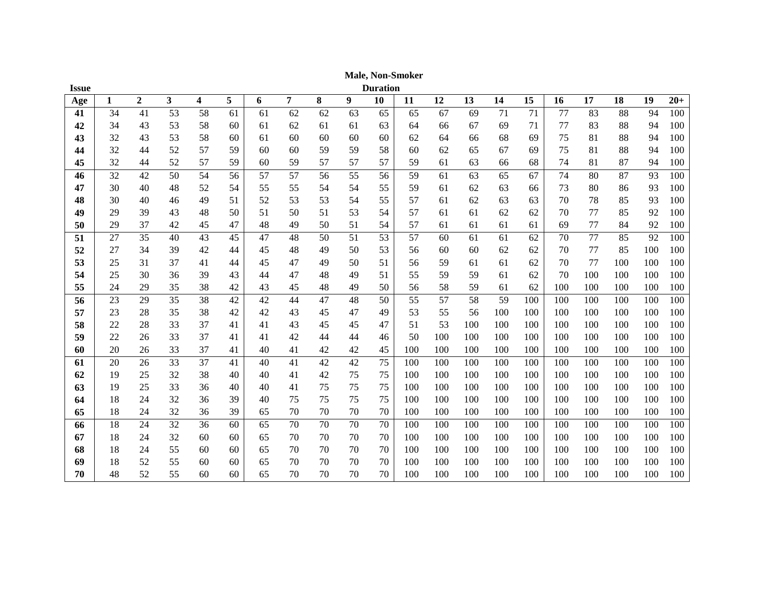**Male, Non-Smoker**

| Issue Age | Duration 1 | 2 | 3 | 4 | 5 | 6 | 7 | 8 | 9 | 10 | 11 | 12 | 13 | 14 | 15 | 16 | 17 | 18 | 19 | 20+ |
|---|---|---|---|---|---|---|---|---|---|---|---|---|---|---|---|---|---|---|---|---|
| **41** | 34 | 41 | 53 | 58 | 61 | 61 | 62 | 62 | 63 | 65 | 65 | 67 | 69 | 71 | 71 | 77 | 83 | 88 | 94 | 100 |
| **42** | 34 | 43 | 53 | 58 | 60 | 61 | 62 | 61 | 61 | 63 | 64 | 66 | 67 | 69 | 71 | 77 | 83 | 88 | 94 | 100 |
| **43** | 32 | 43 | 53 | 58 | 60 | 61 | 60 | 60 | 60 | 60 | 62 | 64 | 66 | 68 | 69 | 75 | 81 | 88 | 94 | 100 |
| **44** | 32 | 44 | 52 | 57 | 59 | 60 | 60 | 59 | 59 | 58 | 60 | 62 | 65 | 67 | 69 | 75 | 81 | 88 | 94 | 100 |
| **45** | 32 | 44 | 52 | 57 | 59 | 60 | 59 | 57 | 57 | 57 | 59 | 61 | 63 | 66 | 68 | 74 | 81 | 87 | 94 | 100 |
| **46** | 32 | 42 | 50 | 54 | 56 | 57 | 57 | 56 | 55 | 56 | 59 | 61 | 63 | 65 | 67 | 74 | 80 | 87 | 93 | 100 |
| **47** | 30 | 40 | 48 | 52 | 54 | 55 | 55 | 54 | 54 | 55 | 59 | 61 | 62 | 63 | 66 | 73 | 80 | 86 | 93 | 100 |
| **48** | 30 | 40 | 46 | 49 | 51 | 52 | 53 | 53 | 54 | 55 | 57 | 61 | 62 | 63 | 63 | 70 | 78 | 85 | 93 | 100 |
| **49** | 29 | 39 | 43 | 48 | 50 | 51 | 50 | 51 | 53 | 54 | 57 | 61 | 61 | 62 | 62 | 70 | 77 | 85 | 92 | 100 |
| **50** | 29 | 37 | 42 | 45 | 47 | 48 | 49 | 50 | 51 | 54 | 57 | 61 | 61 | 61 | 61 | 69 | 77 | 84 | 92 | 100 |
| **51** | 27 | 35 | 40 | 43 | 45 | 47 | 48 | 50 | 51 | 53 | 57 | 60 | 61 | 61 | 62 | 70 | 77 | 85 | 92 | 100 |
| **52** | 27 | 34 | 39 | 42 | 44 | 45 | 48 | 49 | 50 | 53 | 56 | 60 | 60 | 62 | 62 | 70 | 77 | 85 | 100 | 100 |
| **53** | 25 | 31 | 37 | 41 | 44 | 45 | 47 | 49 | 50 | 51 | 56 | 59 | 61 | 61 | 62 | 70 | 77 | 100 | 100 | 100 |
| **54** | 25 | 30 | 36 | 39 | 43 | 44 | 47 | 48 | 49 | 51 | 55 | 59 | 59 | 61 | 62 | 70 | 100 | 100 | 100 | 100 |
| **55** | 24 | 29 | 35 | 38 | 42 | 43 | 45 | 48 | 49 | 50 | 56 | 58 | 59 | 61 | 62 | 100 | 100 | 100 | 100 | 100 |
| **56** | 23 | 29 | 35 | 38 | 42 | 42 | 44 | 47 | 48 | 50 | 55 | 57 | 58 | 59 | 100 | 100 | 100 | 100 | 100 | 100 |
| **57** | 23 | 28 | 35 | 38 | 42 | 42 | 43 | 45 | 47 | 49 | 53 | 55 | 56 | 100 | 100 | 100 | 100 | 100 | 100 | 100 |
| **58** | 22 | 28 | 33 | 37 | 41 | 41 | 43 | 45 | 45 | 47 | 51 | 53 | 100 | 100 | 100 | 100 | 100 | 100 | 100 | 100 |
| **59** | 22 | 26 | 33 | 37 | 41 | 41 | 42 | 44 | 44 | 46 | 50 | 100 | 100 | 100 | 100 | 100 | 100 | 100 | 100 | 100 |
| **60** | 20 | 26 | 33 | 37 | 41 | 40 | 41 | 42 | 42 | 45 | 100 | 100 | 100 | 100 | 100 | 100 | 100 | 100 | 100 | 100 |
| **61** | 20 | 26 | 33 | 37 | 41 | 40 | 41 | 42 | 42 | 75 | 100 | 100 | 100 | 100 | 100 | 100 | 100 | 100 | 100 | 100 |
| **62** | 19 | 25 | 32 | 38 | 40 | 40 | 41 | 42 | 75 | 75 | 100 | 100 | 100 | 100 | 100 | 100 | 100 | 100 | 100 | 100 |
| **63** | 19 | 25 | 33 | 36 | 40 | 40 | 41 | 75 | 75 | 75 | 100 | 100 | 100 | 100 | 100 | 100 | 100 | 100 | 100 | 100 |
| **64** | 18 | 24 | 32 | 36 | 39 | 40 | 75 | 75 | 75 | 75 | 100 | 100 | 100 | 100 | 100 | 100 | 100 | 100 | 100 | 100 |
| **65** | 18 | 24 | 32 | 36 | 39 | 65 | 70 | 70 | 70 | 70 | 100 | 100 | 100 | 100 | 100 | 100 | 100 | 100 | 100 | 100 |
| **66** | 18 | 24 | 32 | 36 | 60 | 65 | 70 | 70 | 70 | 70 | 100 | 100 | 100 | 100 | 100 | 100 | 100 | 100 | 100 | 100 |
| **67** | 18 | 24 | 32 | 60 | 60 | 65 | 70 | 70 | 70 | 70 | 100 | 100 | 100 | 100 | 100 | 100 | 100 | 100 | 100 | 100 |
| **68** | 18 | 24 | 55 | 60 | 60 | 65 | 70 | 70 | 70 | 70 | 100 | 100 | 100 | 100 | 100 | 100 | 100 | 100 | 100 | 100 |
| **69** | 18 | 52 | 55 | 60 | 60 | 65 | 70 | 70 | 70 | 70 | 100 | 100 | 100 | 100 | 100 | 100 | 100 | 100 | 100 | 100 |
| **70** | 48 | 52 | 55 | 60 | 60 | 65 | 70 | 70 | 70 | 70 | 100 | 100 | 100 | 100 | 100 | 100 | 100 | 100 | 100 | 100 |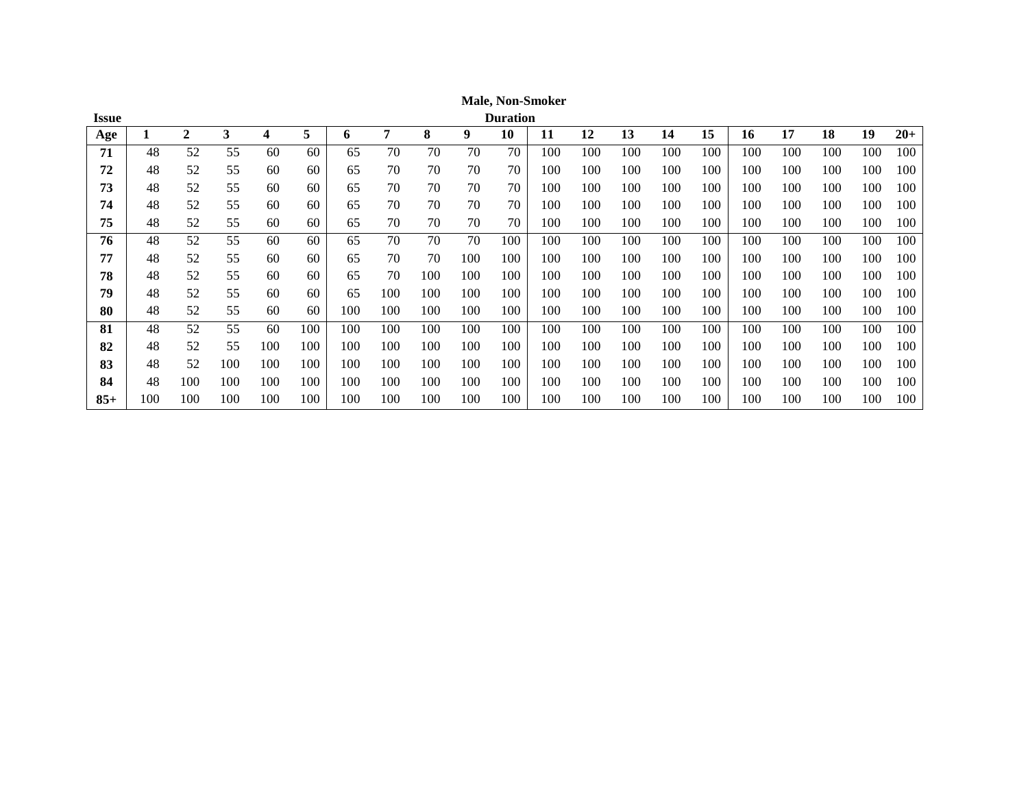**Male, Non-Smoker**

| Issue Age | Duration 1 | 2 | 3 | 4 | 5 | 6 | 7 | 8 | 9 | 10 | 11 | 12 | 13 | 14 | 15 | 16 | 17 | 18 | 19 | 20+ |
|---|---|---|---|---|---|---|---|---|---|---|---|---|---|---|---|---|---|---|---|---|
| **71** | 48 | 52 | 55 | 60 | 60 | 65 | 70 | 70 | 70 | 70 | 100 | 100 | 100 | 100 | 100 | 100 | 100 | 100 | 100 | 100 |
| **72** | 48 | 52 | 55 | 60 | 60 | 65 | 70 | 70 | 70 | 70 | 100 | 100 | 100 | 100 | 100 | 100 | 100 | 100 | 100 | 100 |
| **73** | 48 | 52 | 55 | 60 | 60 | 65 | 70 | 70 | 70 | 70 | 100 | 100 | 100 | 100 | 100 | 100 | 100 | 100 | 100 | 100 |
| **74** | 48 | 52 | 55 | 60 | 60 | 65 | 70 | 70 | 70 | 70 | 100 | 100 | 100 | 100 | 100 | 100 | 100 | 100 | 100 | 100 |
| **75** | 48 | 52 | 55 | 60 | 60 | 65 | 70 | 70 | 70 | 70 | 100 | 100 | 100 | 100 | 100 | 100 | 100 | 100 | 100 | 100 |
| **76** | 48 | 52 | 55 | 60 | 60 | 65 | 70 | 70 | 70 | 100 | 100 | 100 | 100 | 100 | 100 | 100 | 100 | 100 | 100 | 100 |
| **77** | 48 | 52 | 55 | 60 | 60 | 65 | 70 | 70 | 100 | 100 | 100 | 100 | 100 | 100 | 100 | 100 | 100 | 100 | 100 | 100 |
| **78** | 48 | 52 | 55 | 60 | 60 | 65 | 70 | 100 | 100 | 100 | 100 | 100 | 100 | 100 | 100 | 100 | 100 | 100 | 100 | 100 |
| **79** | 48 | 52 | 55 | 60 | 60 | 65 | 100 | 100 | 100 | 100 | 100 | 100 | 100 | 100 | 100 | 100 | 100 | 100 | 100 | 100 |
| **80** | 48 | 52 | 55 | 60 | 60 | 100 | 100 | 100 | 100 | 100 | 100 | 100 | 100 | 100 | 100 | 100 | 100 | 100 | 100 | 100 |
| **81** | 48 | 52 | 55 | 60 | 100 | 100 | 100 | 100 | 100 | 100 | 100 | 100 | 100 | 100 | 100 | 100 | 100 | 100 | 100 | 100 |
| **82** | 48 | 52 | 55 | 100 | 100 | 100 | 100 | 100 | 100 | 100 | 100 | 100 | 100 | 100 | 100 | 100 | 100 | 100 | 100 | 100 |
| **83** | 48 | 52 | 100 | 100 | 100 | 100 | 100 | 100 | 100 | 100 | 100 | 100 | 100 | 100 | 100 | 100 | 100 | 100 | 100 | 100 |
| **84** | 48 | 100 | 100 | 100 | 100 | 100 | 100 | 100 | 100 | 100 | 100 | 100 | 100 | 100 | 100 | 100 | 100 | 100 | 100 | 100 |
| **85+** | 100 | 100 | 100 | 100 | 100 | 100 | 100 | 100 | 100 | 100 | 100 | 100 | 100 | 100 | 100 | 100 | 100 | 100 | 100 | 100 |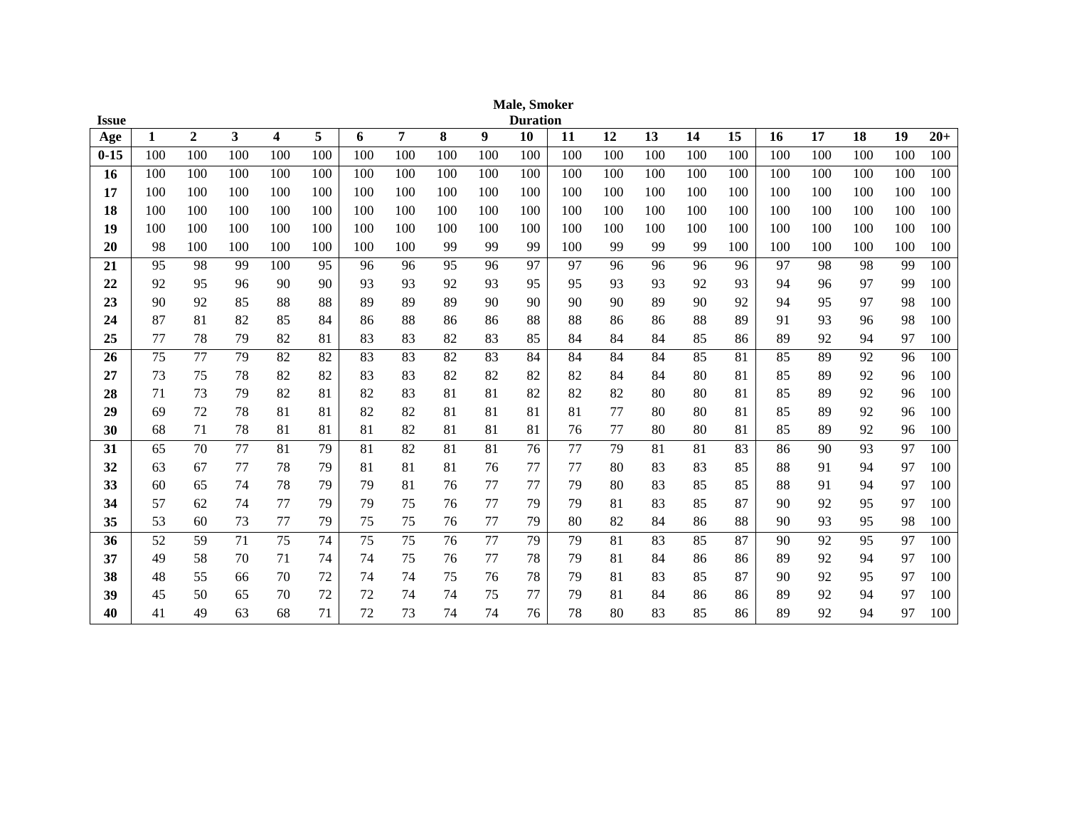**Male, Smoker**

| Issue Age | Duration 1 | 2 | 3 | 4 | 5 | 6 | 7 | 8 | 9 | 10 | 11 | 12 | 13 | 14 | 15 | 16 | 17 | 18 | 19 | 20+ |
|---|---|---|---|---|---|---|---|---|---|---|---|---|---|---|---|---|---|---|---|---|
| 0-15 | 100 | 100 | 100 | 100 | 100 | 100 | 100 | 100 | 100 | 100 | 100 | 100 | 100 | 100 | 100 | 100 | 100 | 100 | 100 | 100 |
| 16 | 100 | 100 | 100 | 100 | 100 | 100 | 100 | 100 | 100 | 100 | 100 | 100 | 100 | 100 | 100 | 100 | 100 | 100 | 100 | 100 |
| 17 | 100 | 100 | 100 | 100 | 100 | 100 | 100 | 100 | 100 | 100 | 100 | 100 | 100 | 100 | 100 | 100 | 100 | 100 | 100 | 100 |
| 18 | 100 | 100 | 100 | 100 | 100 | 100 | 100 | 100 | 100 | 100 | 100 | 100 | 100 | 100 | 100 | 100 | 100 | 100 | 100 | 100 |
| 19 | 100 | 100 | 100 | 100 | 100 | 100 | 100 | 100 | 100 | 100 | 100 | 100 | 100 | 100 | 100 | 100 | 100 | 100 | 100 | 100 |
| 20 | 98 | 100 | 100 | 100 | 100 | 100 | 100 | 99 | 99 | 99 | 100 | 99 | 99 | 99 | 100 | 100 | 100 | 100 | 100 | 100 |
| 21 | 95 | 98 | 99 | 100 | 95 | 96 | 96 | 95 | 96 | 97 | 97 | 96 | 96 | 96 | 96 | 97 | 98 | 98 | 99 | 100 |
| 22 | 92 | 95 | 96 | 90 | 90 | 93 | 93 | 92 | 93 | 95 | 95 | 93 | 93 | 92 | 93 | 94 | 96 | 97 | 99 | 100 |
| 23 | 90 | 92 | 85 | 88 | 88 | 89 | 89 | 89 | 90 | 90 | 90 | 90 | 89 | 90 | 92 | 94 | 95 | 97 | 98 | 100 |
| 24 | 87 | 81 | 82 | 85 | 84 | 86 | 88 | 86 | 86 | 88 | 88 | 86 | 86 | 88 | 89 | 91 | 93 | 96 | 98 | 100 |
| 25 | 77 | 78 | 79 | 82 | 81 | 83 | 83 | 82 | 83 | 85 | 84 | 84 | 84 | 85 | 86 | 89 | 92 | 94 | 97 | 100 |
| 26 | 75 | 77 | 79 | 82 | 82 | 83 | 83 | 82 | 83 | 84 | 84 | 84 | 84 | 85 | 81 | 85 | 89 | 92 | 96 | 100 |
| 27 | 73 | 75 | 78 | 82 | 82 | 83 | 83 | 82 | 82 | 82 | 82 | 84 | 84 | 80 | 81 | 85 | 89 | 92 | 96 | 100 |
| 28 | 71 | 73 | 79 | 82 | 81 | 82 | 83 | 81 | 81 | 82 | 82 | 82 | 80 | 80 | 81 | 85 | 89 | 92 | 96 | 100 |
| 29 | 69 | 72 | 78 | 81 | 81 | 82 | 82 | 81 | 81 | 81 | 81 | 77 | 80 | 80 | 81 | 85 | 89 | 92 | 96 | 100 |
| 30 | 68 | 71 | 78 | 81 | 81 | 81 | 82 | 81 | 81 | 81 | 76 | 77 | 80 | 80 | 81 | 85 | 89 | 92 | 96 | 100 |
| 31 | 65 | 70 | 77 | 81 | 79 | 81 | 82 | 81 | 81 | 76 | 77 | 79 | 81 | 81 | 83 | 86 | 90 | 93 | 97 | 100 |
| 32 | 63 | 67 | 77 | 78 | 79 | 81 | 81 | 81 | 76 | 77 | 77 | 80 | 83 | 83 | 85 | 88 | 91 | 94 | 97 | 100 |
| 33 | 60 | 65 | 74 | 78 | 79 | 79 | 81 | 76 | 77 | 77 | 79 | 80 | 83 | 85 | 85 | 88 | 91 | 94 | 97 | 100 |
| 34 | 57 | 62 | 74 | 77 | 79 | 79 | 75 | 76 | 77 | 79 | 79 | 81 | 83 | 85 | 87 | 90 | 92 | 95 | 97 | 100 |
| 35 | 53 | 60 | 73 | 77 | 79 | 75 | 75 | 76 | 77 | 79 | 80 | 82 | 84 | 86 | 88 | 90 | 93 | 95 | 98 | 100 |
| 36 | 52 | 59 | 71 | 75 | 74 | 75 | 75 | 76 | 77 | 79 | 79 | 81 | 83 | 85 | 87 | 90 | 92 | 95 | 97 | 100 |
| 37 | 49 | 58 | 70 | 71 | 74 | 74 | 75 | 76 | 77 | 78 | 79 | 81 | 84 | 86 | 86 | 89 | 92 | 94 | 97 | 100 |
| 38 | 48 | 55 | 66 | 70 | 72 | 74 | 74 | 75 | 76 | 78 | 79 | 81 | 83 | 85 | 87 | 90 | 92 | 95 | 97 | 100 |
| 39 | 45 | 50 | 65 | 70 | 72 | 72 | 74 | 74 | 75 | 77 | 79 | 81 | 84 | 86 | 86 | 89 | 92 | 94 | 97 | 100 |
| 40 | 41 | 49 | 63 | 68 | 71 | 72 | 73 | 74 | 74 | 76 | 78 | 80 | 83 | 85 | 86 | 89 | 92 | 94 | 97 | 100 |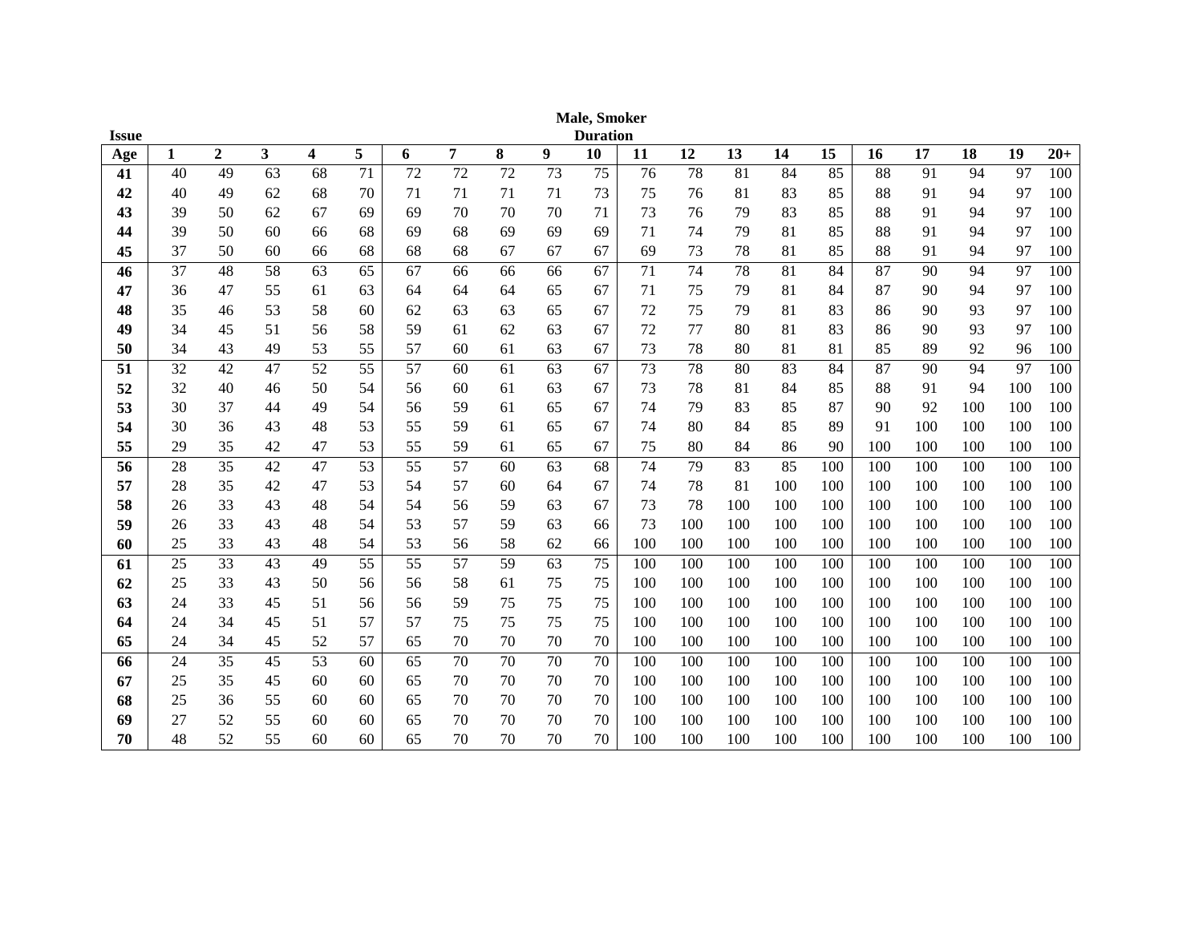**Male, Smoker**

| Issue Age | Duration 1 | 2 | 3 | 4 | 5 | 6 | 7 | 8 | 9 | 10 | 11 | 12 | 13 | 14 | 15 | 16 | 17 | 18 | 19 | 20+ |
|---|---|---|---|---|---|---|---|---|---|---|---|---|---|---|---|---|---|---|---|---|
| **41** | 40 | 49 | 63 | 68 | 71 | 72 | 72 | 72 | 73 | 75 | 76 | 78 | 81 | 84 | 85 | 88 | 91 | 94 | 97 | 100 |
| **42** | 40 | 49 | 62 | 68 | 70 | 71 | 71 | 71 | 71 | 73 | 75 | 76 | 81 | 83 | 85 | 88 | 91 | 94 | 97 | 100 |
| **43** | 39 | 50 | 62 | 67 | 69 | 69 | 70 | 70 | 70 | 71 | 73 | 76 | 79 | 83 | 85 | 88 | 91 | 94 | 97 | 100 |
| **44** | 39 | 50 | 60 | 66 | 68 | 69 | 68 | 69 | 69 | 69 | 71 | 74 | 79 | 81 | 85 | 88 | 91 | 94 | 97 | 100 |
| **45** | 37 | 50 | 60 | 66 | 68 | 68 | 68 | 67 | 67 | 67 | 69 | 73 | 78 | 81 | 85 | 88 | 91 | 94 | 97 | 100 |
| **46** | 37 | 48 | 58 | 63 | 65 | 67 | 66 | 66 | 66 | 67 | 71 | 74 | 78 | 81 | 84 | 87 | 90 | 94 | 97 | 100 |
| **47** | 36 | 47 | 55 | 61 | 63 | 64 | 64 | 64 | 65 | 67 | 71 | 75 | 79 | 81 | 84 | 87 | 90 | 94 | 97 | 100 |
| **48** | 35 | 46 | 53 | 58 | 60 | 62 | 63 | 63 | 65 | 67 | 72 | 75 | 79 | 81 | 83 | 86 | 90 | 93 | 97 | 100 |
| **49** | 34 | 45 | 51 | 56 | 58 | 59 | 61 | 62 | 63 | 67 | 72 | 77 | 80 | 81 | 83 | 86 | 90 | 93 | 97 | 100 |
| **50** | 34 | 43 | 49 | 53 | 55 | 57 | 60 | 61 | 63 | 67 | 73 | 78 | 80 | 81 | 81 | 85 | 89 | 92 | 96 | 100 |
| **51** | 32 | 42 | 47 | 52 | 55 | 57 | 60 | 61 | 63 | 67 | 73 | 78 | 80 | 83 | 84 | 87 | 90 | 94 | 97 | 100 |
| **52** | 32 | 40 | 46 | 50 | 54 | 56 | 60 | 61 | 63 | 67 | 73 | 78 | 81 | 84 | 85 | 88 | 91 | 94 | 100 | 100 |
| **53** | 30 | 37 | 44 | 49 | 54 | 56 | 59 | 61 | 65 | 67 | 74 | 79 | 83 | 85 | 87 | 90 | 92 | 100 | 100 | 100 |
| **54** | 30 | 36 | 43 | 48 | 53 | 55 | 59 | 61 | 65 | 67 | 74 | 80 | 84 | 85 | 89 | 91 | 100 | 100 | 100 | 100 |
| **55** | 29 | 35 | 42 | 47 | 53 | 55 | 59 | 61 | 65 | 67 | 75 | 80 | 84 | 86 | 90 | 100 | 100 | 100 | 100 | 100 |
| **56** | 28 | 35 | 42 | 47 | 53 | 55 | 57 | 60 | 63 | 68 | 74 | 79 | 83 | 85 | 100 | 100 | 100 | 100 | 100 | 100 |
| **57** | 28 | 35 | 42 | 47 | 53 | 54 | 57 | 60 | 64 | 67 | 74 | 78 | 81 | 100 | 100 | 100 | 100 | 100 | 100 | 100 |
| **58** | 26 | 33 | 43 | 48 | 54 | 54 | 56 | 59 | 63 | 67 | 73 | 78 | 100 | 100 | 100 | 100 | 100 | 100 | 100 | 100 |
| **59** | 26 | 33 | 43 | 48 | 54 | 53 | 57 | 59 | 63 | 66 | 73 | 100 | 100 | 100 | 100 | 100 | 100 | 100 | 100 | 100 |
| **60** | 25 | 33 | 43 | 48 | 54 | 53 | 56 | 58 | 62 | 66 | 100 | 100 | 100 | 100 | 100 | 100 | 100 | 100 | 100 | 100 |
| **61** | 25 | 33 | 43 | 49 | 55 | 55 | 57 | 59 | 63 | 75 | 100 | 100 | 100 | 100 | 100 | 100 | 100 | 100 | 100 | 100 |
| **62** | 25 | 33 | 43 | 50 | 56 | 56 | 58 | 61 | 75 | 75 | 100 | 100 | 100 | 100 | 100 | 100 | 100 | 100 | 100 | 100 |
| **63** | 24 | 33 | 45 | 51 | 56 | 56 | 59 | 75 | 75 | 75 | 100 | 100 | 100 | 100 | 100 | 100 | 100 | 100 | 100 | 100 |
| **64** | 24 | 34 | 45 | 51 | 57 | 57 | 75 | 75 | 75 | 75 | 100 | 100 | 100 | 100 | 100 | 100 | 100 | 100 | 100 | 100 |
| **65** | 24 | 34 | 45 | 52 | 57 | 65 | 70 | 70 | 70 | 70 | 100 | 100 | 100 | 100 | 100 | 100 | 100 | 100 | 100 | 100 |
| **66** | 24 | 35 | 45 | 53 | 60 | 65 | 70 | 70 | 70 | 70 | 100 | 100 | 100 | 100 | 100 | 100 | 100 | 100 | 100 | 100 |
| **67** | 25 | 35 | 45 | 60 | 60 | 65 | 70 | 70 | 70 | 70 | 100 | 100 | 100 | 100 | 100 | 100 | 100 | 100 | 100 | 100 |
| **68** | 25 | 36 | 55 | 60 | 60 | 65 | 70 | 70 | 70 | 70 | 100 | 100 | 100 | 100 | 100 | 100 | 100 | 100 | 100 | 100 |
| **69** | 27 | 52 | 55 | 60 | 60 | 65 | 70 | 70 | 70 | 70 | 100 | 100 | 100 | 100 | 100 | 100 | 100 | 100 | 100 | 100 |
| **70** | 48 | 52 | 55 | 60 | 60 | 65 | 70 | 70 | 70 | 70 | 100 | 100 | 100 | 100 | 100 | 100 | 100 | 100 | 100 | 100 |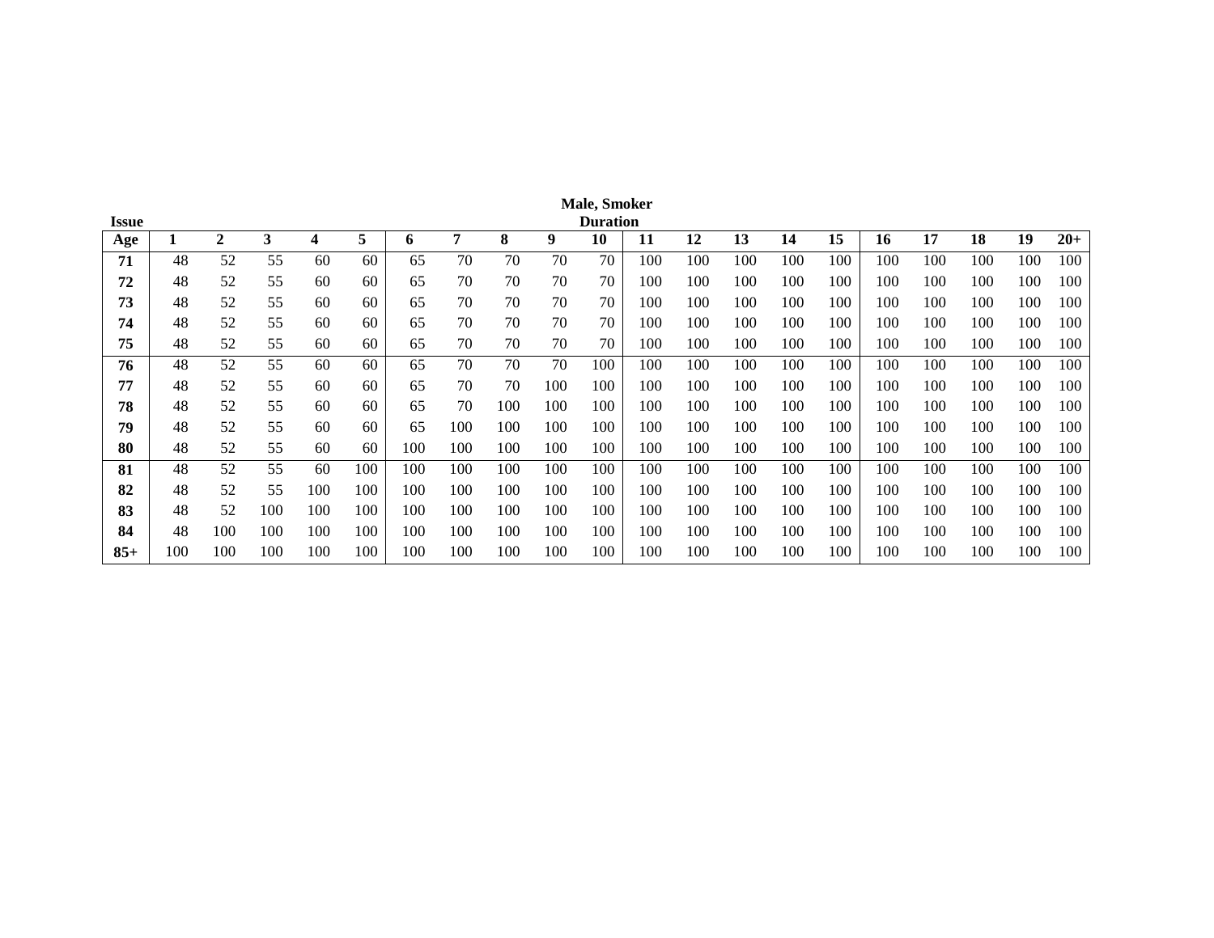**Male, Smoker**

| Issue Age | Duration 1 | 2 | 3 | 4 | 5 | 6 | 7 | 8 | 9 | 10 | 11 | 12 | 13 | 14 | 15 | 16 | 17 | 18 | 19 | 20+ |
|---|---|---|---|---|---|---|---|---|---|---|---|---|---|---|---|---|---|---|---|---|
| **71** | 48 | 52 | 55 | 60 | 60 | 65 | 70 | 70 | 70 | 70 | 100 | 100 | 100 | 100 | 100 | 100 | 100 | 100 | 100 | 100 |
| **72** | 48 | 52 | 55 | 60 | 60 | 65 | 70 | 70 | 70 | 70 | 100 | 100 | 100 | 100 | 100 | 100 | 100 | 100 | 100 | 100 |
| **73** | 48 | 52 | 55 | 60 | 60 | 65 | 70 | 70 | 70 | 70 | 100 | 100 | 100 | 100 | 100 | 100 | 100 | 100 | 100 | 100 |
| **74** | 48 | 52 | 55 | 60 | 60 | 65 | 70 | 70 | 70 | 70 | 100 | 100 | 100 | 100 | 100 | 100 | 100 | 100 | 100 | 100 |
| **75** | 48 | 52 | 55 | 60 | 60 | 65 | 70 | 70 | 70 | 70 | 100 | 100 | 100 | 100 | 100 | 100 | 100 | 100 | 100 | 100 |
| **76** | 48 | 52 | 55 | 60 | 60 | 65 | 70 | 70 | 70 | 100 | 100 | 100 | 100 | 100 | 100 | 100 | 100 | 100 | 100 | 100 |
| **77** | 48 | 52 | 55 | 60 | 60 | 65 | 70 | 70 | 100 | 100 | 100 | 100 | 100 | 100 | 100 | 100 | 100 | 100 | 100 | 100 |
| **78** | 48 | 52 | 55 | 60 | 60 | 65 | 70 | 100 | 100 | 100 | 100 | 100 | 100 | 100 | 100 | 100 | 100 | 100 | 100 | 100 |
| **79** | 48 | 52 | 55 | 60 | 60 | 65 | 100 | 100 | 100 | 100 | 100 | 100 | 100 | 100 | 100 | 100 | 100 | 100 | 100 | 100 |
| **80** | 48 | 52 | 55 | 60 | 60 | 100 | 100 | 100 | 100 | 100 | 100 | 100 | 100 | 100 | 100 | 100 | 100 | 100 | 100 | 100 |
| **81** | 48 | 52 | 55 | 60 | 100 | 100 | 100 | 100 | 100 | 100 | 100 | 100 | 100 | 100 | 100 | 100 | 100 | 100 | 100 | 100 |
| **82** | 48 | 52 | 55 | 100 | 100 | 100 | 100 | 100 | 100 | 100 | 100 | 100 | 100 | 100 | 100 | 100 | 100 | 100 | 100 | 100 |
| **83** | 48 | 52 | 100 | 100 | 100 | 100 | 100 | 100 | 100 | 100 | 100 | 100 | 100 | 100 | 100 | 100 | 100 | 100 | 100 | 100 |
| **84** | 48 | 100 | 100 | 100 | 100 | 100 | 100 | 100 | 100 | 100 | 100 | 100 | 100 | 100 | 100 | 100 | 100 | 100 | 100 | 100 |
| **85+** | 100 | 100 | 100 | 100 | 100 | 100 | 100 | 100 | 100 | 100 | 100 | 100 | 100 | 100 | 100 | 100 | 100 | 100 | 100 | 100 |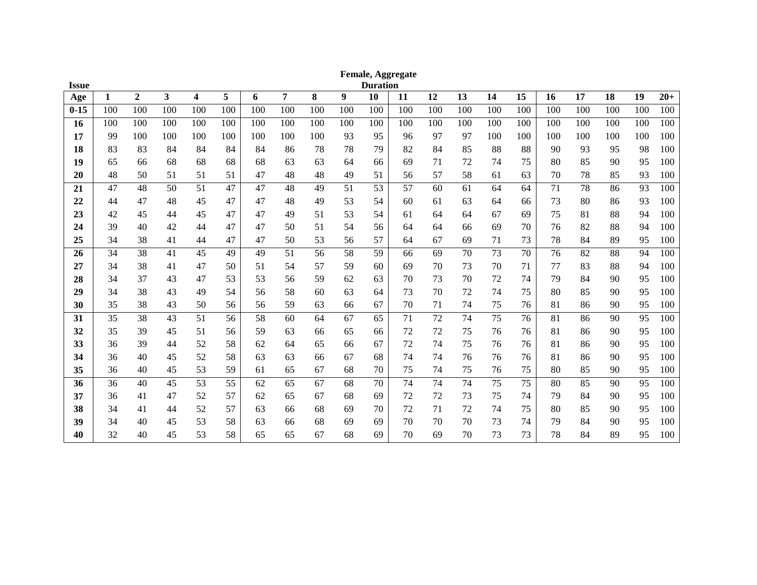**Female, Aggregate**

| Issue Age | Duration 1 | 2 | 3 | 4 | 5 | 6 | 7 | 8 | 9 | 10 | 11 | 12 | 13 | 14 | 15 | 16 | 17 | 18 | 19 | 20+ |
|---|---|---|---|---|---|---|---|---|---|---|---|---|---|---|---|---|---|---|---|---|
| **0-15** | 100 | 100 | 100 | 100 | 100 | 100 | 100 | 100 | 100 | 100 | 100 | 100 | 100 | 100 | 100 | 100 | 100 | 100 | 100 | 100 |
| **16** | 100 | 100 | 100 | 100 | 100 | 100 | 100 | 100 | 100 | 100 | 100 | 100 | 100 | 100 | 100 | 100 | 100 | 100 | 100 | 100 |
| **17** | 99 | 100 | 100 | 100 | 100 | 100 | 100 | 100 | 93 | 95 | 96 | 97 | 97 | 100 | 100 | 100 | 100 | 100 | 100 | 100 |
| **18** | 83 | 83 | 84 | 84 | 84 | 84 | 86 | 78 | 78 | 79 | 82 | 84 | 85 | 88 | 88 | 90 | 93 | 95 | 98 | 100 |
| **19** | 65 | 66 | 68 | 68 | 68 | 68 | 63 | 63 | 64 | 66 | 69 | 71 | 72 | 74 | 75 | 80 | 85 | 90 | 95 | 100 |
| **20** | 48 | 50 | 51 | 51 | 51 | 47 | 48 | 48 | 49 | 51 | 56 | 57 | 58 | 61 | 63 | 70 | 78 | 85 | 93 | 100 |
| **21** | 47 | 48 | 50 | 51 | 47 | 47 | 48 | 49 | 51 | 53 | 57 | 60 | 61 | 64 | 64 | 71 | 78 | 86 | 93 | 100 |
| **22** | 44 | 47 | 48 | 45 | 47 | 47 | 48 | 49 | 53 | 54 | 60 | 61 | 63 | 64 | 66 | 73 | 80 | 86 | 93 | 100 |
| **23** | 42 | 45 | 44 | 45 | 47 | 47 | 49 | 51 | 53 | 54 | 61 | 64 | 64 | 67 | 69 | 75 | 81 | 88 | 94 | 100 |
| **24** | 39 | 40 | 42 | 44 | 47 | 47 | 50 | 51 | 54 | 56 | 64 | 64 | 66 | 69 | 70 | 76 | 82 | 88 | 94 | 100 |
| **25** | 34 | 38 | 41 | 44 | 47 | 47 | 50 | 53 | 56 | 57 | 64 | 67 | 69 | 71 | 73 | 78 | 84 | 89 | 95 | 100 |
| **26** | 34 | 38 | 41 | 45 | 49 | 49 | 51 | 56 | 58 | 59 | 66 | 69 | 70 | 73 | 70 | 76 | 82 | 88 | 94 | 100 |
| **27** | 34 | 38 | 41 | 47 | 50 | 51 | 54 | 57 | 59 | 60 | 69 | 70 | 73 | 70 | 71 | 77 | 83 | 88 | 94 | 100 |
| **28** | 34 | 37 | 43 | 47 | 53 | 53 | 56 | 59 | 62 | 63 | 70 | 73 | 70 | 72 | 74 | 79 | 84 | 90 | 95 | 100 |
| **29** | 34 | 38 | 43 | 49 | 54 | 56 | 58 | 60 | 63 | 64 | 73 | 70 | 72 | 74 | 75 | 80 | 85 | 90 | 95 | 100 |
| **30** | 35 | 38 | 43 | 50 | 56 | 56 | 59 | 63 | 66 | 67 | 70 | 71 | 74 | 75 | 76 | 81 | 86 | 90 | 95 | 100 |
| **31** | 35 | 38 | 43 | 51 | 56 | 58 | 60 | 64 | 67 | 65 | 71 | 72 | 74 | 75 | 76 | 81 | 86 | 90 | 95 | 100 |
| **32** | 35 | 39 | 45 | 51 | 56 | 59 | 63 | 66 | 65 | 66 | 72 | 72 | 75 | 76 | 76 | 81 | 86 | 90 | 95 | 100 |
| **33** | 36 | 39 | 44 | 52 | 58 | 62 | 64 | 65 | 66 | 67 | 72 | 74 | 75 | 76 | 76 | 81 | 86 | 90 | 95 | 100 |
| **34** | 36 | 40 | 45 | 52 | 58 | 63 | 63 | 66 | 67 | 68 | 74 | 74 | 76 | 76 | 76 | 81 | 86 | 90 | 95 | 100 |
| **35** | 36 | 40 | 45 | 53 | 59 | 61 | 65 | 67 | 68 | 70 | 75 | 74 | 75 | 76 | 75 | 80 | 85 | 90 | 95 | 100 |
| **36** | 36 | 40 | 45 | 53 | 55 | 62 | 65 | 67 | 68 | 70 | 74 | 74 | 74 | 75 | 75 | 80 | 85 | 90 | 95 | 100 |
| **37** | 36 | 41 | 47 | 52 | 57 | 62 | 65 | 67 | 68 | 69 | 72 | 72 | 73 | 75 | 74 | 79 | 84 | 90 | 95 | 100 |
| **38** | 34 | 41 | 44 | 52 | 57 | 63 | 66 | 68 | 69 | 70 | 72 | 71 | 72 | 74 | 75 | 80 | 85 | 90 | 95 | 100 |
| **39** | 34 | 40 | 45 | 53 | 58 | 63 | 66 | 68 | 69 | 69 | 70 | 70 | 70 | 73 | 74 | 79 | 84 | 90 | 95 | 100 |
| **40** | 32 | 40 | 45 | 53 | 58 | 65 | 65 | 67 | 68 | 69 | 70 | 69 | 70 | 73 | 73 | 78 | 84 | 89 | 95 | 100 |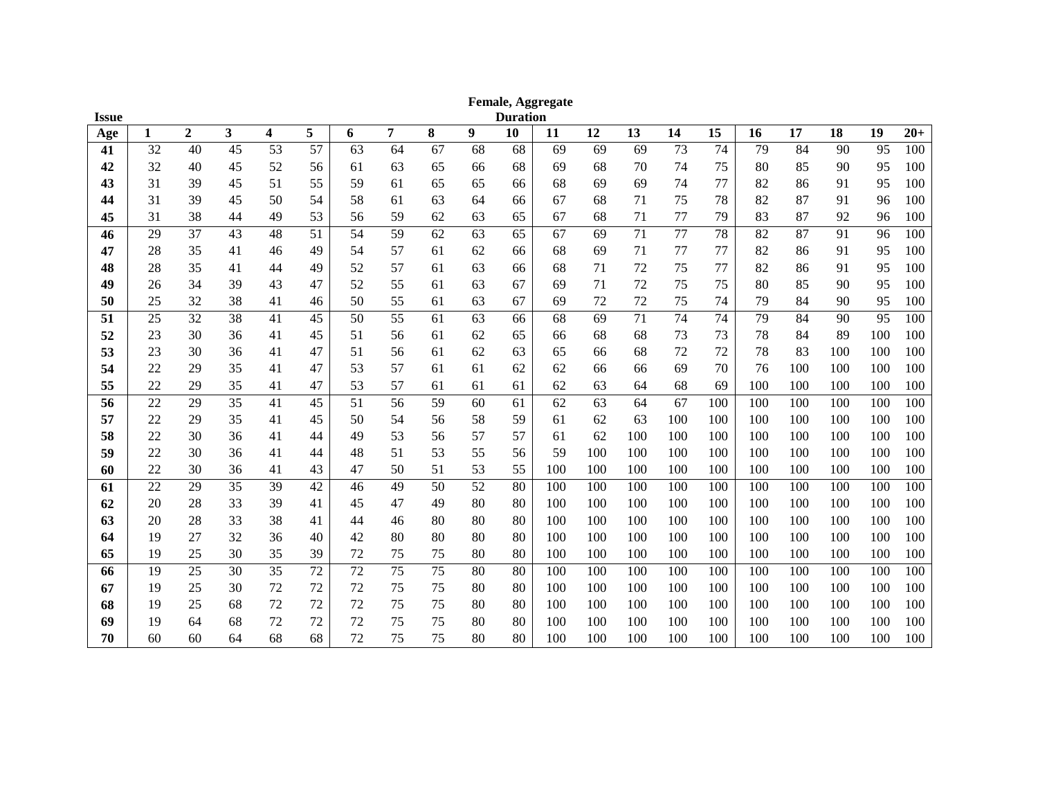**Female, Aggregate**

| Issue Age | Duration 1 | 2 | 3 | 4 | 5 | 6 | 7 | 8 | 9 | 10 | 11 | 12 | 13 | 14 | 15 | 16 | 17 | 18 | 19 | 20+ |
|---|---|---|---|---|---|---|---|---|---|---|---|---|---|---|---|---|---|---|---|---|
| **41** | 32 | 40 | 45 | 53 | 57 | 63 | 64 | 67 | 68 | 68 | 69 | 69 | 69 | 73 | 74 | 79 | 84 | 90 | 95 | 100 |
| **42** | 32 | 40 | 45 | 52 | 56 | 61 | 63 | 65 | 66 | 68 | 69 | 68 | 70 | 74 | 75 | 80 | 85 | 90 | 95 | 100 |
| **43** | 31 | 39 | 45 | 51 | 55 | 59 | 61 | 65 | 65 | 66 | 68 | 69 | 69 | 74 | 77 | 82 | 86 | 91 | 95 | 100 |
| **44** | 31 | 39 | 45 | 50 | 54 | 58 | 61 | 63 | 64 | 66 | 67 | 68 | 71 | 75 | 78 | 82 | 87 | 91 | 96 | 100 |
| **45** | 31 | 38 | 44 | 49 | 53 | 56 | 59 | 62 | 63 | 65 | 67 | 68 | 71 | 77 | 79 | 83 | 87 | 92 | 96 | 100 |
| **46** | 29 | 37 | 43 | 48 | 51 | 54 | 59 | 62 | 63 | 65 | 67 | 69 | 71 | 77 | 78 | 82 | 87 | 91 | 96 | 100 |
| **47** | 28 | 35 | 41 | 46 | 49 | 54 | 57 | 61 | 62 | 66 | 68 | 69 | 71 | 77 | 77 | 82 | 86 | 91 | 95 | 100 |
| **48** | 28 | 35 | 41 | 44 | 49 | 52 | 57 | 61 | 63 | 66 | 68 | 71 | 72 | 75 | 77 | 82 | 86 | 91 | 95 | 100 |
| **49** | 26 | 34 | 39 | 43 | 47 | 52 | 55 | 61 | 63 | 67 | 69 | 71 | 72 | 75 | 75 | 80 | 85 | 90 | 95 | 100 |
| **50** | 25 | 32 | 38 | 41 | 46 | 50 | 55 | 61 | 63 | 67 | 69 | 72 | 72 | 75 | 74 | 79 | 84 | 90 | 95 | 100 |
| **51** | 25 | 32 | 38 | 41 | 45 | 50 | 55 | 61 | 63 | 66 | 68 | 69 | 71 | 74 | 74 | 79 | 84 | 90 | 95 | 100 |
| **52** | 23 | 30 | 36 | 41 | 45 | 51 | 56 | 61 | 62 | 65 | 66 | 68 | 68 | 73 | 73 | 78 | 84 | 89 | 100 | 100 |
| **53** | 23 | 30 | 36 | 41 | 47 | 51 | 56 | 61 | 62 | 63 | 65 | 66 | 68 | 72 | 72 | 78 | 83 | 100 | 100 | 100 |
| **54** | 22 | 29 | 35 | 41 | 47 | 53 | 57 | 61 | 61 | 62 | 62 | 66 | 66 | 69 | 70 | 76 | 100 | 100 | 100 | 100 |
| **55** | 22 | 29 | 35 | 41 | 47 | 53 | 57 | 61 | 61 | 61 | 62 | 63 | 64 | 68 | 69 | 100 | 100 | 100 | 100 | 100 |
| **56** | 22 | 29 | 35 | 41 | 45 | 51 | 56 | 59 | 60 | 61 | 62 | 63 | 64 | 67 | 100 | 100 | 100 | 100 | 100 | 100 |
| **57** | 22 | 29 | 35 | 41 | 45 | 50 | 54 | 56 | 58 | 59 | 61 | 62 | 63 | 100 | 100 | 100 | 100 | 100 | 100 | 100 |
| **58** | 22 | 30 | 36 | 41 | 44 | 49 | 53 | 56 | 57 | 57 | 61 | 62 | 100 | 100 | 100 | 100 | 100 | 100 | 100 | 100 |
| **59** | 22 | 30 | 36 | 41 | 44 | 48 | 51 | 53 | 55 | 56 | 59 | 100 | 100 | 100 | 100 | 100 | 100 | 100 | 100 | 100 |
| **60** | 22 | 30 | 36 | 41 | 43 | 47 | 50 | 51 | 53 | 55 | 100 | 100 | 100 | 100 | 100 | 100 | 100 | 100 | 100 | 100 |
| **61** | 22 | 29 | 35 | 39 | 42 | 46 | 49 | 50 | 52 | 80 | 100 | 100 | 100 | 100 | 100 | 100 | 100 | 100 | 100 | 100 |
| **62** | 20 | 28 | 33 | 39 | 41 | 45 | 47 | 49 | 80 | 80 | 100 | 100 | 100 | 100 | 100 | 100 | 100 | 100 | 100 | 100 |
| **63** | 20 | 28 | 33 | 38 | 41 | 44 | 46 | 80 | 80 | 80 | 100 | 100 | 100 | 100 | 100 | 100 | 100 | 100 | 100 | 100 |
| **64** | 19 | 27 | 32 | 36 | 40 | 42 | 80 | 80 | 80 | 80 | 100 | 100 | 100 | 100 | 100 | 100 | 100 | 100 | 100 | 100 |
| **65** | 19 | 25 | 30 | 35 | 39 | 72 | 75 | 75 | 80 | 80 | 100 | 100 | 100 | 100 | 100 | 100 | 100 | 100 | 100 | 100 |
| **66** | 19 | 25 | 30 | 35 | 72 | 72 | 75 | 75 | 80 | 80 | 100 | 100 | 100 | 100 | 100 | 100 | 100 | 100 | 100 | 100 |
| **67** | 19 | 25 | 30 | 72 | 72 | 72 | 75 | 75 | 80 | 80 | 100 | 100 | 100 | 100 | 100 | 100 | 100 | 100 | 100 | 100 |
| **68** | 19 | 25 | 68 | 72 | 72 | 72 | 75 | 75 | 80 | 80 | 100 | 100 | 100 | 100 | 100 | 100 | 100 | 100 | 100 | 100 |
| **69** | 19 | 64 | 68 | 72 | 72 | 72 | 75 | 75 | 80 | 80 | 100 | 100 | 100 | 100 | 100 | 100 | 100 | 100 | 100 | 100 |
| **70** | 60 | 60 | 64 | 68 | 68 | 72 | 75 | 75 | 80 | 80 | 100 | 100 | 100 | 100 | 100 | 100 | 100 | 100 | 100 | 100 |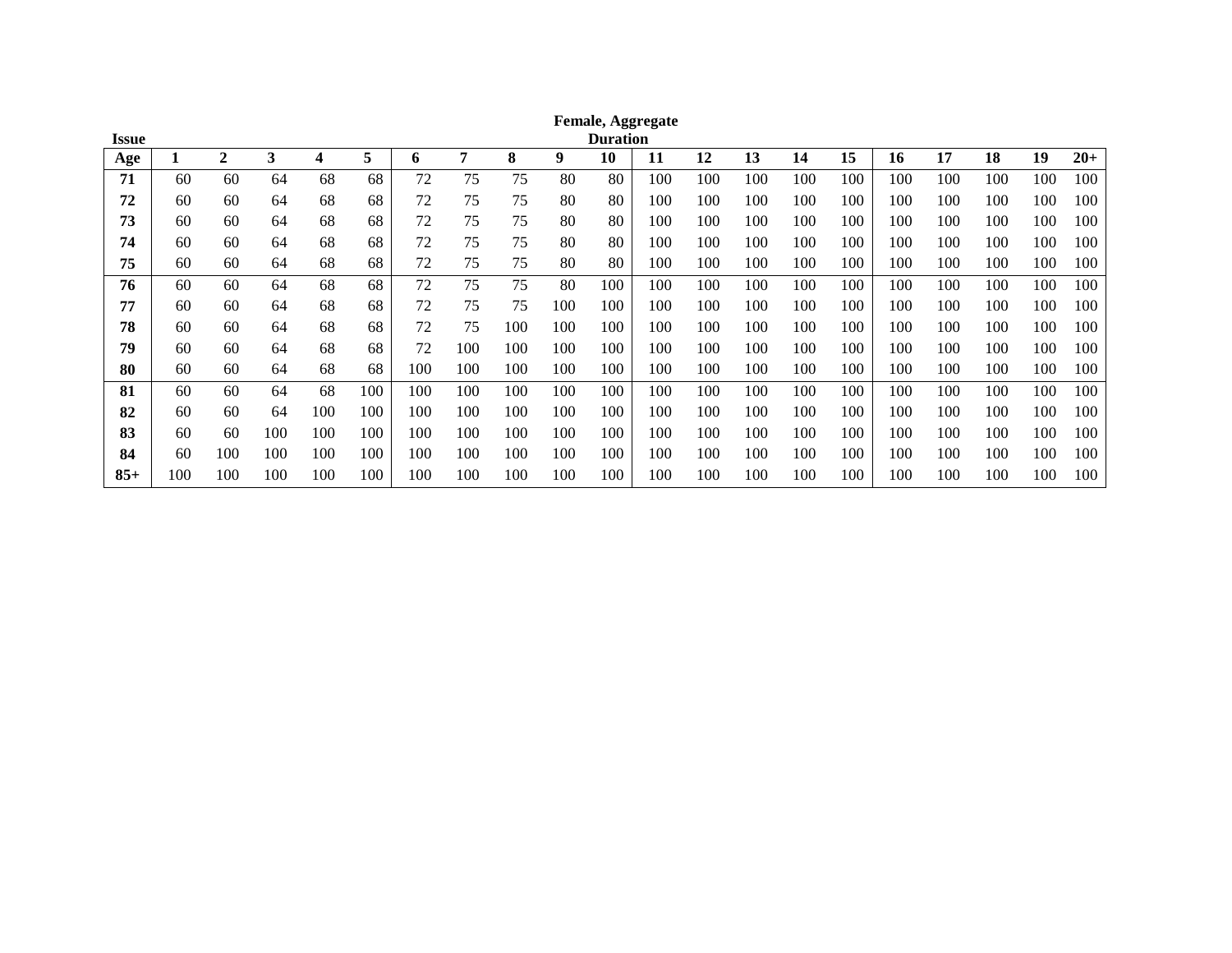**Female, Aggregate**

| Issue Age | Duration 1 | 2 | 3 | 4 | 5 | 6 | 7 | 8 | 9 | 10 | 11 | 12 | 13 | 14 | 15 | 16 | 17 | 18 | 19 | 20+ |
|---|---|---|---|---|---|---|---|---|---|---|---|---|---|---|---|---|---|---|---|---|
| **71** | 60 | 60 | 64 | 68 | 68 | 72 | 75 | 75 | 80 | 80 | 100 | 100 | 100 | 100 | 100 | 100 | 100 | 100 | 100 | 100 |
| **72** | 60 | 60 | 64 | 68 | 68 | 72 | 75 | 75 | 80 | 80 | 100 | 100 | 100 | 100 | 100 | 100 | 100 | 100 | 100 | 100 |
| **73** | 60 | 60 | 64 | 68 | 68 | 72 | 75 | 75 | 80 | 80 | 100 | 100 | 100 | 100 | 100 | 100 | 100 | 100 | 100 | 100 |
| **74** | 60 | 60 | 64 | 68 | 68 | 72 | 75 | 75 | 80 | 80 | 100 | 100 | 100 | 100 | 100 | 100 | 100 | 100 | 100 | 100 |
| **75** | 60 | 60 | 64 | 68 | 68 | 72 | 75 | 75 | 80 | 80 | 100 | 100 | 100 | 100 | 100 | 100 | 100 | 100 | 100 | 100 |
| **76** | 60 | 60 | 64 | 68 | 68 | 72 | 75 | 75 | 80 | 100 | 100 | 100 | 100 | 100 | 100 | 100 | 100 | 100 | 100 | 100 |
| **77** | 60 | 60 | 64 | 68 | 68 | 72 | 75 | 75 | 100 | 100 | 100 | 100 | 100 | 100 | 100 | 100 | 100 | 100 | 100 | 100 |
| **78** | 60 | 60 | 64 | 68 | 68 | 72 | 75 | 100 | 100 | 100 | 100 | 100 | 100 | 100 | 100 | 100 | 100 | 100 | 100 | 100 |
| **79** | 60 | 60 | 64 | 68 | 68 | 72 | 100 | 100 | 100 | 100 | 100 | 100 | 100 | 100 | 100 | 100 | 100 | 100 | 100 | 100 |
| **80** | 60 | 60 | 64 | 68 | 68 | 100 | 100 | 100 | 100 | 100 | 100 | 100 | 100 | 100 | 100 | 100 | 100 | 100 | 100 | 100 |
| **81** | 60 | 60 | 64 | 68 | 100 | 100 | 100 | 100 | 100 | 100 | 100 | 100 | 100 | 100 | 100 | 100 | 100 | 100 | 100 | 100 |
| **82** | 60 | 60 | 64 | 100 | 100 | 100 | 100 | 100 | 100 | 100 | 100 | 100 | 100 | 100 | 100 | 100 | 100 | 100 | 100 | 100 |
| **83** | 60 | 60 | 100 | 100 | 100 | 100 | 100 | 100 | 100 | 100 | 100 | 100 | 100 | 100 | 100 | 100 | 100 | 100 | 100 | 100 |
| **84** | 60 | 100 | 100 | 100 | 100 | 100 | 100 | 100 | 100 | 100 | 100 | 100 | 100 | 100 | 100 | 100 | 100 | 100 | 100 | 100 |
| **85+** | 100 | 100 | 100 | 100 | 100 | 100 | 100 | 100 | 100 | 100 | 100 | 100 | 100 | 100 | 100 | 100 | 100 | 100 | 100 | 100 |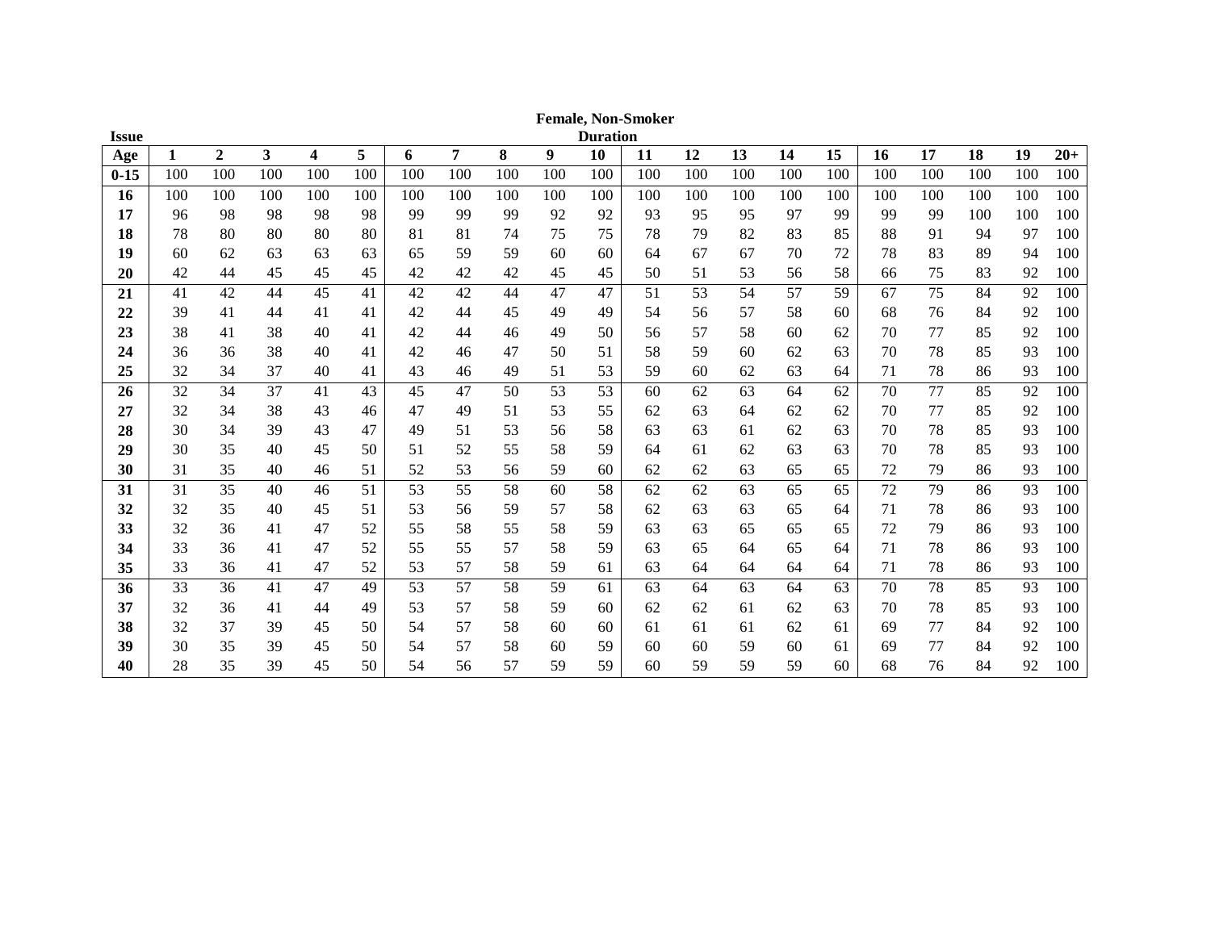**Female, Non-Smoker**

| Issue Age | Duration 1 | 2 | 3 | 4 | 5 | 6 | 7 | 8 | 9 | 10 | 11 | 12 | 13 | 14 | 15 | 16 | 17 | 18 | 19 | 20+ |
|---|---|---|---|---|---|---|---|---|---|---|---|---|---|---|---|---|---|---|---|---|
| **0-15** | 100 | 100 | 100 | 100 | 100 | 100 | 100 | 100 | 100 | 100 | 100 | 100 | 100 | 100 | 100 | 100 | 100 | 100 | 100 | 100 |
| **16** | 100 | 100 | 100 | 100 | 100 | 100 | 100 | 100 | 100 | 100 | 100 | 100 | 100 | 100 | 100 | 100 | 100 | 100 | 100 | 100 |
| **17** | 96 | 98 | 98 | 98 | 98 | 99 | 99 | 99 | 92 | 92 | 93 | 95 | 95 | 97 | 99 | 99 | 99 | 100 | 100 | 100 |
| **18** | 78 | 80 | 80 | 80 | 80 | 81 | 81 | 74 | 75 | 75 | 78 | 79 | 82 | 83 | 85 | 88 | 91 | 94 | 97 | 100 |
| **19** | 60 | 62 | 63 | 63 | 63 | 65 | 59 | 59 | 60 | 60 | 64 | 67 | 67 | 70 | 72 | 78 | 83 | 89 | 94 | 100 |
| **20** | 42 | 44 | 45 | 45 | 45 | 42 | 42 | 42 | 45 | 45 | 50 | 51 | 53 | 56 | 58 | 66 | 75 | 83 | 92 | 100 |
| **21** | 41 | 42 | 44 | 45 | 41 | 42 | 42 | 44 | 47 | 47 | 51 | 53 | 54 | 57 | 59 | 67 | 75 | 84 | 92 | 100 |
| **22** | 39 | 41 | 44 | 41 | 41 | 42 | 44 | 45 | 49 | 49 | 54 | 56 | 57 | 58 | 60 | 68 | 76 | 84 | 92 | 100 |
| **23** | 38 | 41 | 38 | 40 | 41 | 42 | 44 | 46 | 49 | 50 | 56 | 57 | 58 | 60 | 62 | 70 | 77 | 85 | 92 | 100 |
| **24** | 36 | 36 | 38 | 40 | 41 | 42 | 46 | 47 | 50 | 51 | 58 | 59 | 60 | 62 | 63 | 70 | 78 | 85 | 93 | 100 |
| **25** | 32 | 34 | 37 | 40 | 41 | 43 | 46 | 49 | 51 | 53 | 59 | 60 | 62 | 63 | 64 | 71 | 78 | 86 | 93 | 100 |
| **26** | 32 | 34 | 37 | 41 | 43 | 45 | 47 | 50 | 53 | 53 | 60 | 62 | 63 | 64 | 62 | 70 | 77 | 85 | 92 | 100 |
| **27** | 32 | 34 | 38 | 43 | 46 | 47 | 49 | 51 | 53 | 55 | 62 | 63 | 64 | 62 | 62 | 70 | 77 | 85 | 92 | 100 |
| **28** | 30 | 34 | 39 | 43 | 47 | 49 | 51 | 53 | 56 | 58 | 63 | 63 | 61 | 62 | 63 | 70 | 78 | 85 | 93 | 100 |
| **29** | 30 | 35 | 40 | 45 | 50 | 51 | 52 | 55 | 58 | 59 | 64 | 61 | 62 | 63 | 63 | 70 | 78 | 85 | 93 | 100 |
| **30** | 31 | 35 | 40 | 46 | 51 | 52 | 53 | 56 | 59 | 60 | 62 | 62 | 63 | 65 | 65 | 72 | 79 | 86 | 93 | 100 |
| **31** | 31 | 35 | 40 | 46 | 51 | 53 | 55 | 58 | 60 | 58 | 62 | 62 | 63 | 65 | 65 | 72 | 79 | 86 | 93 | 100 |
| **32** | 32 | 35 | 40 | 45 | 51 | 53 | 56 | 59 | 57 | 58 | 62 | 63 | 63 | 65 | 64 | 71 | 78 | 86 | 93 | 100 |
| **33** | 32 | 36 | 41 | 47 | 52 | 55 | 58 | 55 | 58 | 59 | 63 | 63 | 65 | 65 | 65 | 72 | 79 | 86 | 93 | 100 |
| **34** | 33 | 36 | 41 | 47 | 52 | 55 | 55 | 57 | 58 | 59 | 63 | 65 | 64 | 65 | 64 | 71 | 78 | 86 | 93 | 100 |
| **35** | 33 | 36 | 41 | 47 | 52 | 53 | 57 | 58 | 59 | 61 | 63 | 64 | 64 | 64 | 64 | 71 | 78 | 86 | 93 | 100 |
| **36** | 33 | 36 | 41 | 47 | 49 | 53 | 57 | 58 | 59 | 61 | 63 | 64 | 63 | 64 | 63 | 70 | 78 | 85 | 93 | 100 |
| **37** | 32 | 36 | 41 | 44 | 49 | 53 | 57 | 58 | 59 | 60 | 62 | 62 | 61 | 62 | 63 | 70 | 78 | 85 | 93 | 100 |
| **38** | 32 | 37 | 39 | 45 | 50 | 54 | 57 | 58 | 60 | 60 | 61 | 61 | 61 | 62 | 61 | 69 | 77 | 84 | 92 | 100 |
| **39** | 30 | 35 | 39 | 45 | 50 | 54 | 57 | 58 | 60 | 59 | 60 | 60 | 59 | 60 | 61 | 69 | 77 | 84 | 92 | 100 |
| **40** | 28 | 35 | 39 | 45 | 50 | 54 | 56 | 57 | 59 | 59 | 60 | 59 | 59 | 59 | 60 | 68 | 76 | 84 | 92 | 100 |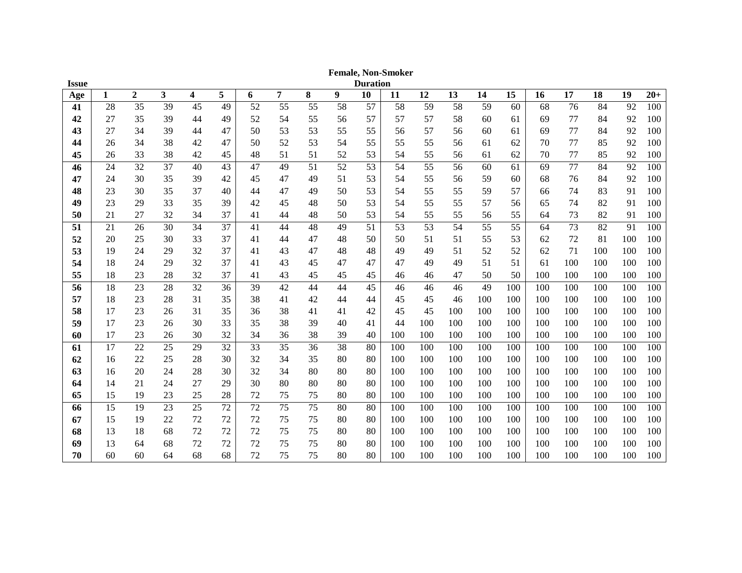**Female, Non-Smoker**

| Issue Age | Duration 1 | 2 | 3 | 4 | 5 | 6 | 7 | 8 | 9 | 10 | 11 | 12 | 13 | 14 | 15 | 16 | 17 | 18 | 19 | 20+ |
|---|---|---|---|---|---|---|---|---|---|---|---|---|---|---|---|---|---|---|---|---|
| **41** | 28 | 35 | 39 | 45 | 49 | 52 | 55 | 55 | 58 | 57 | 58 | 59 | 58 | 59 | 60 | 68 | 76 | 84 | 92 | 100 |
| **42** | 27 | 35 | 39 | 44 | 49 | 52 | 54 | 55 | 56 | 57 | 57 | 57 | 58 | 60 | 61 | 69 | 77 | 84 | 92 | 100 |
| **43** | 27 | 34 | 39 | 44 | 47 | 50 | 53 | 53 | 55 | 55 | 56 | 57 | 56 | 60 | 61 | 69 | 77 | 84 | 92 | 100 |
| **44** | 26 | 34 | 38 | 42 | 47 | 50 | 52 | 53 | 54 | 55 | 55 | 55 | 56 | 61 | 62 | 70 | 77 | 85 | 92 | 100 |
| **45** | 26 | 33 | 38 | 42 | 45 | 48 | 51 | 51 | 52 | 53 | 54 | 55 | 56 | 61 | 62 | 70 | 77 | 85 | 92 | 100 |
| **46** | 24 | 32 | 37 | 40 | 43 | 47 | 49 | 51 | 52 | 53 | 54 | 55 | 56 | 60 | 61 | 69 | 77 | 84 | 92 | 100 |
| **47** | 24 | 30 | 35 | 39 | 42 | 45 | 47 | 49 | 51 | 53 | 54 | 55 | 56 | 59 | 60 | 68 | 76 | 84 | 92 | 100 |
| **48** | 23 | 30 | 35 | 37 | 40 | 44 | 47 | 49 | 50 | 53 | 54 | 55 | 55 | 59 | 57 | 66 | 74 | 83 | 91 | 100 |
| **49** | 23 | 29 | 33 | 35 | 39 | 42 | 45 | 48 | 50 | 53 | 54 | 55 | 55 | 57 | 56 | 65 | 74 | 82 | 91 | 100 |
| **50** | 21 | 27 | 32 | 34 | 37 | 41 | 44 | 48 | 50 | 53 | 54 | 55 | 55 | 56 | 55 | 64 | 73 | 82 | 91 | 100 |
| **51** | 21 | 26 | 30 | 34 | 37 | 41 | 44 | 48 | 49 | 51 | 53 | 53 | 54 | 55 | 55 | 64 | 73 | 82 | 91 | 100 |
| **52** | 20 | 25 | 30 | 33 | 37 | 41 | 44 | 47 | 48 | 50 | 50 | 51 | 51 | 55 | 53 | 62 | 72 | 81 | 100 | 100 |
| **53** | 19 | 24 | 29 | 32 | 37 | 41 | 43 | 47 | 48 | 48 | 49 | 49 | 51 | 52 | 52 | 62 | 71 | 100 | 100 | 100 |
| **54** | 18 | 24 | 29 | 32 | 37 | 41 | 43 | 45 | 47 | 47 | 47 | 49 | 49 | 51 | 51 | 61 | 100 | 100 | 100 | 100 |
| **55** | 18 | 23 | 28 | 32 | 37 | 41 | 43 | 45 | 45 | 45 | 46 | 46 | 47 | 50 | 50 | 100 | 100 | 100 | 100 | 100 |
| **56** | 18 | 23 | 28 | 32 | 36 | 39 | 42 | 44 | 44 | 45 | 46 | 46 | 46 | 49 | 100 | 100 | 100 | 100 | 100 | 100 |
| **57** | 18 | 23 | 28 | 31 | 35 | 38 | 41 | 42 | 44 | 44 | 45 | 45 | 46 | 100 | 100 | 100 | 100 | 100 | 100 | 100 |
| **58** | 17 | 23 | 26 | 31 | 35 | 36 | 38 | 41 | 41 | 42 | 45 | 45 | 100 | 100 | 100 | 100 | 100 | 100 | 100 | 100 |
| **59** | 17 | 23 | 26 | 30 | 33 | 35 | 38 | 39 | 40 | 41 | 44 | 100 | 100 | 100 | 100 | 100 | 100 | 100 | 100 | 100 |
| **60** | 17 | 23 | 26 | 30 | 32 | 34 | 36 | 38 | 39 | 40 | 100 | 100 | 100 | 100 | 100 | 100 | 100 | 100 | 100 | 100 |
| **61** | 17 | 22 | 25 | 29 | 32 | 33 | 35 | 36 | 38 | 80 | 100 | 100 | 100 | 100 | 100 | 100 | 100 | 100 | 100 | 100 |
| **62** | 16 | 22 | 25 | 28 | 30 | 32 | 34 | 35 | 80 | 80 | 100 | 100 | 100 | 100 | 100 | 100 | 100 | 100 | 100 | 100 |
| **63** | 16 | 20 | 24 | 28 | 30 | 32 | 34 | 80 | 80 | 80 | 100 | 100 | 100 | 100 | 100 | 100 | 100 | 100 | 100 | 100 |
| **64** | 14 | 21 | 24 | 27 | 29 | 30 | 80 | 80 | 80 | 80 | 100 | 100 | 100 | 100 | 100 | 100 | 100 | 100 | 100 | 100 |
| **65** | 15 | 19 | 23 | 25 | 28 | 72 | 75 | 75 | 80 | 80 | 100 | 100 | 100 | 100 | 100 | 100 | 100 | 100 | 100 | 100 |
| **66** | 15 | 19 | 23 | 25 | 72 | 72 | 75 | 75 | 80 | 80 | 100 | 100 | 100 | 100 | 100 | 100 | 100 | 100 | 100 | 100 |
| **67** | 15 | 19 | 22 | 72 | 72 | 72 | 75 | 75 | 80 | 80 | 100 | 100 | 100 | 100 | 100 | 100 | 100 | 100 | 100 | 100 |
| **68** | 13 | 18 | 68 | 72 | 72 | 72 | 75 | 75 | 80 | 80 | 100 | 100 | 100 | 100 | 100 | 100 | 100 | 100 | 100 | 100 |
| **69** | 13 | 64 | 68 | 72 | 72 | 72 | 75 | 75 | 80 | 80 | 100 | 100 | 100 | 100 | 100 | 100 | 100 | 100 | 100 | 100 |
| **70** | 60 | 60 | 64 | 68 | 68 | 72 | 75 | 75 | 80 | 80 | 100 | 100 | 100 | 100 | 100 | 100 | 100 | 100 | 100 | 100 |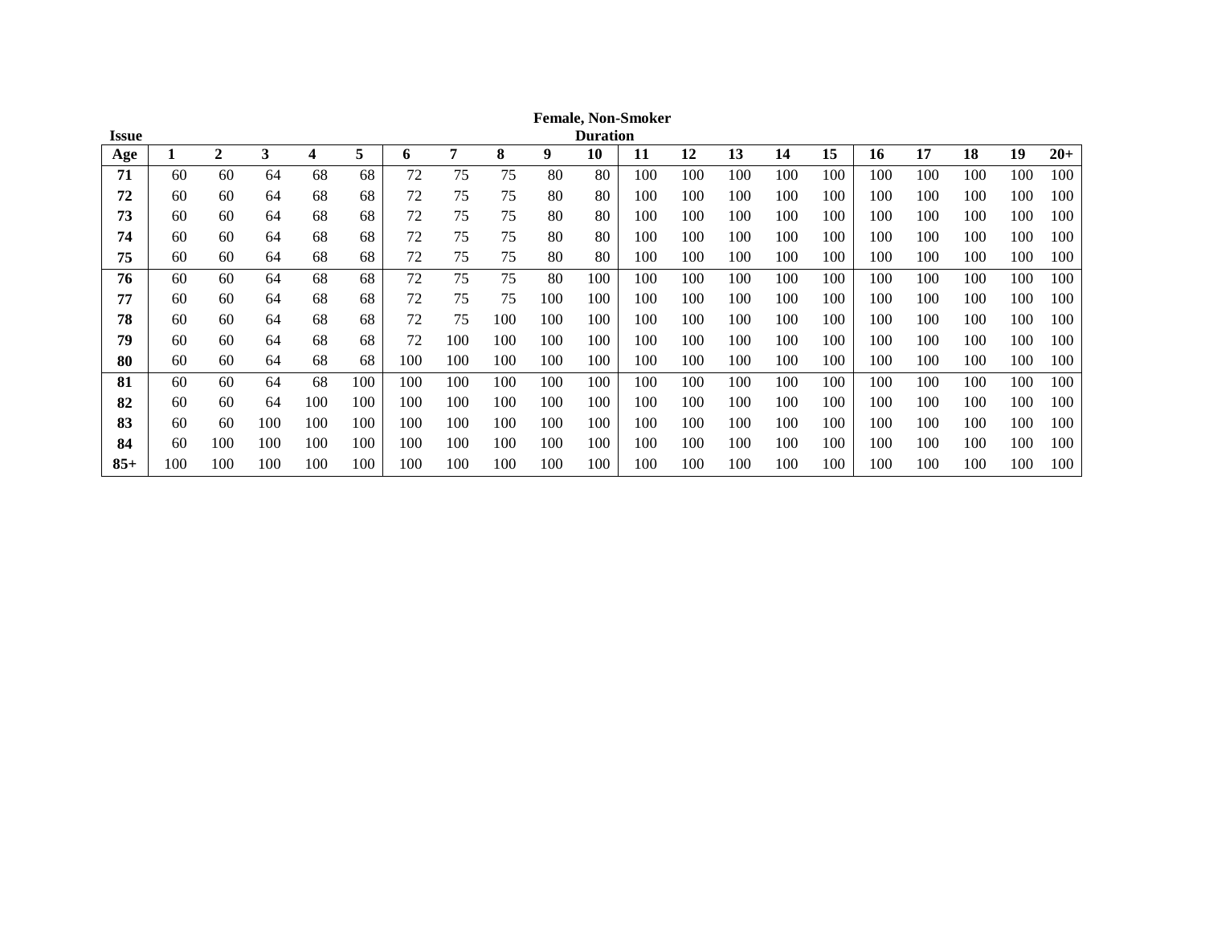**Female, Non-Smoker**

| Issue Age | Duration 1 | 2 | 3 | 4 | 5 | 6 | 7 | 8 | 9 | 10 | 11 | 12 | 13 | 14 | 15 | 16 | 17 | 18 | 19 | 20+ |
|---|---|---|---|---|---|---|---|---|---|---|---|---|---|---|---|---|---|---|---|---|
| **71** | 60 | 60 | 64 | 68 | 68 | 72 | 75 | 75 | 80 | 80 | 100 | 100 | 100 | 100 | 100 | 100 | 100 | 100 | 100 | 100 |
| **72** | 60 | 60 | 64 | 68 | 68 | 72 | 75 | 75 | 80 | 80 | 100 | 100 | 100 | 100 | 100 | 100 | 100 | 100 | 100 | 100 |
| **73** | 60 | 60 | 64 | 68 | 68 | 72 | 75 | 75 | 80 | 80 | 100 | 100 | 100 | 100 | 100 | 100 | 100 | 100 | 100 | 100 |
| **74** | 60 | 60 | 64 | 68 | 68 | 72 | 75 | 75 | 80 | 80 | 100 | 100 | 100 | 100 | 100 | 100 | 100 | 100 | 100 | 100 |
| **75** | 60 | 60 | 64 | 68 | 68 | 72 | 75 | 75 | 80 | 80 | 100 | 100 | 100 | 100 | 100 | 100 | 100 | 100 | 100 | 100 |
| **76** | 60 | 60 | 64 | 68 | 68 | 72 | 75 | 75 | 80 | 100 | 100 | 100 | 100 | 100 | 100 | 100 | 100 | 100 | 100 | 100 |
| **77** | 60 | 60 | 64 | 68 | 68 | 72 | 75 | 75 | 100 | 100 | 100 | 100 | 100 | 100 | 100 | 100 | 100 | 100 | 100 | 100 |
| **78** | 60 | 60 | 64 | 68 | 68 | 72 | 75 | 100 | 100 | 100 | 100 | 100 | 100 | 100 | 100 | 100 | 100 | 100 | 100 | 100 |
| **79** | 60 | 60 | 64 | 68 | 68 | 72 | 100 | 100 | 100 | 100 | 100 | 100 | 100 | 100 | 100 | 100 | 100 | 100 | 100 | 100 |
| **80** | 60 | 60 | 64 | 68 | 68 | 100 | 100 | 100 | 100 | 100 | 100 | 100 | 100 | 100 | 100 | 100 | 100 | 100 | 100 | 100 |
| **81** | 60 | 60 | 64 | 68 | 100 | 100 | 100 | 100 | 100 | 100 | 100 | 100 | 100 | 100 | 100 | 100 | 100 | 100 | 100 | 100 |
| **82** | 60 | 60 | 64 | 100 | 100 | 100 | 100 | 100 | 100 | 100 | 100 | 100 | 100 | 100 | 100 | 100 | 100 | 100 | 100 | 100 |
| **83** | 60 | 60 | 100 | 100 | 100 | 100 | 100 | 100 | 100 | 100 | 100 | 100 | 100 | 100 | 100 | 100 | 100 | 100 | 100 | 100 |
| **84** | 60 | 100 | 100 | 100 | 100 | 100 | 100 | 100 | 100 | 100 | 100 | 100 | 100 | 100 | 100 | 100 | 100 | 100 | 100 | 100 |
| **85+** | 100 | 100 | 100 | 100 | 100 | 100 | 100 | 100 | 100 | 100 | 100 | 100 | 100 | 100 | 100 | 100 | 100 | 100 | 100 | 100 |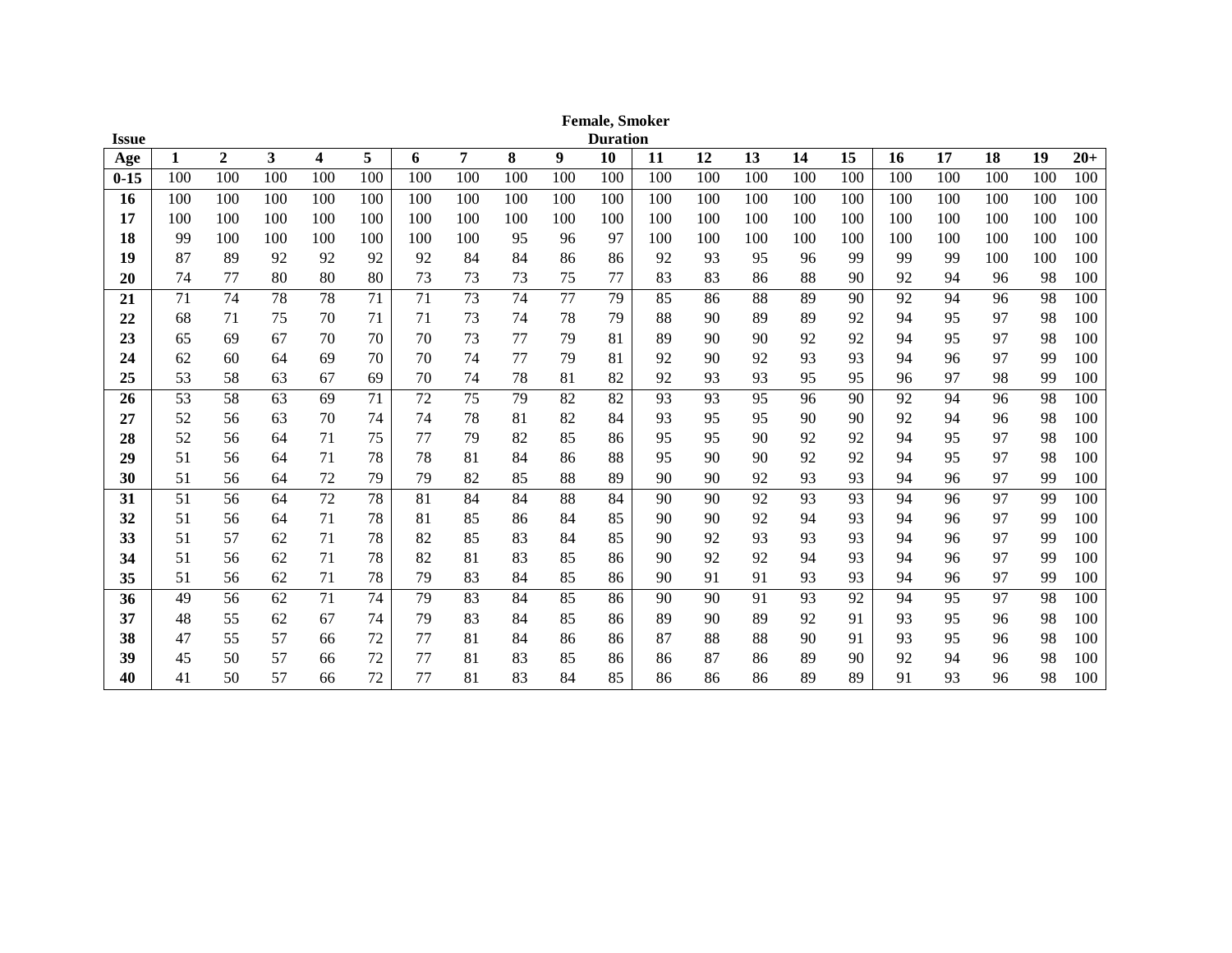**Female, Smoker**

| Issue Age | Duration 1 | 2 | 3 | 4 | 5 | 6 | 7 | 8 | 9 | 10 | 11 | 12 | 13 | 14 | 15 | 16 | 17 | 18 | 19 | 20+ |
|---|---|---|---|---|---|---|---|---|---|---|---|---|---|---|---|---|---|---|---|---|
| 0-15 | 100 | 100 | 100 | 100 | 100 | 100 | 100 | 100 | 100 | 100 | 100 | 100 | 100 | 100 | 100 | 100 | 100 | 100 | 100 | 100 |
| 16 | 100 | 100 | 100 | 100 | 100 | 100 | 100 | 100 | 100 | 100 | 100 | 100 | 100 | 100 | 100 | 100 | 100 | 100 | 100 | 100 |
| 17 | 100 | 100 | 100 | 100 | 100 | 100 | 100 | 100 | 100 | 100 | 100 | 100 | 100 | 100 | 100 | 100 | 100 | 100 | 100 | 100 |
| 18 | 99 | 100 | 100 | 100 | 100 | 100 | 100 | 95 | 96 | 97 | 100 | 100 | 100 | 100 | 100 | 100 | 100 | 100 | 100 | 100 |
| 19 | 87 | 89 | 92 | 92 | 92 | 92 | 84 | 84 | 86 | 86 | 92 | 93 | 95 | 96 | 99 | 99 | 99 | 100 | 100 | 100 |
| 20 | 74 | 77 | 80 | 80 | 80 | 73 | 73 | 73 | 75 | 77 | 83 | 83 | 86 | 88 | 90 | 92 | 94 | 96 | 98 | 100 |
| 21 | 71 | 74 | 78 | 78 | 71 | 71 | 73 | 74 | 77 | 79 | 85 | 86 | 88 | 89 | 90 | 92 | 94 | 96 | 98 | 100 |
| 22 | 68 | 71 | 75 | 70 | 71 | 71 | 73 | 74 | 78 | 79 | 88 | 90 | 89 | 89 | 92 | 94 | 95 | 97 | 98 | 100 |
| 23 | 65 | 69 | 67 | 70 | 70 | 70 | 73 | 77 | 79 | 81 | 89 | 90 | 90 | 92 | 92 | 94 | 95 | 97 | 98 | 100 |
| 24 | 62 | 60 | 64 | 69 | 70 | 70 | 74 | 77 | 79 | 81 | 92 | 90 | 92 | 93 | 93 | 94 | 96 | 97 | 99 | 100 |
| 25 | 53 | 58 | 63 | 67 | 69 | 70 | 74 | 78 | 81 | 82 | 92 | 93 | 93 | 95 | 95 | 96 | 97 | 98 | 99 | 100 |
| 26 | 53 | 58 | 63 | 69 | 71 | 72 | 75 | 79 | 82 | 82 | 93 | 93 | 95 | 96 | 90 | 92 | 94 | 96 | 98 | 100 |
| 27 | 52 | 56 | 63 | 70 | 74 | 74 | 78 | 81 | 82 | 84 | 93 | 95 | 95 | 90 | 90 | 92 | 94 | 96 | 98 | 100 |
| 28 | 52 | 56 | 64 | 71 | 75 | 77 | 79 | 82 | 85 | 86 | 95 | 95 | 90 | 92 | 92 | 94 | 95 | 97 | 98 | 100 |
| 29 | 51 | 56 | 64 | 71 | 78 | 78 | 81 | 84 | 86 | 88 | 95 | 90 | 90 | 92 | 92 | 94 | 95 | 97 | 98 | 100 |
| 30 | 51 | 56 | 64 | 72 | 79 | 79 | 82 | 85 | 88 | 89 | 90 | 90 | 92 | 93 | 93 | 94 | 96 | 97 | 99 | 100 |
| 31 | 51 | 56 | 64 | 72 | 78 | 81 | 84 | 84 | 88 | 84 | 90 | 90 | 92 | 93 | 93 | 94 | 96 | 97 | 99 | 100 |
| 32 | 51 | 56 | 64 | 71 | 78 | 81 | 85 | 86 | 84 | 85 | 90 | 90 | 92 | 94 | 93 | 94 | 96 | 97 | 99 | 100 |
| 33 | 51 | 57 | 62 | 71 | 78 | 82 | 85 | 83 | 84 | 85 | 90 | 92 | 93 | 93 | 93 | 94 | 96 | 97 | 99 | 100 |
| 34 | 51 | 56 | 62 | 71 | 78 | 82 | 81 | 83 | 85 | 86 | 90 | 92 | 92 | 94 | 93 | 94 | 96 | 97 | 99 | 100 |
| 35 | 51 | 56 | 62 | 71 | 78 | 79 | 83 | 84 | 85 | 86 | 90 | 91 | 91 | 93 | 93 | 94 | 96 | 97 | 99 | 100 |
| 36 | 49 | 56 | 62 | 71 | 74 | 79 | 83 | 84 | 85 | 86 | 90 | 90 | 91 | 93 | 92 | 94 | 95 | 97 | 98 | 100 |
| 37 | 48 | 55 | 62 | 67 | 74 | 79 | 83 | 84 | 85 | 86 | 89 | 90 | 89 | 92 | 91 | 93 | 95 | 96 | 98 | 100 |
| 38 | 47 | 55 | 57 | 66 | 72 | 77 | 81 | 84 | 86 | 86 | 87 | 88 | 88 | 90 | 91 | 93 | 95 | 96 | 98 | 100 |
| 39 | 45 | 50 | 57 | 66 | 72 | 77 | 81 | 83 | 85 | 86 | 86 | 87 | 86 | 89 | 90 | 92 | 94 | 96 | 98 | 100 |
| 40 | 41 | 50 | 57 | 66 | 72 | 77 | 81 | 83 | 84 | 85 | 86 | 86 | 86 | 89 | 89 | 91 | 93 | 96 | 98 | 100 |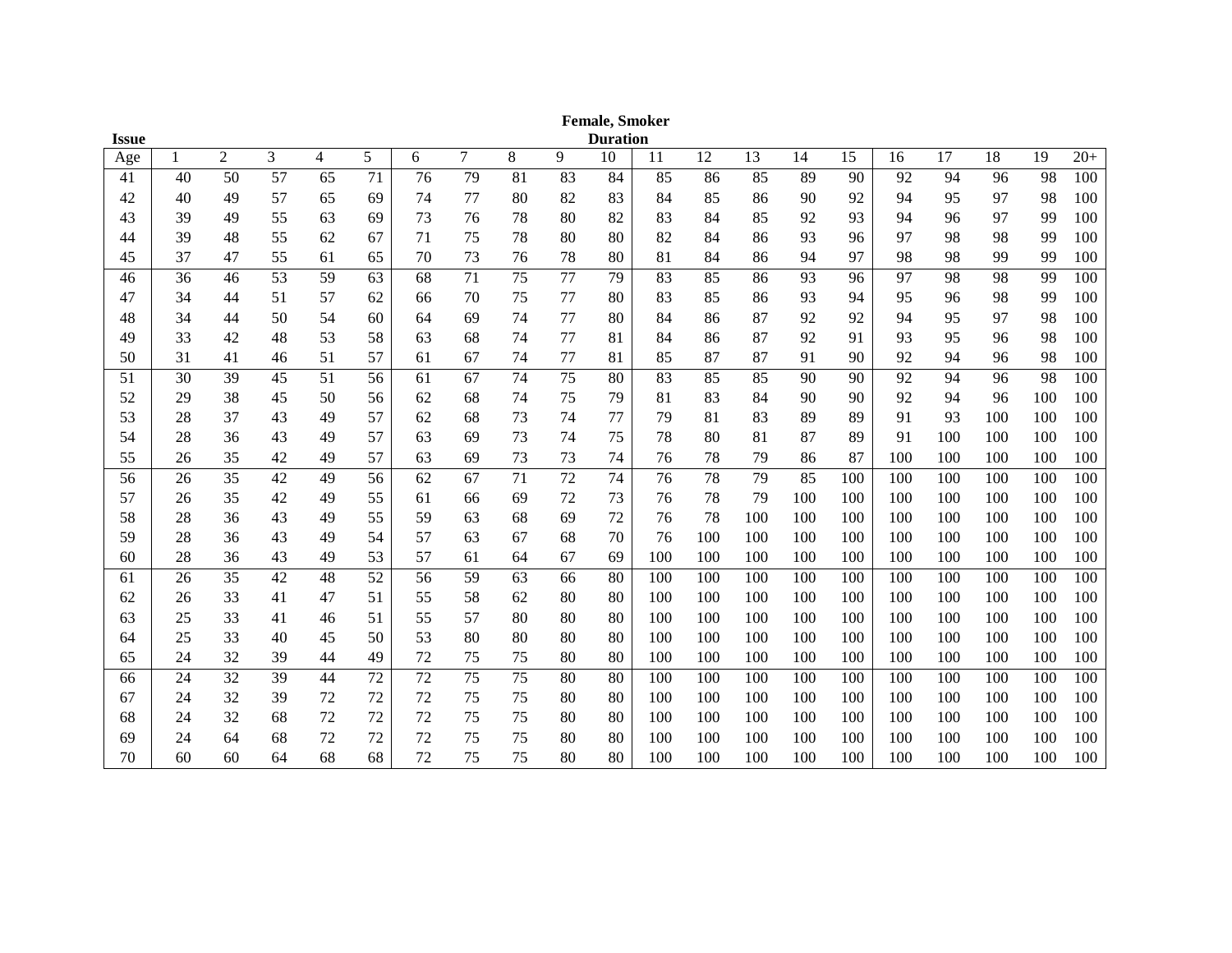**Female, Smoker**

| Issue Age | Duration 1 | 2 | 3 | 4 | 5 | 6 | 7 | 8 | 9 | 10 | 11 | 12 | 13 | 14 | 15 | 16 | 17 | 18 | 19 | 20+ |
|---|---|---|---|---|---|---|---|---|---|---|---|---|---|---|---|---|---|---|---|---|
| 41 | 40 | 50 | 57 | 65 | 71 | 76 | 79 | 81 | 83 | 84 | 85 | 86 | 85 | 89 | 90 | 92 | 94 | 96 | 98 | 100 |
| 42 | 40 | 49 | 57 | 65 | 69 | 74 | 77 | 80 | 82 | 83 | 84 | 85 | 86 | 90 | 92 | 94 | 95 | 97 | 98 | 100 |
| 43 | 39 | 49 | 55 | 63 | 69 | 73 | 76 | 78 | 80 | 82 | 83 | 84 | 85 | 92 | 93 | 94 | 96 | 97 | 99 | 100 |
| 44 | 39 | 48 | 55 | 62 | 67 | 71 | 75 | 78 | 80 | 80 | 82 | 84 | 86 | 93 | 96 | 97 | 98 | 98 | 99 | 100 |
| 45 | 37 | 47 | 55 | 61 | 65 | 70 | 73 | 76 | 78 | 80 | 81 | 84 | 86 | 94 | 97 | 98 | 98 | 99 | 99 | 100 |
| 46 | 36 | 46 | 53 | 59 | 63 | 68 | 71 | 75 | 77 | 79 | 83 | 85 | 86 | 93 | 96 | 97 | 98 | 98 | 99 | 100 |
| 47 | 34 | 44 | 51 | 57 | 62 | 66 | 70 | 75 | 77 | 80 | 83 | 85 | 86 | 93 | 94 | 95 | 96 | 98 | 99 | 100 |
| 48 | 34 | 44 | 50 | 54 | 60 | 64 | 69 | 74 | 77 | 80 | 84 | 86 | 87 | 92 | 92 | 94 | 95 | 97 | 98 | 100 |
| 49 | 33 | 42 | 48 | 53 | 58 | 63 | 68 | 74 | 77 | 81 | 84 | 86 | 87 | 92 | 91 | 93 | 95 | 96 | 98 | 100 |
| 50 | 31 | 41 | 46 | 51 | 57 | 61 | 67 | 74 | 77 | 81 | 85 | 87 | 87 | 91 | 90 | 92 | 94 | 96 | 98 | 100 |
| 51 | 30 | 39 | 45 | 51 | 56 | 61 | 67 | 74 | 75 | 80 | 83 | 85 | 85 | 90 | 90 | 92 | 94 | 96 | 98 | 100 |
| 52 | 29 | 38 | 45 | 50 | 56 | 62 | 68 | 74 | 75 | 79 | 81 | 83 | 84 | 90 | 90 | 92 | 94 | 96 | 100 | 100 |
| 53 | 28 | 37 | 43 | 49 | 57 | 62 | 68 | 73 | 74 | 77 | 79 | 81 | 83 | 89 | 89 | 91 | 93 | 100 | 100 | 100 |
| 54 | 28 | 36 | 43 | 49 | 57 | 63 | 69 | 73 | 74 | 75 | 78 | 80 | 81 | 87 | 89 | 91 | 100 | 100 | 100 | 100 |
| 55 | 26 | 35 | 42 | 49 | 57 | 63 | 69 | 73 | 73 | 74 | 76 | 78 | 79 | 86 | 87 | 100 | 100 | 100 | 100 | 100 |
| 56 | 26 | 35 | 42 | 49 | 56 | 62 | 67 | 71 | 72 | 74 | 76 | 78 | 79 | 85 | 100 | 100 | 100 | 100 | 100 | 100 |
| 57 | 26 | 35 | 42 | 49 | 55 | 61 | 66 | 69 | 72 | 73 | 76 | 78 | 79 | 100 | 100 | 100 | 100 | 100 | 100 | 100 |
| 58 | 28 | 36 | 43 | 49 | 55 | 59 | 63 | 68 | 69 | 72 | 76 | 78 | 100 | 100 | 100 | 100 | 100 | 100 | 100 | 100 |
| 59 | 28 | 36 | 43 | 49 | 54 | 57 | 63 | 67 | 68 | 70 | 76 | 100 | 100 | 100 | 100 | 100 | 100 | 100 | 100 | 100 |
| 60 | 28 | 36 | 43 | 49 | 53 | 57 | 61 | 64 | 67 | 69 | 100 | 100 | 100 | 100 | 100 | 100 | 100 | 100 | 100 | 100 |
| 61 | 26 | 35 | 42 | 48 | 52 | 56 | 59 | 63 | 66 | 80 | 100 | 100 | 100 | 100 | 100 | 100 | 100 | 100 | 100 | 100 |
| 62 | 26 | 33 | 41 | 47 | 51 | 55 | 58 | 62 | 80 | 80 | 100 | 100 | 100 | 100 | 100 | 100 | 100 | 100 | 100 | 100 |
| 63 | 25 | 33 | 41 | 46 | 51 | 55 | 57 | 80 | 80 | 80 | 100 | 100 | 100 | 100 | 100 | 100 | 100 | 100 | 100 | 100 |
| 64 | 25 | 33 | 40 | 45 | 50 | 53 | 80 | 80 | 80 | 80 | 100 | 100 | 100 | 100 | 100 | 100 | 100 | 100 | 100 | 100 |
| 65 | 24 | 32 | 39 | 44 | 49 | 72 | 75 | 75 | 80 | 80 | 100 | 100 | 100 | 100 | 100 | 100 | 100 | 100 | 100 | 100 |
| 66 | 24 | 32 | 39 | 44 | 72 | 72 | 75 | 75 | 80 | 80 | 100 | 100 | 100 | 100 | 100 | 100 | 100 | 100 | 100 | 100 |
| 67 | 24 | 32 | 39 | 72 | 72 | 72 | 75 | 75 | 80 | 80 | 100 | 100 | 100 | 100 | 100 | 100 | 100 | 100 | 100 | 100 |
| 68 | 24 | 32 | 68 | 72 | 72 | 72 | 75 | 75 | 80 | 80 | 100 | 100 | 100 | 100 | 100 | 100 | 100 | 100 | 100 | 100 |
| 69 | 24 | 64 | 68 | 72 | 72 | 72 | 75 | 75 | 80 | 80 | 100 | 100 | 100 | 100 | 100 | 100 | 100 | 100 | 100 | 100 |
| 70 | 60 | 60 | 64 | 68 | 68 | 72 | 75 | 75 | 80 | 80 | 100 | 100 | 100 | 100 | 100 | 100 | 100 | 100 | 100 | 100 |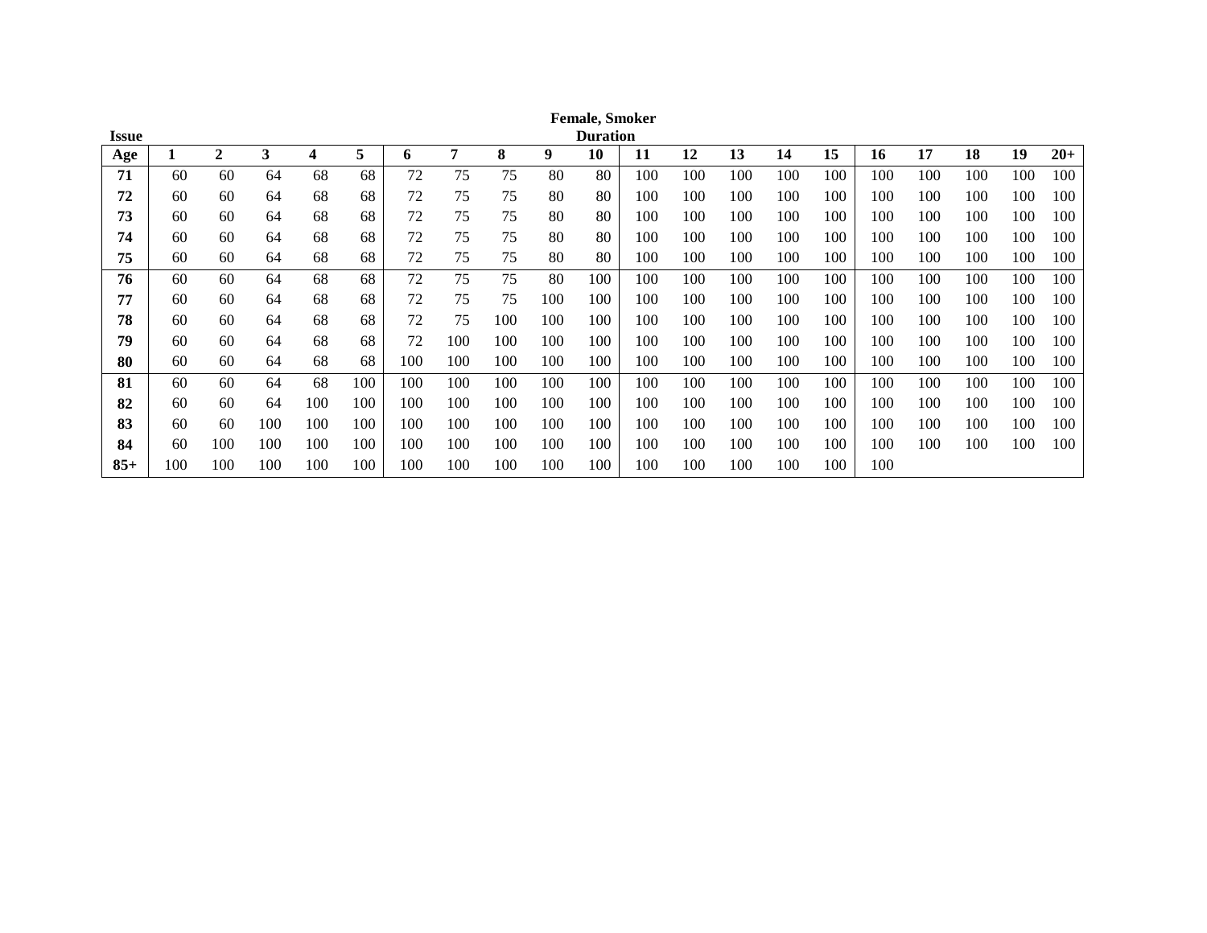**Female, Smoker**

| Issue Age | Duration 1 | 2 | 3 | 4 | 5 | 6 | 7 | 8 | 9 | 10 | 11 | 12 | 13 | 14 | 15 | 16 | 17 | 18 | 19 | 20+ |
|---|---|---|---|---|---|---|---|---|---|---|---|---|---|---|---|---|---|---|---|---|
| **71** | 60 | 60 | 64 | 68 | 68 | 72 | 75 | 75 | 80 | 80 | 100 | 100 | 100 | 100 | 100 | 100 | 100 | 100 | 100 | 100 |
| **72** | 60 | 60 | 64 | 68 | 68 | 72 | 75 | 75 | 80 | 80 | 100 | 100 | 100 | 100 | 100 | 100 | 100 | 100 | 100 | 100 |
| **73** | 60 | 60 | 64 | 68 | 68 | 72 | 75 | 75 | 80 | 80 | 100 | 100 | 100 | 100 | 100 | 100 | 100 | 100 | 100 | 100 |
| **74** | 60 | 60 | 64 | 68 | 68 | 72 | 75 | 75 | 80 | 80 | 100 | 100 | 100 | 100 | 100 | 100 | 100 | 100 | 100 | 100 |
| **75** | 60 | 60 | 64 | 68 | 68 | 72 | 75 | 75 | 80 | 80 | 100 | 100 | 100 | 100 | 100 | 100 | 100 | 100 | 100 | 100 |
| **76** | 60 | 60 | 64 | 68 | 68 | 72 | 75 | 75 | 80 | 100 | 100 | 100 | 100 | 100 | 100 | 100 | 100 | 100 | 100 | 100 |
| **77** | 60 | 60 | 64 | 68 | 68 | 72 | 75 | 75 | 100 | 100 | 100 | 100 | 100 | 100 | 100 | 100 | 100 | 100 | 100 | 100 |
| **78** | 60 | 60 | 64 | 68 | 68 | 72 | 75 | 100 | 100 | 100 | 100 | 100 | 100 | 100 | 100 | 100 | 100 | 100 | 100 | 100 |
| **79** | 60 | 60 | 64 | 68 | 68 | 72 | 100 | 100 | 100 | 100 | 100 | 100 | 100 | 100 | 100 | 100 | 100 | 100 | 100 | 100 |
| **80** | 60 | 60 | 64 | 68 | 68 | 100 | 100 | 100 | 100 | 100 | 100 | 100 | 100 | 100 | 100 | 100 | 100 | 100 | 100 | 100 |
| **81** | 60 | 60 | 64 | 68 | 100 | 100 | 100 | 100 | 100 | 100 | 100 | 100 | 100 | 100 | 100 | 100 | 100 | 100 | 100 | 100 |
| **82** | 60 | 60 | 64 | 100 | 100 | 100 | 100 | 100 | 100 | 100 | 100 | 100 | 100 | 100 | 100 | 100 | 100 | 100 | 100 | 100 |
| **83** | 60 | 60 | 100 | 100 | 100 | 100 | 100 | 100 | 100 | 100 | 100 | 100 | 100 | 100 | 100 | 100 | 100 | 100 | 100 | 100 |
| **84** | 60 | 100 | 100 | 100 | 100 | 100 | 100 | 100 | 100 | 100 | 100 | 100 | 100 | 100 | 100 | 100 | 100 | 100 | 100 | 100 |
| **85+** | 100 | 100 | 100 | 100 | 100 | 100 | 100 | 100 | 100 | 100 | 100 | 100 | 100 | 100 | 100 | 100 | | | | |